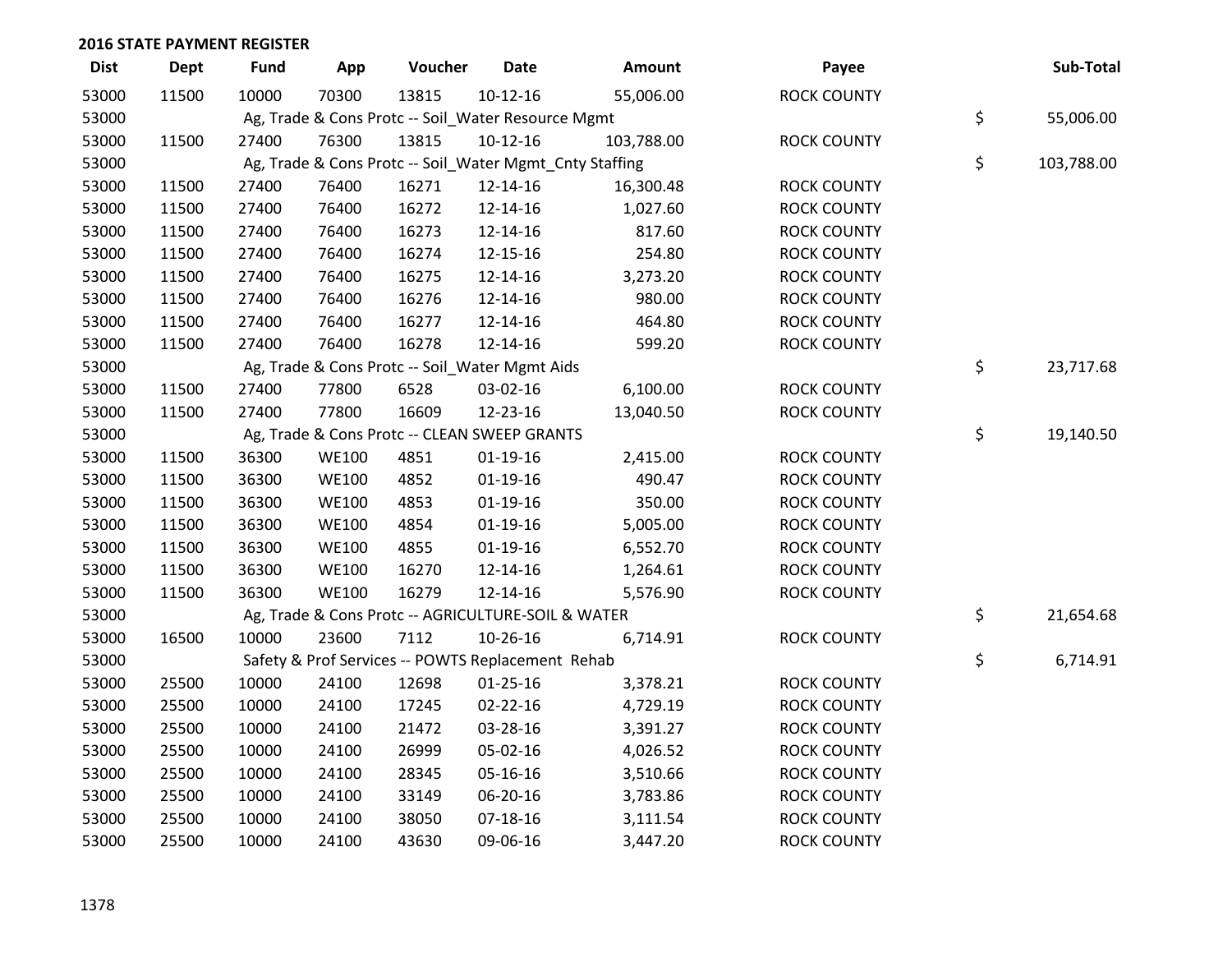## 2016 STATE PAYMENT REGISTER

| Dist | Dept | Fund | App | Voucher | Date | Amount | Payee | Sub-Total |
|---|---|---|---|---|---|---|---|---|
| 53000 | 11500 | 10000 | 70300 | 13815 | 10-12-16 | 55,006.00 | ROCK COUNTY | |
| 53000 | | Ag, Trade & Cons Protc -- Soil_Water Resource Mgmt | | | | | | $ 55,006.00 |
| 53000 | 11500 | 27400 | 76300 | 13815 | 10-12-16 | 103,788.00 | ROCK COUNTY | |
| 53000 | | Ag, Trade & Cons Protc -- Soil_Water Mgmt_Cnty Staffing | | | | | | $ 103,788.00 |
| 53000 | 11500 | 27400 | 76400 | 16271 | 12-14-16 | 16,300.48 | ROCK COUNTY | |
| 53000 | 11500 | 27400 | 76400 | 16272 | 12-14-16 | 1,027.60 | ROCK COUNTY | |
| 53000 | 11500 | 27400 | 76400 | 16273 | 12-14-16 | 817.60 | ROCK COUNTY | |
| 53000 | 11500 | 27400 | 76400 | 16274 | 12-15-16 | 254.80 | ROCK COUNTY | |
| 53000 | 11500 | 27400 | 76400 | 16275 | 12-14-16 | 3,273.20 | ROCK COUNTY | |
| 53000 | 11500 | 27400 | 76400 | 16276 | 12-14-16 | 980.00 | ROCK COUNTY | |
| 53000 | 11500 | 27400 | 76400 | 16277 | 12-14-16 | 464.80 | ROCK COUNTY | |
| 53000 | 11500 | 27400 | 76400 | 16278 | 12-14-16 | 599.20 | ROCK COUNTY | |
| 53000 | | Ag, Trade & Cons Protc -- Soil_Water Mgmt Aids | | | | | | $ 23,717.68 |
| 53000 | 11500 | 27400 | 77800 | 6528 | 03-02-16 | 6,100.00 | ROCK COUNTY | |
| 53000 | 11500 | 27400 | 77800 | 16609 | 12-23-16 | 13,040.50 | ROCK COUNTY | |
| 53000 | | Ag, Trade & Cons Protc -- CLEAN SWEEP GRANTS | | | | | | $ 19,140.50 |
| 53000 | 11500 | 36300 | WE100 | 4851 | 01-19-16 | 2,415.00 | ROCK COUNTY | |
| 53000 | 11500 | 36300 | WE100 | 4852 | 01-19-16 | 490.47 | ROCK COUNTY | |
| 53000 | 11500 | 36300 | WE100 | 4853 | 01-19-16 | 350.00 | ROCK COUNTY | |
| 53000 | 11500 | 36300 | WE100 | 4854 | 01-19-16 | 5,005.00 | ROCK COUNTY | |
| 53000 | 11500 | 36300 | WE100 | 4855 | 01-19-16 | 6,552.70 | ROCK COUNTY | |
| 53000 | 11500 | 36300 | WE100 | 16270 | 12-14-16 | 1,264.61 | ROCK COUNTY | |
| 53000 | 11500 | 36300 | WE100 | 16279 | 12-14-16 | 5,576.90 | ROCK COUNTY | |
| 53000 | | Ag, Trade & Cons Protc -- AGRICULTURE-SOIL & WATER | | | | | | $ 21,654.68 |
| 53000 | 16500 | 10000 | 23600 | 7112 | 10-26-16 | 6,714.91 | ROCK COUNTY | |
| 53000 | | Safety & Prof Services -- POWTS Replacement Rehab | | | | | | $ 6,714.91 |
| 53000 | 25500 | 10000 | 24100 | 12698 | 01-25-16 | 3,378.21 | ROCK COUNTY | |
| 53000 | 25500 | 10000 | 24100 | 17245 | 02-22-16 | 4,729.19 | ROCK COUNTY | |
| 53000 | 25500 | 10000 | 24100 | 21472 | 03-28-16 | 3,391.27 | ROCK COUNTY | |
| 53000 | 25500 | 10000 | 24100 | 26999 | 05-02-16 | 4,026.52 | ROCK COUNTY | |
| 53000 | 25500 | 10000 | 24100 | 28345 | 05-16-16 | 3,510.66 | ROCK COUNTY | |
| 53000 | 25500 | 10000 | 24100 | 33149 | 06-20-16 | 3,783.86 | ROCK COUNTY | |
| 53000 | 25500 | 10000 | 24100 | 38050 | 07-18-16 | 3,111.54 | ROCK COUNTY | |
| 53000 | 25500 | 10000 | 24100 | 43630 | 09-06-16 | 3,447.20 | ROCK COUNTY | |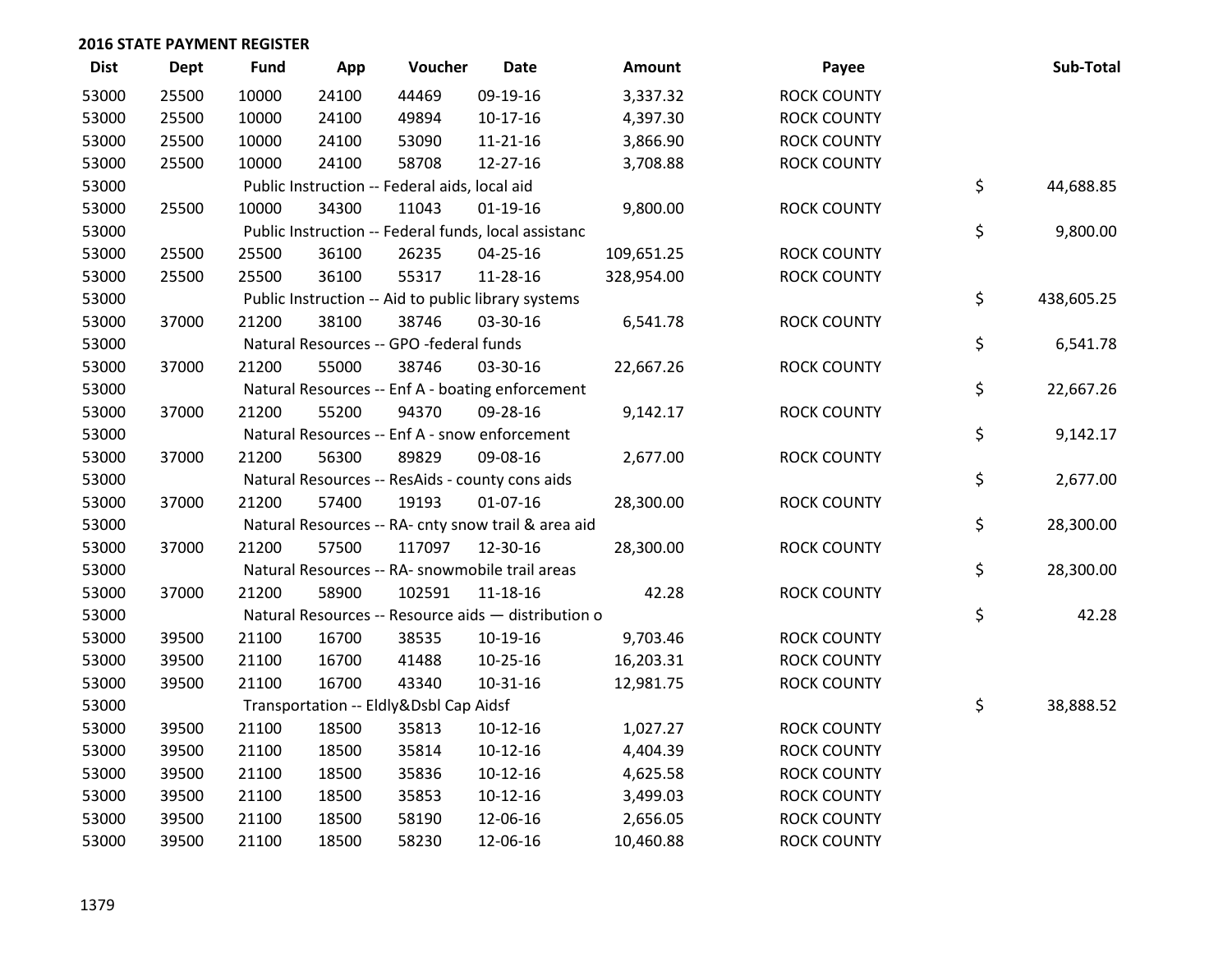## 2016 STATE PAYMENT REGISTER

| Dist | Dept | Fund | App | Voucher | Date | Amount | Payee | Sub-Total |
|---|---|---|---|---|---|---|---|---|
| 53000 | 25500 | 10000 | 24100 | 44469 | 09-19-16 | 3,337.32 | ROCK COUNTY | |
| 53000 | 25500 | 10000 | 24100 | 49894 | 10-17-16 | 4,397.30 | ROCK COUNTY | |
| 53000 | 25500 | 10000 | 24100 | 53090 | 11-21-16 | 3,866.90 | ROCK COUNTY | |
| 53000 | 25500 | 10000 | 24100 | 58708 | 12-27-16 | 3,708.88 | ROCK COUNTY | |
| 53000 | | Public Instruction -- Federal aids, local aid | | | | | | $ 44,688.85 |
| 53000 | 25500 | 10000 | 34300 | 11043 | 01-19-16 | 9,800.00 | ROCK COUNTY | |
| 53000 | | Public Instruction -- Federal funds, local assistanc | | | | | | $ 9,800.00 |
| 53000 | 25500 | 25500 | 36100 | 26235 | 04-25-16 | 109,651.25 | ROCK COUNTY | |
| 53000 | 25500 | 25500 | 36100 | 55317 | 11-28-16 | 328,954.00 | ROCK COUNTY | |
| 53000 | | Public Instruction -- Aid to public library systems | | | | | | $ 438,605.25 |
| 53000 | 37000 | 21200 | 38100 | 38746 | 03-30-16 | 6,541.78 | ROCK COUNTY | |
| 53000 | | Natural Resources -- GPO -federal funds | | | | | | $ 6,541.78 |
| 53000 | 37000 | 21200 | 55000 | 38746 | 03-30-16 | 22,667.26 | ROCK COUNTY | |
| 53000 | | Natural Resources -- Enf A - boating enforcement | | | | | | $ 22,667.26 |
| 53000 | 37000 | 21200 | 55200 | 94370 | 09-28-16 | 9,142.17 | ROCK COUNTY | |
| 53000 | | Natural Resources -- Enf A - snow enforcement | | | | | | $ 9,142.17 |
| 53000 | 37000 | 21200 | 56300 | 89829 | 09-08-16 | 2,677.00 | ROCK COUNTY | |
| 53000 | | Natural Resources -- ResAids - county cons aids | | | | | | $ 2,677.00 |
| 53000 | 37000 | 21200 | 57400 | 19193 | 01-07-16 | 28,300.00 | ROCK COUNTY | |
| 53000 | | Natural Resources -- RA- cnty snow trail & area aid | | | | | | $ 28,300.00 |
| 53000 | 37000 | 21200 | 57500 | 117097 | 12-30-16 | 28,300.00 | ROCK COUNTY | |
| 53000 | | Natural Resources -- RA- snowmobile trail areas | | | | | | $ 28,300.00 |
| 53000 | 37000 | 21200 | 58900 | 102591 | 11-18-16 | 42.28 | ROCK COUNTY | |
| 53000 | | Natural Resources -- Resource aids — distribution o | | | | | | $ 42.28 |
| 53000 | 39500 | 21100 | 16700 | 38535 | 10-19-16 | 9,703.46 | ROCK COUNTY | |
| 53000 | 39500 | 21100 | 16700 | 41488 | 10-25-16 | 16,203.31 | ROCK COUNTY | |
| 53000 | 39500 | 21100 | 16700 | 43340 | 10-31-16 | 12,981.75 | ROCK COUNTY | |
| 53000 | | Transportation -- Eldly&Dsbl Cap Aidsf | | | | | | $ 38,888.52 |
| 53000 | 39500 | 21100 | 18500 | 35813 | 10-12-16 | 1,027.27 | ROCK COUNTY | |
| 53000 | 39500 | 21100 | 18500 | 35814 | 10-12-16 | 4,404.39 | ROCK COUNTY | |
| 53000 | 39500 | 21100 | 18500 | 35836 | 10-12-16 | 4,625.58 | ROCK COUNTY | |
| 53000 | 39500 | 21100 | 18500 | 35853 | 10-12-16 | 3,499.03 | ROCK COUNTY | |
| 53000 | 39500 | 21100 | 18500 | 58190 | 12-06-16 | 2,656.05 | ROCK COUNTY | |
| 53000 | 39500 | 21100 | 18500 | 58230 | 12-06-16 | 10,460.88 | ROCK COUNTY | |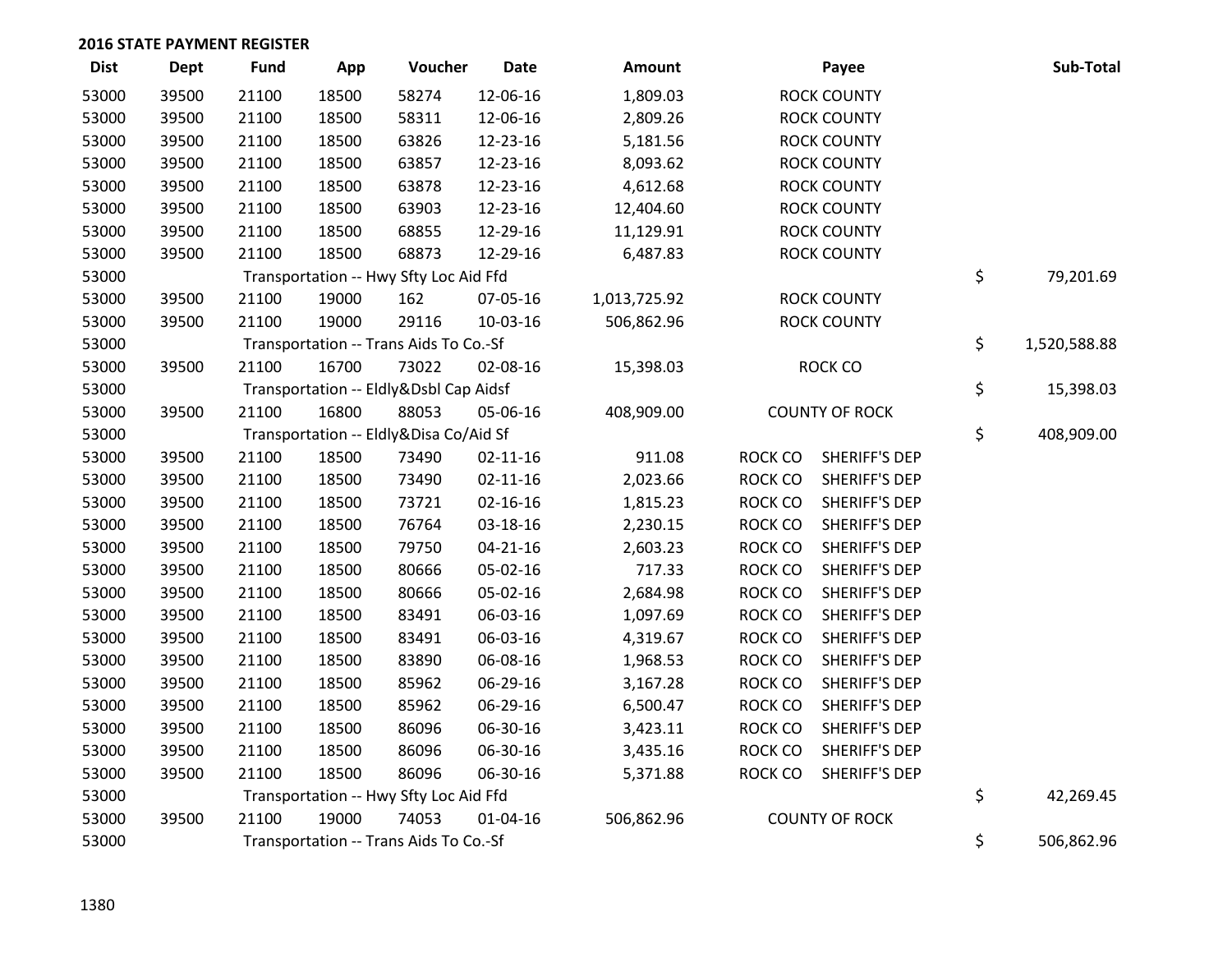## 2016 STATE PAYMENT REGISTER

| Dist | Dept | Fund | App | Voucher | Date | Amount | Payee | | Sub-Total |
|---|---|---|---|---|---|---|---|---|---|
| 53000 | 39500 | 21100 | 18500 | 58274 | 12-06-16 | 1,809.03 | ROCK COUNTY | | |
| 53000 | 39500 | 21100 | 18500 | 58311 | 12-06-16 | 2,809.26 | ROCK COUNTY | | |
| 53000 | 39500 | 21100 | 18500 | 63826 | 12-23-16 | 5,181.56 | ROCK COUNTY | | |
| 53000 | 39500 | 21100 | 18500 | 63857 | 12-23-16 | 8,093.62 | ROCK COUNTY | | |
| 53000 | 39500 | 21100 | 18500 | 63878 | 12-23-16 | 4,612.68 | ROCK COUNTY | | |
| 53000 | 39500 | 21100 | 18500 | 63903 | 12-23-16 | 12,404.60 | ROCK COUNTY | | |
| 53000 | 39500 | 21100 | 18500 | 68855 | 12-29-16 | 11,129.91 | ROCK COUNTY | | |
| 53000 | 39500 | 21100 | 18500 | 68873 | 12-29-16 | 6,487.83 | ROCK COUNTY | | |
| 53000 | | Transportation -- Hwy Sfty Loc Aid Ffd | | | | | | $ | 79,201.69 |
| 53000 | 39500 | 21100 | 19000 | 162 | 07-05-16 | 1,013,725.92 | ROCK COUNTY | | |
| 53000 | 39500 | 21100 | 19000 | 29116 | 10-03-16 | 506,862.96 | ROCK COUNTY | | |
| 53000 | | Transportation -- Trans Aids To Co.-Sf | | | | | | $ | 1,520,588.88 |
| 53000 | 39500 | 21100 | 16700 | 73022 | 02-08-16 | 15,398.03 | ROCK CO | | |
| 53000 | | Transportation -- Eldly&Dsbl Cap Aidsf | | | | | | $ | 15,398.03 |
| 53000 | 39500 | 21100 | 16800 | 88053 | 05-06-16 | 408,909.00 | COUNTY OF ROCK | | |
| 53000 | | Transportation -- Eldly&Disa Co/Aid Sf | | | | | | $ | 408,909.00 |
| 53000 | 39500 | 21100 | 18500 | 73490 | 02-11-16 | 911.08 | ROCK CO SHERIFF'S DEP | | |
| 53000 | 39500 | 21100 | 18500 | 73490 | 02-11-16 | 2,023.66 | ROCK CO SHERIFF'S DEP | | |
| 53000 | 39500 | 21100 | 18500 | 73721 | 02-16-16 | 1,815.23 | ROCK CO SHERIFF'S DEP | | |
| 53000 | 39500 | 21100 | 18500 | 76764 | 03-18-16 | 2,230.15 | ROCK CO SHERIFF'S DEP | | |
| 53000 | 39500 | 21100 | 18500 | 79750 | 04-21-16 | 2,603.23 | ROCK CO SHERIFF'S DEP | | |
| 53000 | 39500 | 21100 | 18500 | 80666 | 05-02-16 | 717.33 | ROCK CO SHERIFF'S DEP | | |
| 53000 | 39500 | 21100 | 18500 | 80666 | 05-02-16 | 2,684.98 | ROCK CO SHERIFF'S DEP | | |
| 53000 | 39500 | 21100 | 18500 | 83491 | 06-03-16 | 1,097.69 | ROCK CO SHERIFF'S DEP | | |
| 53000 | 39500 | 21100 | 18500 | 83491 | 06-03-16 | 4,319.67 | ROCK CO SHERIFF'S DEP | | |
| 53000 | 39500 | 21100 | 18500 | 83890 | 06-08-16 | 1,968.53 | ROCK CO SHERIFF'S DEP | | |
| 53000 | 39500 | 21100 | 18500 | 85962 | 06-29-16 | 3,167.28 | ROCK CO SHERIFF'S DEP | | |
| 53000 | 39500 | 21100 | 18500 | 85962 | 06-29-16 | 6,500.47 | ROCK CO SHERIFF'S DEP | | |
| 53000 | 39500 | 21100 | 18500 | 86096 | 06-30-16 | 3,423.11 | ROCK CO SHERIFF'S DEP | | |
| 53000 | 39500 | 21100 | 18500 | 86096 | 06-30-16 | 3,435.16 | ROCK CO SHERIFF'S DEP | | |
| 53000 | 39500 | 21100 | 18500 | 86096 | 06-30-16 | 5,371.88 | ROCK CO SHERIFF'S DEP | | |
| 53000 | | Transportation -- Hwy Sfty Loc Aid Ffd | | | | | | $ | 42,269.45 |
| 53000 | 39500 | 21100 | 19000 | 74053 | 01-04-16 | 506,862.96 | COUNTY OF ROCK | | |
| 53000 | | Transportation -- Trans Aids To Co.-Sf | | | | | | $ | 506,862.96 |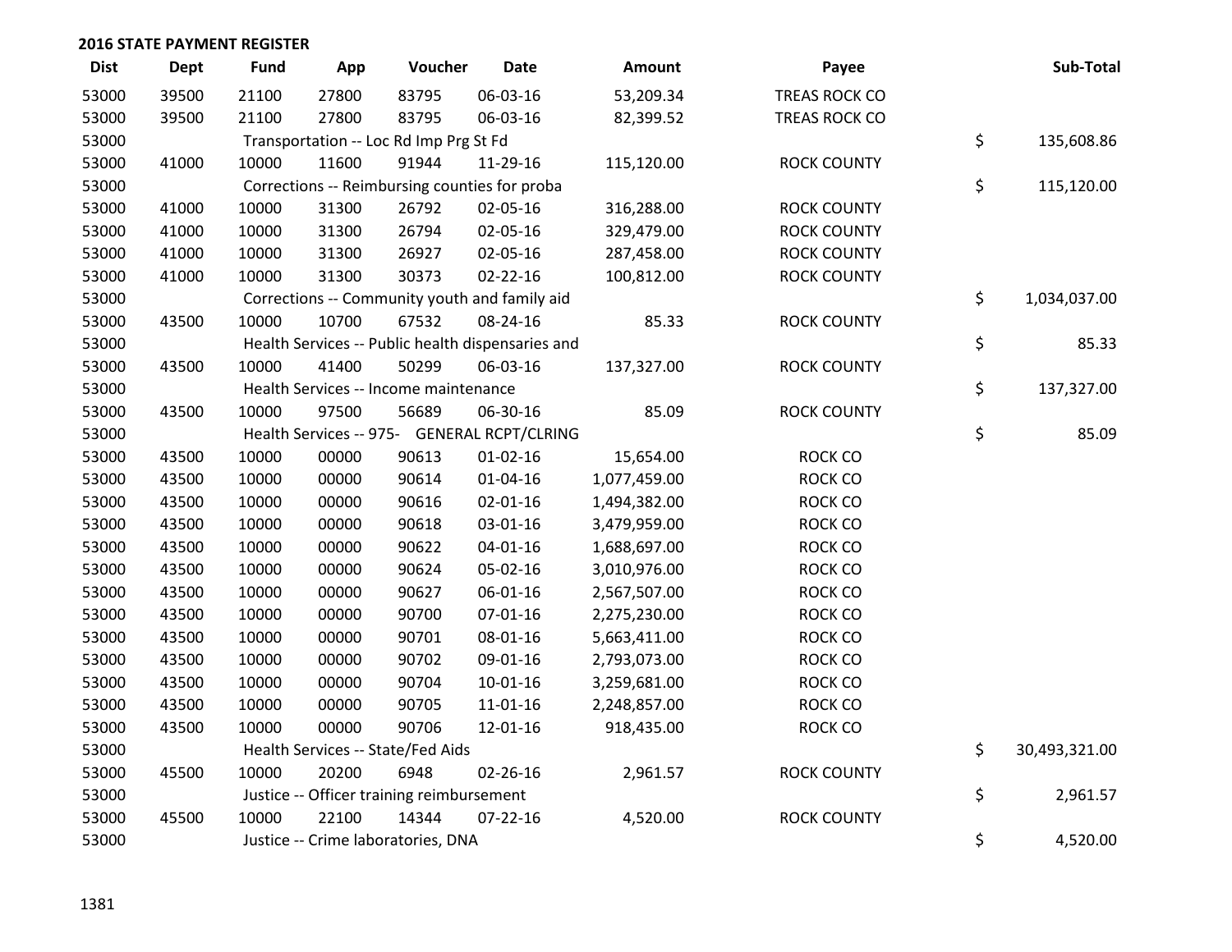## 2016 STATE PAYMENT REGISTER

| Dist | Dept | Fund | App | Voucher | Date | Amount | Payee | Sub-Total |
|---|---|---|---|---|---|---|---|---|
| 53000 | 39500 | 21100 | 27800 | 83795 | 06-03-16 | 53,209.34 | TREAS ROCK CO | |
| 53000 | 39500 | 21100 | 27800 | 83795 | 06-03-16 | 82,399.52 | TREAS ROCK CO | |
| 53000 | | Transportation -- Loc Rd Imp Prg St Fd | | | | | | $ 135,608.86 |
| 53000 | 41000 | 10000 | 11600 | 91944 | 11-29-16 | 115,120.00 | ROCK COUNTY | |
| 53000 | | Corrections -- Reimbursing counties for proba | | | | | | $ 115,120.00 |
| 53000 | 41000 | 10000 | 31300 | 26792 | 02-05-16 | 316,288.00 | ROCK COUNTY | |
| 53000 | 41000 | 10000 | 31300 | 26794 | 02-05-16 | 329,479.00 | ROCK COUNTY | |
| 53000 | 41000 | 10000 | 31300 | 26927 | 02-05-16 | 287,458.00 | ROCK COUNTY | |
| 53000 | 41000 | 10000 | 31300 | 30373 | 02-22-16 | 100,812.00 | ROCK COUNTY | |
| 53000 | | Corrections -- Community youth and family aid | | | | | | $ 1,034,037.00 |
| 53000 | 43500 | 10000 | 10700 | 67532 | 08-24-16 | 85.33 | ROCK COUNTY | |
| 53000 | | Health Services -- Public health dispensaries and | | | | | | $ 85.33 |
| 53000 | 43500 | 10000 | 41400 | 50299 | 06-03-16 | 137,327.00 | ROCK COUNTY | |
| 53000 | | Health Services -- Income maintenance | | | | | | $ 137,327.00 |
| 53000 | 43500 | 10000 | 97500 | 56689 | 06-30-16 | 85.09 | ROCK COUNTY | |
| 53000 | | Health Services -- 975- GENERAL RCPT/CLRING | | | | | | $ 85.09 |
| 53000 | 43500 | 10000 | 00000 | 90613 | 01-02-16 | 15,654.00 | ROCK CO | |
| 53000 | 43500 | 10000 | 00000 | 90614 | 01-04-16 | 1,077,459.00 | ROCK CO | |
| 53000 | 43500 | 10000 | 00000 | 90616 | 02-01-16 | 1,494,382.00 | ROCK CO | |
| 53000 | 43500 | 10000 | 00000 | 90618 | 03-01-16 | 3,479,959.00 | ROCK CO | |
| 53000 | 43500 | 10000 | 00000 | 90622 | 04-01-16 | 1,688,697.00 | ROCK CO | |
| 53000 | 43500 | 10000 | 00000 | 90624 | 05-02-16 | 3,010,976.00 | ROCK CO | |
| 53000 | 43500 | 10000 | 00000 | 90627 | 06-01-16 | 2,567,507.00 | ROCK CO | |
| 53000 | 43500 | 10000 | 00000 | 90700 | 07-01-16 | 2,275,230.00 | ROCK CO | |
| 53000 | 43500 | 10000 | 00000 | 90701 | 08-01-16 | 5,663,411.00 | ROCK CO | |
| 53000 | 43500 | 10000 | 00000 | 90702 | 09-01-16 | 2,793,073.00 | ROCK CO | |
| 53000 | 43500 | 10000 | 00000 | 90704 | 10-01-16 | 3,259,681.00 | ROCK CO | |
| 53000 | 43500 | 10000 | 00000 | 90705 | 11-01-16 | 2,248,857.00 | ROCK CO | |
| 53000 | 43500 | 10000 | 00000 | 90706 | 12-01-16 | 918,435.00 | ROCK CO | |
| 53000 | | Health Services -- State/Fed Aids | | | | | | $ 30,493,321.00 |
| 53000 | 45500 | 10000 | 20200 | 6948 | 02-26-16 | 2,961.57 | ROCK COUNTY | |
| 53000 | | Justice -- Officer training reimbursement | | | | | | $ 2,961.57 |
| 53000 | 45500 | 10000 | 22100 | 14344 | 07-22-16 | 4,520.00 | ROCK COUNTY | |
| 53000 | | Justice -- Crime laboratories, DNA | | | | | | $ 4,520.00 |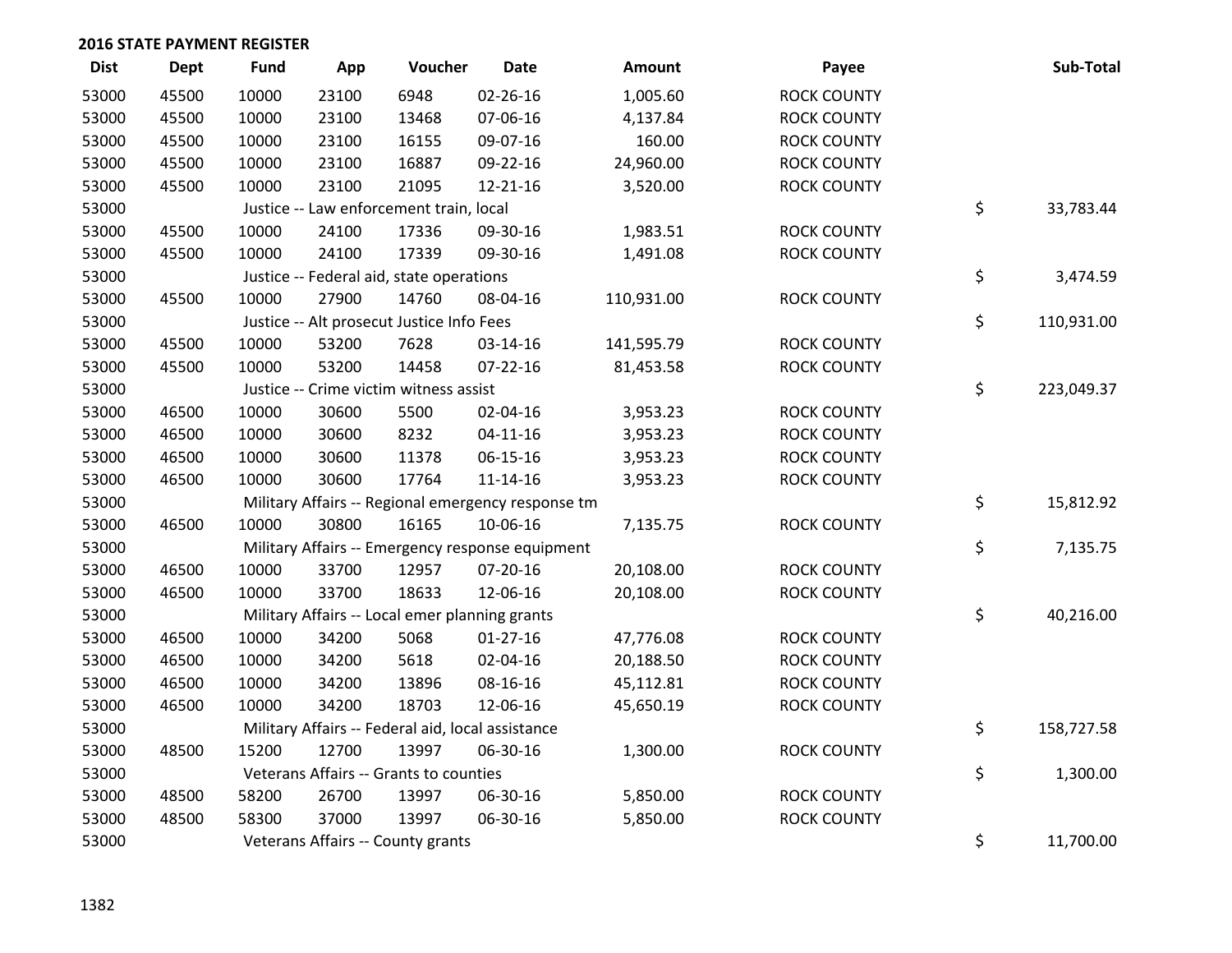## 2016 STATE PAYMENT REGISTER

| Dist | Dept | Fund | App | Voucher | Date | Amount | Payee | | Sub-Total |
|---|---|---|---|---|---|---|---|---|---|
| 53000 | 45500 | 10000 | 23100 | 6948 | 02-26-16 | 1,005.60 | ROCK COUNTY | | |
| 53000 | 45500 | 10000 | 23100 | 13468 | 07-06-16 | 4,137.84 | ROCK COUNTY | | |
| 53000 | 45500 | 10000 | 23100 | 16155 | 09-07-16 | 160.00 | ROCK COUNTY | | |
| 53000 | 45500 | 10000 | 23100 | 16887 | 09-22-16 | 24,960.00 | ROCK COUNTY | | |
| 53000 | 45500 | 10000 | 23100 | 21095 | 12-21-16 | 3,520.00 | ROCK COUNTY | | |
| 53000 | | Justice -- Law enforcement train, local | | | | | | $ | 33,783.44 |
| 53000 | 45500 | 10000 | 24100 | 17336 | 09-30-16 | 1,983.51 | ROCK COUNTY | | |
| 53000 | 45500 | 10000 | 24100 | 17339 | 09-30-16 | 1,491.08 | ROCK COUNTY | | |
| 53000 | | Justice -- Federal aid, state operations | | | | | | $ | 3,474.59 |
| 53000 | 45500 | 10000 | 27900 | 14760 | 08-04-16 | 110,931.00 | ROCK COUNTY | | |
| 53000 | | Justice -- Alt prosecut Justice Info Fees | | | | | | $ | 110,931.00 |
| 53000 | 45500 | 10000 | 53200 | 7628 | 03-14-16 | 141,595.79 | ROCK COUNTY | | |
| 53000 | 45500 | 10000 | 53200 | 14458 | 07-22-16 | 81,453.58 | ROCK COUNTY | | |
| 53000 | | Justice -- Crime victim witness assist | | | | | | $ | 223,049.37 |
| 53000 | 46500 | 10000 | 30600 | 5500 | 02-04-16 | 3,953.23 | ROCK COUNTY | | |
| 53000 | 46500 | 10000 | 30600 | 8232 | 04-11-16 | 3,953.23 | ROCK COUNTY | | |
| 53000 | 46500 | 10000 | 30600 | 11378 | 06-15-16 | 3,953.23 | ROCK COUNTY | | |
| 53000 | 46500 | 10000 | 30600 | 17764 | 11-14-16 | 3,953.23 | ROCK COUNTY | | |
| 53000 | | Military Affairs -- Regional emergency response tm | | | | | | $ | 15,812.92 |
| 53000 | 46500 | 10000 | 30800 | 16165 | 10-06-16 | 7,135.75 | ROCK COUNTY | | |
| 53000 | | Military Affairs -- Emergency response equipment | | | | | | $ | 7,135.75 |
| 53000 | 46500 | 10000 | 33700 | 12957 | 07-20-16 | 20,108.00 | ROCK COUNTY | | |
| 53000 | 46500 | 10000 | 33700 | 18633 | 12-06-16 | 20,108.00 | ROCK COUNTY | | |
| 53000 | | Military Affairs -- Local emer planning grants | | | | | | $ | 40,216.00 |
| 53000 | 46500 | 10000 | 34200 | 5068 | 01-27-16 | 47,776.08 | ROCK COUNTY | | |
| 53000 | 46500 | 10000 | 34200 | 5618 | 02-04-16 | 20,188.50 | ROCK COUNTY | | |
| 53000 | 46500 | 10000 | 34200 | 13896 | 08-16-16 | 45,112.81 | ROCK COUNTY | | |
| 53000 | 46500 | 10000 | 34200 | 18703 | 12-06-16 | 45,650.19 | ROCK COUNTY | | |
| 53000 | | Military Affairs -- Federal aid, local assistance | | | | | | $ | 158,727.58 |
| 53000 | 48500 | 15200 | 12700 | 13997 | 06-30-16 | 1,300.00 | ROCK COUNTY | | |
| 53000 | | Veterans Affairs -- Grants to counties | | | | | | $ | 1,300.00 |
| 53000 | 48500 | 58200 | 26700 | 13997 | 06-30-16 | 5,850.00 | ROCK COUNTY | | |
| 53000 | 48500 | 58300 | 37000 | 13997 | 06-30-16 | 5,850.00 | ROCK COUNTY | | |
| 53000 | | Veterans Affairs -- County grants | | | | | | $ | 11,700.00 |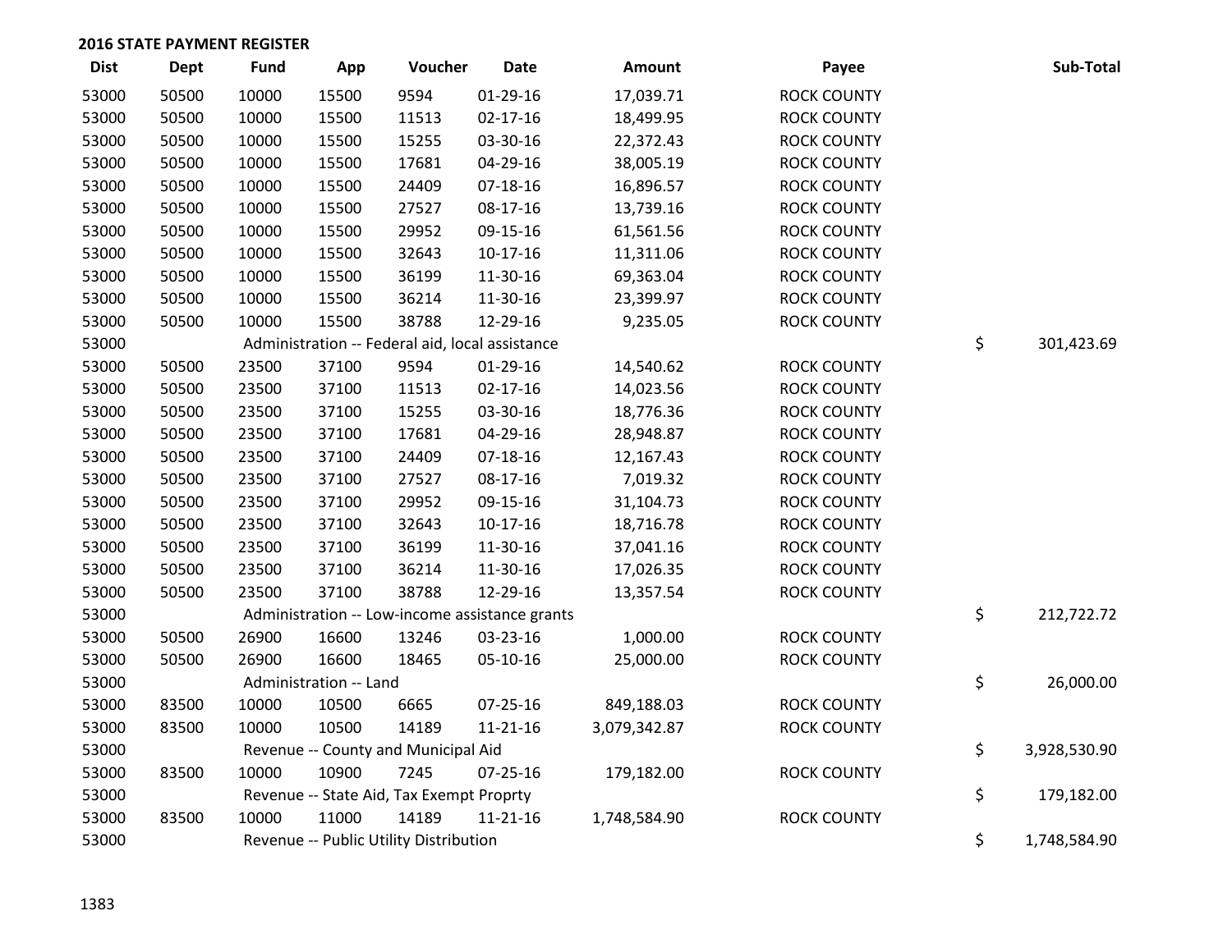**2016 STATE PAYMENT REGISTER**

| Dist | Dept | Fund | App | Voucher | Date | Amount | Payee | | Sub-Total |
|---|---|---|---|---|---|---|---|---|---|
| 53000 | 50500 | 10000 | 15500 | 9594 | 01-29-16 | 17,039.71 | ROCK COUNTY | | |
| 53000 | 50500 | 10000 | 15500 | 11513 | 02-17-16 | 18,499.95 | ROCK COUNTY | | |
| 53000 | 50500 | 10000 | 15500 | 15255 | 03-30-16 | 22,372.43 | ROCK COUNTY | | |
| 53000 | 50500 | 10000 | 15500 | 17681 | 04-29-16 | 38,005.19 | ROCK COUNTY | | |
| 53000 | 50500 | 10000 | 15500 | 24409 | 07-18-16 | 16,896.57 | ROCK COUNTY | | |
| 53000 | 50500 | 10000 | 15500 | 27527 | 08-17-16 | 13,739.16 | ROCK COUNTY | | |
| 53000 | 50500 | 10000 | 15500 | 29952 | 09-15-16 | 61,561.56 | ROCK COUNTY | | |
| 53000 | 50500 | 10000 | 15500 | 32643 | 10-17-16 | 11,311.06 | ROCK COUNTY | | |
| 53000 | 50500 | 10000 | 15500 | 36199 | 11-30-16 | 69,363.04 | ROCK COUNTY | | |
| 53000 | 50500 | 10000 | 15500 | 36214 | 11-30-16 | 23,399.97 | ROCK COUNTY | | |
| 53000 | 50500 | 10000 | 15500 | 38788 | 12-29-16 | 9,235.05 | ROCK COUNTY | | |
| 53000 | | Administration -- Federal aid, local assistance | | | | | | $ | 301,423.69 |
| 53000 | 50500 | 23500 | 37100 | 9594 | 01-29-16 | 14,540.62 | ROCK COUNTY | | |
| 53000 | 50500 | 23500 | 37100 | 11513 | 02-17-16 | 14,023.56 | ROCK COUNTY | | |
| 53000 | 50500 | 23500 | 37100 | 15255 | 03-30-16 | 18,776.36 | ROCK COUNTY | | |
| 53000 | 50500 | 23500 | 37100 | 17681 | 04-29-16 | 28,948.87 | ROCK COUNTY | | |
| 53000 | 50500 | 23500 | 37100 | 24409 | 07-18-16 | 12,167.43 | ROCK COUNTY | | |
| 53000 | 50500 | 23500 | 37100 | 27527 | 08-17-16 | 7,019.32 | ROCK COUNTY | | |
| 53000 | 50500 | 23500 | 37100 | 29952 | 09-15-16 | 31,104.73 | ROCK COUNTY | | |
| 53000 | 50500 | 23500 | 37100 | 32643 | 10-17-16 | 18,716.78 | ROCK COUNTY | | |
| 53000 | 50500 | 23500 | 37100 | 36199 | 11-30-16 | 37,041.16 | ROCK COUNTY | | |
| 53000 | 50500 | 23500 | 37100 | 36214 | 11-30-16 | 17,026.35 | ROCK COUNTY | | |
| 53000 | 50500 | 23500 | 37100 | 38788 | 12-29-16 | 13,357.54 | ROCK COUNTY | | |
| 53000 | | Administration -- Low-income assistance grants | | | | | | $ | 212,722.72 |
| 53000 | 50500 | 26900 | 16600 | 13246 | 03-23-16 | 1,000.00 | ROCK COUNTY | | |
| 53000 | 50500 | 26900 | 16600 | 18465 | 05-10-16 | 25,000.00 | ROCK COUNTY | | |
| 53000 | | Administration -- Land | | | | | | $ | 26,000.00 |
| 53000 | 83500 | 10000 | 10500 | 6665 | 07-25-16 | 849,188.03 | ROCK COUNTY | | |
| 53000 | 83500 | 10000 | 10500 | 14189 | 11-21-16 | 3,079,342.87 | ROCK COUNTY | | |
| 53000 | | Revenue -- County and Municipal Aid | | | | | | $ | 3,928,530.90 |
| 53000 | 83500 | 10000 | 10900 | 7245 | 07-25-16 | 179,182.00 | ROCK COUNTY | | |
| 53000 | | Revenue -- State Aid, Tax Exempt Proprty | | | | | | $ | 179,182.00 |
| 53000 | 83500 | 10000 | 11000 | 14189 | 11-21-16 | 1,748,584.90 | ROCK COUNTY | | |
| 53000 | | Revenue -- Public Utility Distribution | | | | | | $ | 1,748,584.90 |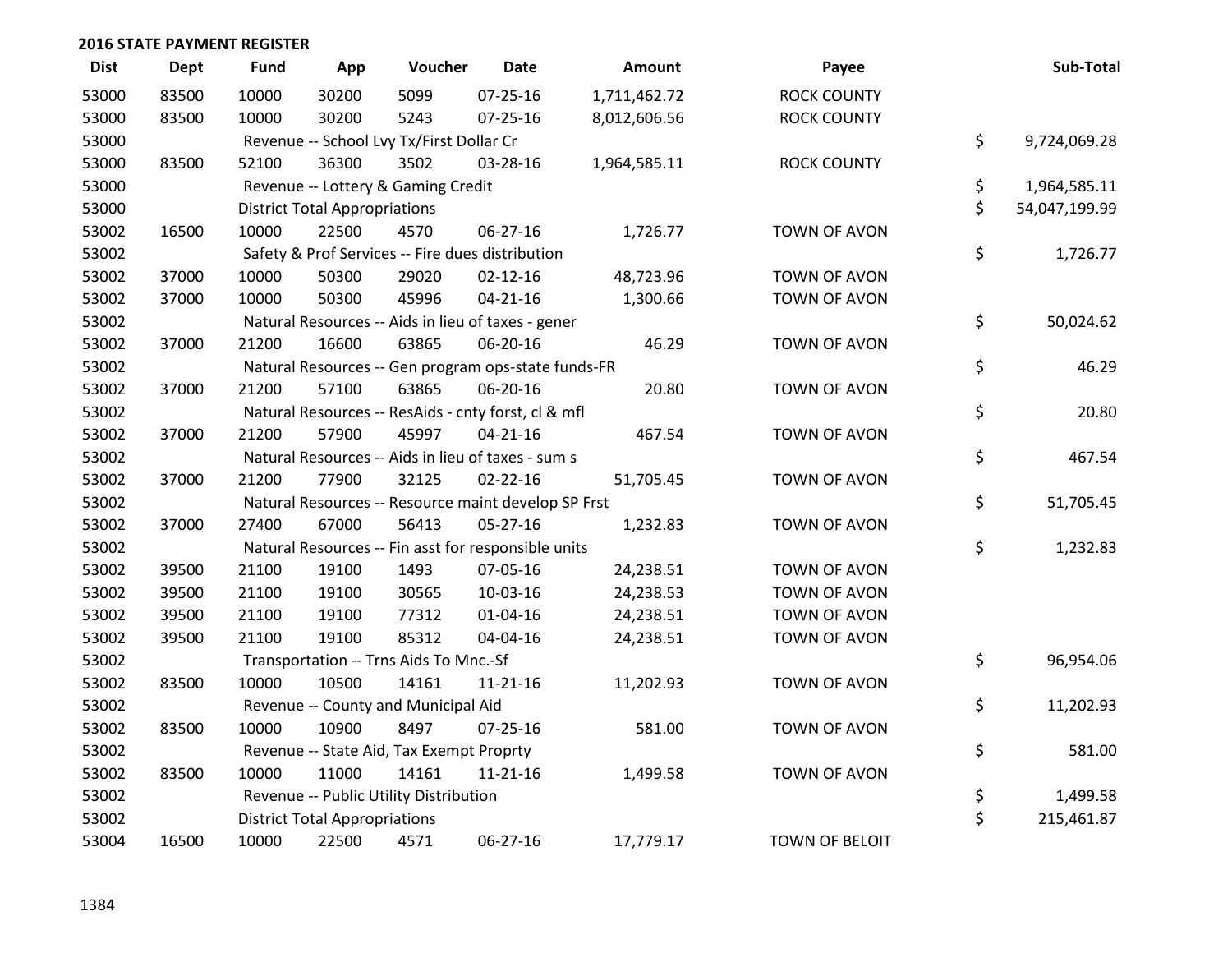## 2016 STATE PAYMENT REGISTER

| Dist | Dept | Fund | App | Voucher | Date | Amount | Payee | Sub-Total |
|---|---|---|---|---|---|---|---|---|
| 53000 | 83500 | 10000 | 30200 | 5099 | 07-25-16 | 1,711,462.72 | ROCK COUNTY | |
| 53000 | 83500 | 10000 | 30200 | 5243 | 07-25-16 | 8,012,606.56 | ROCK COUNTY | |
| 53000 | | Revenue -- School Lvy Tx/First Dollar Cr | | | | | | $ 9,724,069.28 |
| 53000 | 83500 | 52100 | 36300 | 3502 | 03-28-16 | 1,964,585.11 | ROCK COUNTY | |
| 53000 | | Revenue -- Lottery & Gaming Credit | | | | | | $ 1,964,585.11 |
| 53000 | | District Total Appropriations | | | | | | $ 54,047,199.99 |
| 53002 | 16500 | 10000 | 22500 | 4570 | 06-27-16 | 1,726.77 | TOWN OF AVON | |
| 53002 | | Safety & Prof Services -- Fire dues distribution | | | | | | $ 1,726.77 |
| 53002 | 37000 | 10000 | 50300 | 29020 | 02-12-16 | 48,723.96 | TOWN OF AVON | |
| 53002 | 37000 | 10000 | 50300 | 45996 | 04-21-16 | 1,300.66 | TOWN OF AVON | |
| 53002 | | Natural Resources -- Aids in lieu of taxes - gener | | | | | | $ 50,024.62 |
| 53002 | 37000 | 21200 | 16600 | 63865 | 06-20-16 | 46.29 | TOWN OF AVON | |
| 53002 | | Natural Resources -- Gen program ops-state funds-FR | | | | | | $ 46.29 |
| 53002 | 37000 | 21200 | 57100 | 63865 | 06-20-16 | 20.80 | TOWN OF AVON | |
| 53002 | | Natural Resources -- ResAids - cnty forst, cl & mfl | | | | | | $ 20.80 |
| 53002 | 37000 | 21200 | 57900 | 45997 | 04-21-16 | 467.54 | TOWN OF AVON | |
| 53002 | | Natural Resources -- Aids in lieu of taxes - sum s | | | | | | $ 467.54 |
| 53002 | 37000 | 21200 | 77900 | 32125 | 02-22-16 | 51,705.45 | TOWN OF AVON | |
| 53002 | | Natural Resources -- Resource maint develop SP Frst | | | | | | $ 51,705.45 |
| 53002 | 37000 | 27400 | 67000 | 56413 | 05-27-16 | 1,232.83 | TOWN OF AVON | |
| 53002 | | Natural Resources -- Fin asst for responsible units | | | | | | $ 1,232.83 |
| 53002 | 39500 | 21100 | 19100 | 1493 | 07-05-16 | 24,238.51 | TOWN OF AVON | |
| 53002 | 39500 | 21100 | 19100 | 30565 | 10-03-16 | 24,238.53 | TOWN OF AVON | |
| 53002 | 39500 | 21100 | 19100 | 77312 | 01-04-16 | 24,238.51 | TOWN OF AVON | |
| 53002 | 39500 | 21100 | 19100 | 85312 | 04-04-16 | 24,238.51 | TOWN OF AVON | |
| 53002 | | Transportation -- Trns Aids To Mnc.-Sf | | | | | | $ 96,954.06 |
| 53002 | 83500 | 10000 | 10500 | 14161 | 11-21-16 | 11,202.93 | TOWN OF AVON | |
| 53002 | | Revenue -- County and Municipal Aid | | | | | | $ 11,202.93 |
| 53002 | 83500 | 10000 | 10900 | 8497 | 07-25-16 | 581.00 | TOWN OF AVON | |
| 53002 | | Revenue -- State Aid, Tax Exempt Proprty | | | | | | $ 581.00 |
| 53002 | 83500 | 10000 | 11000 | 14161 | 11-21-16 | 1,499.58 | TOWN OF AVON | |
| 53002 | | Revenue -- Public Utility Distribution | | | | | | $ 1,499.58 |
| 53002 | | District Total Appropriations | | | | | | $ 215,461.87 |
| 53004 | 16500 | 10000 | 22500 | 4571 | 06-27-16 | 17,779.17 | TOWN OF BELOIT | |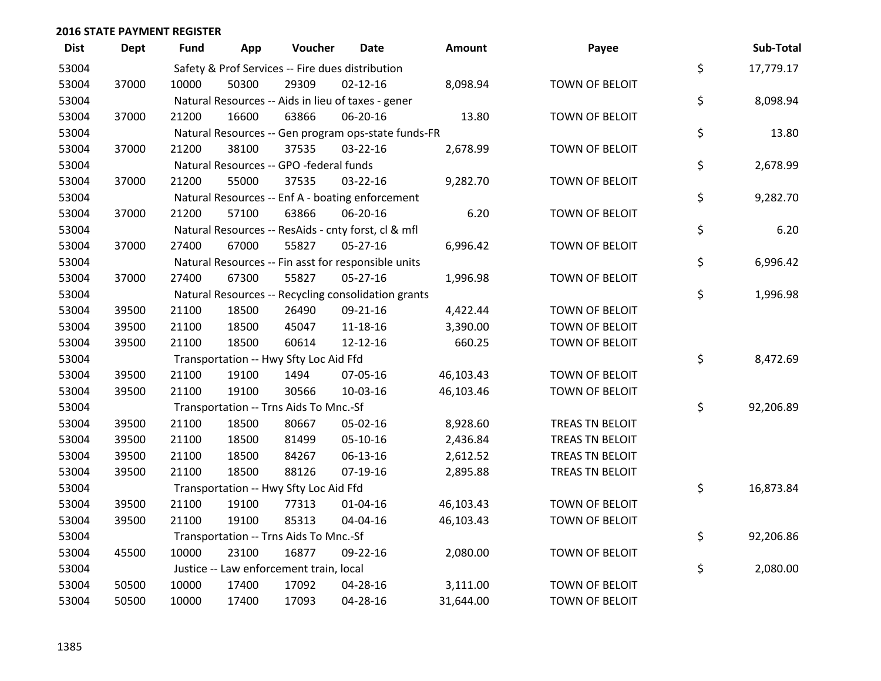## 2016 STATE PAYMENT REGISTER

| Dist | Dept | Fund | App | Voucher | Date | Amount | Payee | Sub-Total |
|---|---|---|---|---|---|---|---|---|
| 53004 | | Safety & Prof Services -- Fire dues distribution | | | | | | $ 17,779.17 |
| 53004 | 37000 | 10000 | 50300 | 29309 | 02-12-16 | 8,098.94 | TOWN OF BELOIT | |
| 53004 | | Natural Resources -- Aids in lieu of taxes - gener | | | | | | $ 8,098.94 |
| 53004 | 37000 | 21200 | 16600 | 63866 | 06-20-16 | 13.80 | TOWN OF BELOIT | |
| 53004 | | Natural Resources -- Gen program ops-state funds-FR | | | | | | $ 13.80 |
| 53004 | 37000 | 21200 | 38100 | 37535 | 03-22-16 | 2,678.99 | TOWN OF BELOIT | |
| 53004 | | Natural Resources -- GPO -federal funds | | | | | | $ 2,678.99 |
| 53004 | 37000 | 21200 | 55000 | 37535 | 03-22-16 | 9,282.70 | TOWN OF BELOIT | |
| 53004 | | Natural Resources -- Enf A - boating enforcement | | | | | | $ 9,282.70 |
| 53004 | 37000 | 21200 | 57100 | 63866 | 06-20-16 | 6.20 | TOWN OF BELOIT | |
| 53004 | | Natural Resources -- ResAids - cnty forst, cl & mfl | | | | | | $ 6.20 |
| 53004 | 37000 | 27400 | 67000 | 55827 | 05-27-16 | 6,996.42 | TOWN OF BELOIT | |
| 53004 | | Natural Resources -- Fin asst for responsible units | | | | | | $ 6,996.42 |
| 53004 | 37000 | 27400 | 67300 | 55827 | 05-27-16 | 1,996.98 | TOWN OF BELOIT | |
| 53004 | | Natural Resources -- Recycling consolidation grants | | | | | | $ 1,996.98 |
| 53004 | 39500 | 21100 | 18500 | 26490 | 09-21-16 | 4,422.44 | TOWN OF BELOIT | |
| 53004 | 39500 | 21100 | 18500 | 45047 | 11-18-16 | 3,390.00 | TOWN OF BELOIT | |
| 53004 | 39500 | 21100 | 18500 | 60614 | 12-12-16 | 660.25 | TOWN OF BELOIT | |
| 53004 | | Transportation -- Hwy Sfty Loc Aid Ffd | | | | | | $ 8,472.69 |
| 53004 | 39500 | 21100 | 19100 | 1494 | 07-05-16 | 46,103.43 | TOWN OF BELOIT | |
| 53004 | 39500 | 21100 | 19100 | 30566 | 10-03-16 | 46,103.46 | TOWN OF BELOIT | |
| 53004 | | Transportation -- Trns Aids To Mnc.-Sf | | | | | | $ 92,206.89 |
| 53004 | 39500 | 21100 | 18500 | 80667 | 05-02-16 | 8,928.60 | TREAS TN BELOIT | |
| 53004 | 39500 | 21100 | 18500 | 81499 | 05-10-16 | 2,436.84 | TREAS TN BELOIT | |
| 53004 | 39500 | 21100 | 18500 | 84267 | 06-13-16 | 2,612.52 | TREAS TN BELOIT | |
| 53004 | 39500 | 21100 | 18500 | 88126 | 07-19-16 | 2,895.88 | TREAS TN BELOIT | |
| 53004 | | Transportation -- Hwy Sfty Loc Aid Ffd | | | | | | $ 16,873.84 |
| 53004 | 39500 | 21100 | 19100 | 77313 | 01-04-16 | 46,103.43 | TOWN OF BELOIT | |
| 53004 | 39500 | 21100 | 19100 | 85313 | 04-04-16 | 46,103.43 | TOWN OF BELOIT | |
| 53004 | | Transportation -- Trns Aids To Mnc.-Sf | | | | | | $ 92,206.86 |
| 53004 | 45500 | 10000 | 23100 | 16877 | 09-22-16 | 2,080.00 | TOWN OF BELOIT | |
| 53004 | | Justice -- Law enforcement train, local | | | | | | $ 2,080.00 |
| 53004 | 50500 | 10000 | 17400 | 17092 | 04-28-16 | 3,111.00 | TOWN OF BELOIT | |
| 53004 | 50500 | 10000 | 17400 | 17093 | 04-28-16 | 31,644.00 | TOWN OF BELOIT | |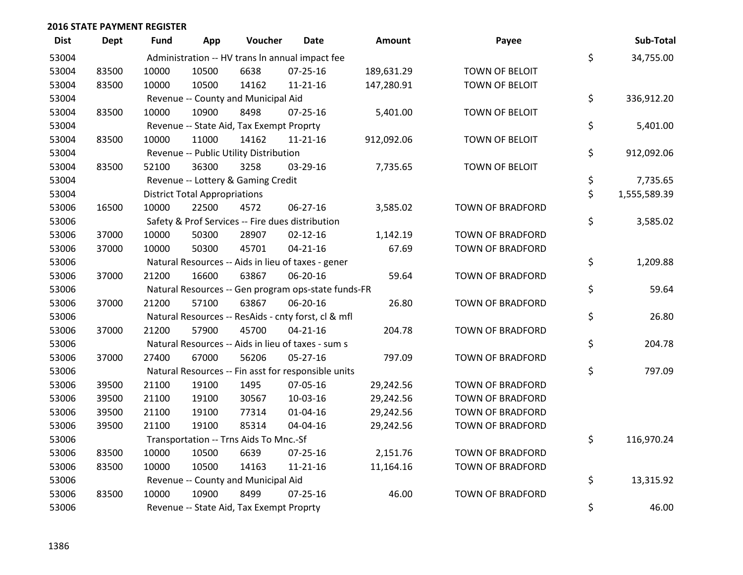## 2016 STATE PAYMENT REGISTER

| Dist | Dept | Fund | App | Voucher | Date | Amount | Payee | Sub-Total |
|---|---|---|---|---|---|---|---|---|
| 53004 | | Administration -- HV trans ln annual impact fee | | | | | | $ 34,755.00 |
| 53004 | 83500 | 10000 | 10500 | 6638 | 07-25-16 | 189,631.29 | TOWN OF BELOIT | |
| 53004 | 83500 | 10000 | 10500 | 14162 | 11-21-16 | 147,280.91 | TOWN OF BELOIT | |
| 53004 | | Revenue -- County and Municipal Aid | | | | | | $ 336,912.20 |
| 53004 | 83500 | 10000 | 10900 | 8498 | 07-25-16 | 5,401.00 | TOWN OF BELOIT | |
| 53004 | | Revenue -- State Aid, Tax Exempt Proprty | | | | | | $ 5,401.00 |
| 53004 | 83500 | 10000 | 11000 | 14162 | 11-21-16 | 912,092.06 | TOWN OF BELOIT | |
| 53004 | | Revenue -- Public Utility Distribution | | | | | | $ 912,092.06 |
| 53004 | 83500 | 52100 | 36300 | 3258 | 03-29-16 | 7,735.65 | TOWN OF BELOIT | |
| 53004 | | Revenue -- Lottery & Gaming Credit | | | | | | $ 7,735.65 |
| 53004 | | District Total Appropriations | | | | | | $ 1,555,589.39 |
| 53006 | 16500 | 10000 | 22500 | 4572 | 06-27-16 | 3,585.02 | TOWN OF BRADFORD | |
| 53006 | | Safety & Prof Services -- Fire dues distribution | | | | | | $ 3,585.02 |
| 53006 | 37000 | 10000 | 50300 | 28907 | 02-12-16 | 1,142.19 | TOWN OF BRADFORD | |
| 53006 | 37000 | 10000 | 50300 | 45701 | 04-21-16 | 67.69 | TOWN OF BRADFORD | |
| 53006 | | Natural Resources -- Aids in lieu of taxes - gener | | | | | | $ 1,209.88 |
| 53006 | 37000 | 21200 | 16600 | 63867 | 06-20-16 | 59.64 | TOWN OF BRADFORD | |
| 53006 | | Natural Resources -- Gen program ops-state funds-FR | | | | | | $ 59.64 |
| 53006 | 37000 | 21200 | 57100 | 63867 | 06-20-16 | 26.80 | TOWN OF BRADFORD | |
| 53006 | | Natural Resources -- ResAids - cnty forst, cl & mfl | | | | | | $ 26.80 |
| 53006 | 37000 | 21200 | 57900 | 45700 | 04-21-16 | 204.78 | TOWN OF BRADFORD | |
| 53006 | | Natural Resources -- Aids in lieu of taxes - sum s | | | | | | $ 204.78 |
| 53006 | 37000 | 27400 | 67000 | 56206 | 05-27-16 | 797.09 | TOWN OF BRADFORD | |
| 53006 | | Natural Resources -- Fin asst for responsible units | | | | | | $ 797.09 |
| 53006 | 39500 | 21100 | 19100 | 1495 | 07-05-16 | 29,242.56 | TOWN OF BRADFORD | |
| 53006 | 39500 | 21100 | 19100 | 30567 | 10-03-16 | 29,242.56 | TOWN OF BRADFORD | |
| 53006 | 39500 | 21100 | 19100 | 77314 | 01-04-16 | 29,242.56 | TOWN OF BRADFORD | |
| 53006 | 39500 | 21100 | 19100 | 85314 | 04-04-16 | 29,242.56 | TOWN OF BRADFORD | |
| 53006 | | Transportation -- Trns Aids To Mnc.-Sf | | | | | | $ 116,970.24 |
| 53006 | 83500 | 10000 | 10500 | 6639 | 07-25-16 | 2,151.76 | TOWN OF BRADFORD | |
| 53006 | 83500 | 10000 | 10500 | 14163 | 11-21-16 | 11,164.16 | TOWN OF BRADFORD | |
| 53006 | | Revenue -- County and Municipal Aid | | | | | | $ 13,315.92 |
| 53006 | 83500 | 10000 | 10900 | 8499 | 07-25-16 | 46.00 | TOWN OF BRADFORD | |
| 53006 | | Revenue -- State Aid, Tax Exempt Proprty | | | | | | $ 46.00 |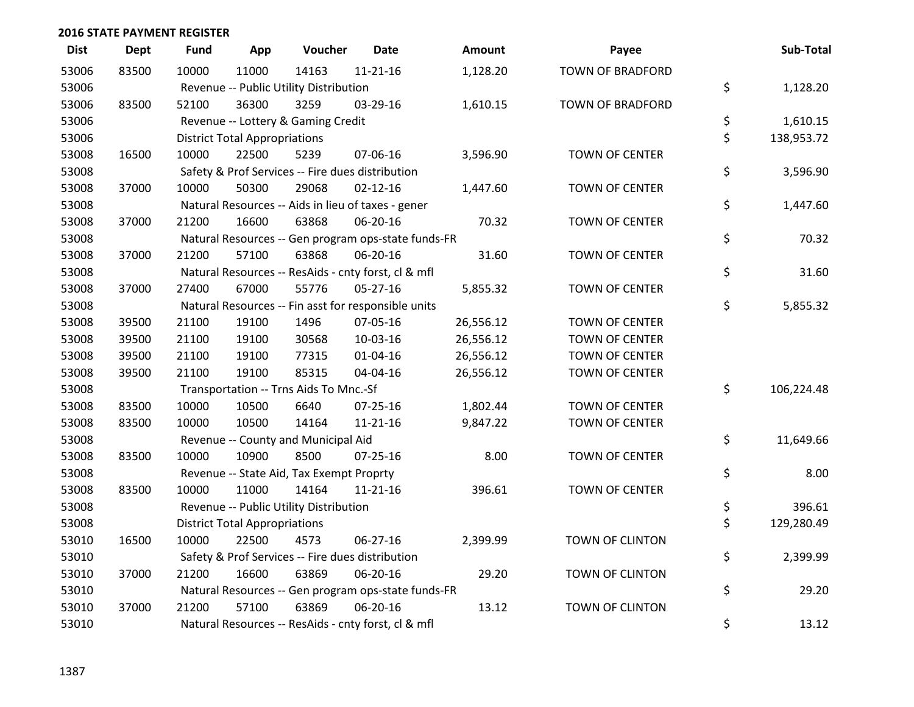## 2016 STATE PAYMENT REGISTER

| Dist | Dept | Fund | App | Voucher | Date | Amount | Payee | Sub-Total |
|---|---|---|---|---|---|---|---|---|
| 53006 | 83500 | 10000 | 11000 | 14163 | 11-21-16 | 1,128.20 | TOWN OF BRADFORD | |
| 53006 | | Revenue -- Public Utility Distribution | | | | | | $ 1,128.20 |
| 53006 | 83500 | 52100 | 36300 | 3259 | 03-29-16 | 1,610.15 | TOWN OF BRADFORD | |
| 53006 | | Revenue -- Lottery & Gaming Credit | | | | | | $ 1,610.15 |
| 53006 | | District Total Appropriations | | | | | | $ 138,953.72 |
| 53008 | 16500 | 10000 | 22500 | 5239 | 07-06-16 | 3,596.90 | TOWN OF CENTER | |
| 53008 | | Safety & Prof Services -- Fire dues distribution | | | | | | $ 3,596.90 |
| 53008 | 37000 | 10000 | 50300 | 29068 | 02-12-16 | 1,447.60 | TOWN OF CENTER | |
| 53008 | | Natural Resources -- Aids in lieu of taxes - gener | | | | | | $ 1,447.60 |
| 53008 | 37000 | 21200 | 16600 | 63868 | 06-20-16 | 70.32 | TOWN OF CENTER | |
| 53008 | | Natural Resources -- Gen program ops-state funds-FR | | | | | | $ 70.32 |
| 53008 | 37000 | 21200 | 57100 | 63868 | 06-20-16 | 31.60 | TOWN OF CENTER | |
| 53008 | | Natural Resources -- ResAids - cnty forst, cl & mfl | | | | | | $ 31.60 |
| 53008 | 37000 | 27400 | 67000 | 55776 | 05-27-16 | 5,855.32 | TOWN OF CENTER | |
| 53008 | | Natural Resources -- Fin asst for responsible units | | | | | | $ 5,855.32 |
| 53008 | 39500 | 21100 | 19100 | 1496 | 07-05-16 | 26,556.12 | TOWN OF CENTER | |
| 53008 | 39500 | 21100 | 19100 | 30568 | 10-03-16 | 26,556.12 | TOWN OF CENTER | |
| 53008 | 39500 | 21100 | 19100 | 77315 | 01-04-16 | 26,556.12 | TOWN OF CENTER | |
| 53008 | 39500 | 21100 | 19100 | 85315 | 04-04-16 | 26,556.12 | TOWN OF CENTER | |
| 53008 | | Transportation -- Trns Aids To Mnc.-Sf | | | | | | $ 106,224.48 |
| 53008 | 83500 | 10000 | 10500 | 6640 | 07-25-16 | 1,802.44 | TOWN OF CENTER | |
| 53008 | 83500 | 10000 | 10500 | 14164 | 11-21-16 | 9,847.22 | TOWN OF CENTER | |
| 53008 | | Revenue -- County and Municipal Aid | | | | | | $ 11,649.66 |
| 53008 | 83500 | 10000 | 10900 | 8500 | 07-25-16 | 8.00 | TOWN OF CENTER | |
| 53008 | | Revenue -- State Aid, Tax Exempt Proprty | | | | | | $ 8.00 |
| 53008 | 83500 | 10000 | 11000 | 14164 | 11-21-16 | 396.61 | TOWN OF CENTER | |
| 53008 | | Revenue -- Public Utility Distribution | | | | | | $ 396.61 |
| 53008 | | District Total Appropriations | | | | | | $ 129,280.49 |
| 53010 | 16500 | 10000 | 22500 | 4573 | 06-27-16 | 2,399.99 | TOWN OF CLINTON | |
| 53010 | | Safety & Prof Services -- Fire dues distribution | | | | | | $ 2,399.99 |
| 53010 | 37000 | 21200 | 16600 | 63869 | 06-20-16 | 29.20 | TOWN OF CLINTON | |
| 53010 | | Natural Resources -- Gen program ops-state funds-FR | | | | | | $ 29.20 |
| 53010 | 37000 | 21200 | 57100 | 63869 | 06-20-16 | 13.12 | TOWN OF CLINTON | |
| 53010 | | Natural Resources -- ResAids - cnty forst, cl & mfl | | | | | | $ 13.12 |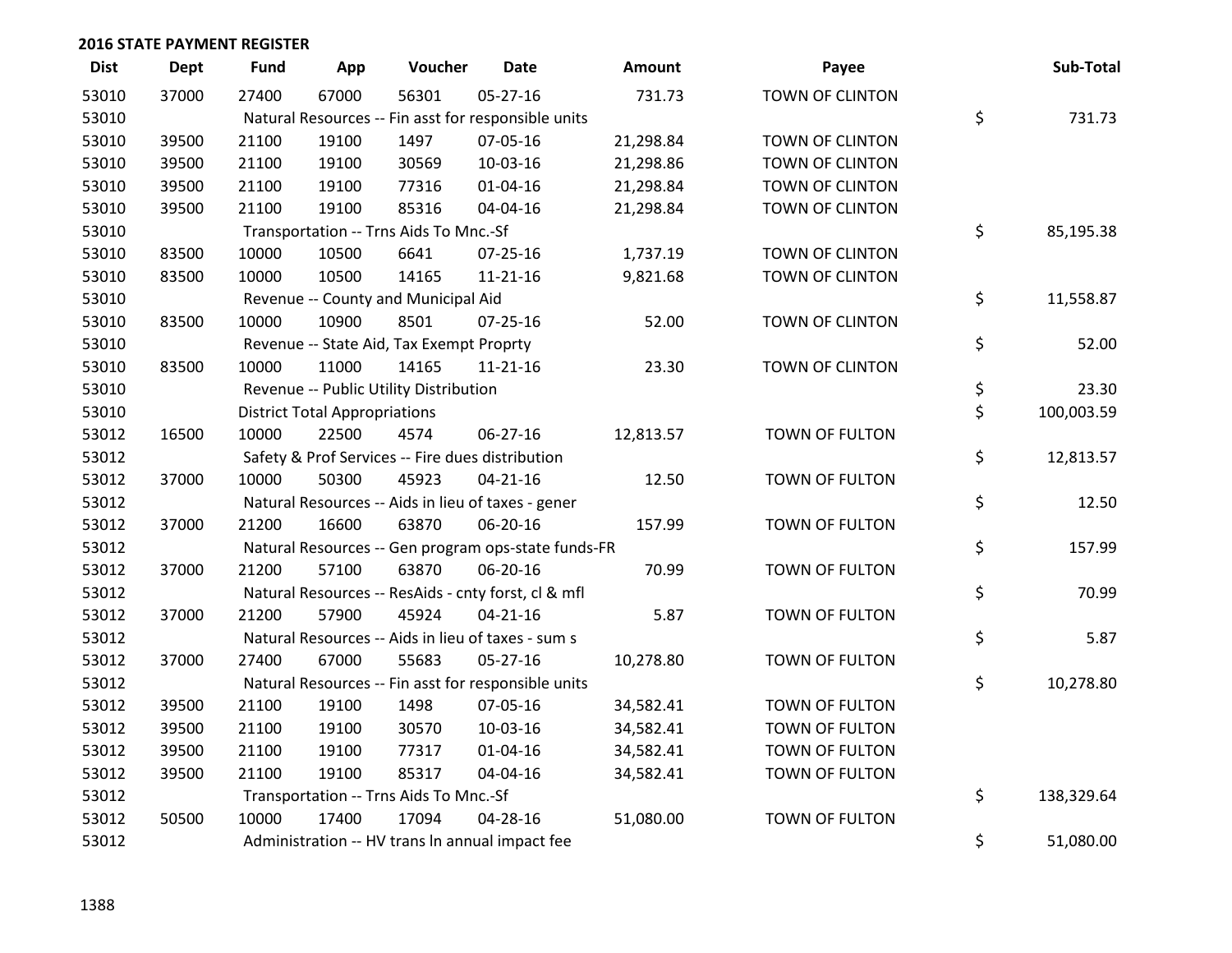## 2016 STATE PAYMENT REGISTER

| Dist | Dept | Fund | App | Voucher | Date | Amount | Payee | Sub-Total |
|---|---|---|---|---|---|---|---|---|
| 53010 | 37000 | 27400 | 67000 | 56301 | 05-27-16 | 731.73 | TOWN OF CLINTON | |
| 53010 | | Natural Resources -- Fin asst for responsible units | | | | | | $ 731.73 |
| 53010 | 39500 | 21100 | 19100 | 1497 | 07-05-16 | 21,298.84 | TOWN OF CLINTON | |
| 53010 | 39500 | 21100 | 19100 | 30569 | 10-03-16 | 21,298.86 | TOWN OF CLINTON | |
| 53010 | 39500 | 21100 | 19100 | 77316 | 01-04-16 | 21,298.84 | TOWN OF CLINTON | |
| 53010 | 39500 | 21100 | 19100 | 85316 | 04-04-16 | 21,298.84 | TOWN OF CLINTON | |
| 53010 | | Transportation -- Trns Aids To Mnc.-Sf | | | | | | $ 85,195.38 |
| 53010 | 83500 | 10000 | 10500 | 6641 | 07-25-16 | 1,737.19 | TOWN OF CLINTON | |
| 53010 | 83500 | 10000 | 10500 | 14165 | 11-21-16 | 9,821.68 | TOWN OF CLINTON | |
| 53010 | | Revenue -- County and Municipal Aid | | | | | | $ 11,558.87 |
| 53010 | 83500 | 10000 | 10900 | 8501 | 07-25-16 | 52.00 | TOWN OF CLINTON | |
| 53010 | | Revenue -- State Aid, Tax Exempt Proprty | | | | | | $ 52.00 |
| 53010 | 83500 | 10000 | 11000 | 14165 | 11-21-16 | 23.30 | TOWN OF CLINTON | |
| 53010 | | Revenue -- Public Utility Distribution | | | | | | $ 23.30 |
| 53010 | | District Total Appropriations | | | | | | $ 100,003.59 |
| 53012 | 16500 | 10000 | 22500 | 4574 | 06-27-16 | 12,813.57 | TOWN OF FULTON | |
| 53012 | | Safety & Prof Services -- Fire dues distribution | | | | | | $ 12,813.57 |
| 53012 | 37000 | 10000 | 50300 | 45923 | 04-21-16 | 12.50 | TOWN OF FULTON | |
| 53012 | | Natural Resources -- Aids in lieu of taxes - gener | | | | | | $ 12.50 |
| 53012 | 37000 | 21200 | 16600 | 63870 | 06-20-16 | 157.99 | TOWN OF FULTON | |
| 53012 | | Natural Resources -- Gen program ops-state funds-FR | | | | | | $ 157.99 |
| 53012 | 37000 | 21200 | 57100 | 63870 | 06-20-16 | 70.99 | TOWN OF FULTON | |
| 53012 | | Natural Resources -- ResAids - cnty forst, cl & mfl | | | | | | $ 70.99 |
| 53012 | 37000 | 21200 | 57900 | 45924 | 04-21-16 | 5.87 | TOWN OF FULTON | |
| 53012 | | Natural Resources -- Aids in lieu of taxes - sum s | | | | | | $ 5.87 |
| 53012 | 37000 | 27400 | 67000 | 55683 | 05-27-16 | 10,278.80 | TOWN OF FULTON | |
| 53012 | | Natural Resources -- Fin asst for responsible units | | | | | | $ 10,278.80 |
| 53012 | 39500 | 21100 | 19100 | 1498 | 07-05-16 | 34,582.41 | TOWN OF FULTON | |
| 53012 | 39500 | 21100 | 19100 | 30570 | 10-03-16 | 34,582.41 | TOWN OF FULTON | |
| 53012 | 39500 | 21100 | 19100 | 77317 | 01-04-16 | 34,582.41 | TOWN OF FULTON | |
| 53012 | 39500 | 21100 | 19100 | 85317 | 04-04-16 | 34,582.41 | TOWN OF FULTON | |
| 53012 | | Transportation -- Trns Aids To Mnc.-Sf | | | | | | $ 138,329.64 |
| 53012 | 50500 | 10000 | 17400 | 17094 | 04-28-16 | 51,080.00 | TOWN OF FULTON | |
| 53012 | | Administration -- HV trans ln annual impact fee | | | | | | $ 51,080.00 |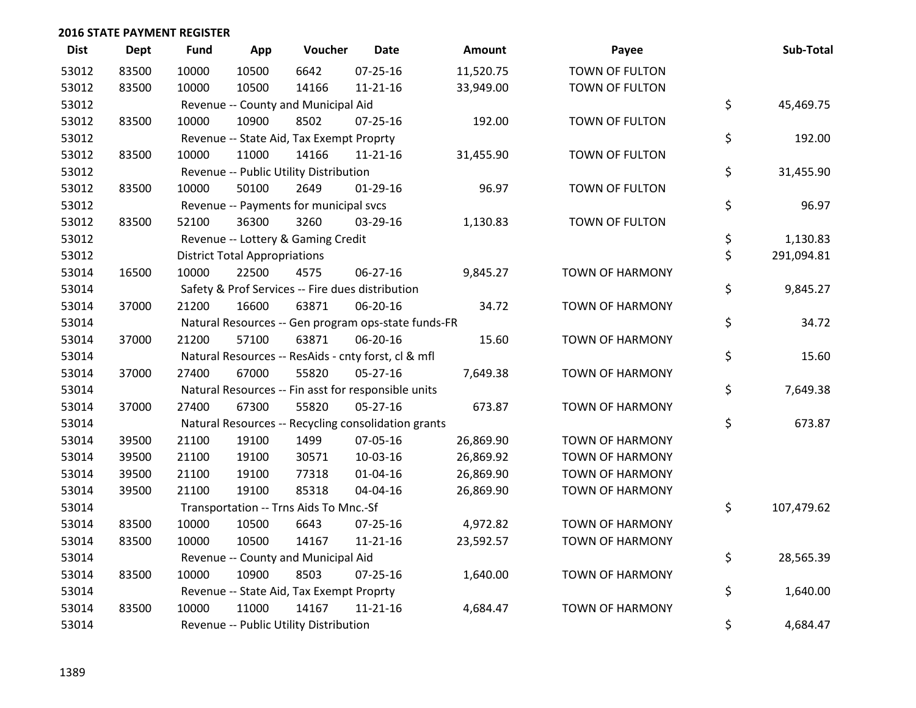## 2016 STATE PAYMENT REGISTER

| Dist | Dept | Fund | App | Voucher | Date | Amount | Payee | Sub-Total |
|---|---|---|---|---|---|---|---|---|
| 53012 | 83500 | 10000 | 10500 | 6642 | 07-25-16 | 11,520.75 | TOWN OF FULTON | |
| 53012 | 83500 | 10000 | 10500 | 14166 | 11-21-16 | 33,949.00 | TOWN OF FULTON | |
| 53012 | | Revenue -- County and Municipal Aid | | | | | | $ 45,469.75 |
| 53012 | 83500 | 10000 | 10900 | 8502 | 07-25-16 | 192.00 | TOWN OF FULTON | |
| 53012 | | Revenue -- State Aid, Tax Exempt Proprty | | | | | | $ 192.00 |
| 53012 | 83500 | 10000 | 11000 | 14166 | 11-21-16 | 31,455.90 | TOWN OF FULTON | |
| 53012 | | Revenue -- Public Utility Distribution | | | | | | $ 31,455.90 |
| 53012 | 83500 | 10000 | 50100 | 2649 | 01-29-16 | 96.97 | TOWN OF FULTON | |
| 53012 | | Revenue -- Payments for municipal svcs | | | | | | $ 96.97 |
| 53012 | 83500 | 52100 | 36300 | 3260 | 03-29-16 | 1,130.83 | TOWN OF FULTON | |
| 53012 | | Revenue -- Lottery & Gaming Credit | | | | | | $ 1,130.83 |
| 53012 | | District Total Appropriations | | | | | | $ 291,094.81 |
| 53014 | 16500 | 10000 | 22500 | 4575 | 06-27-16 | 9,845.27 | TOWN OF HARMONY | |
| 53014 | | Safety & Prof Services -- Fire dues distribution | | | | | | $ 9,845.27 |
| 53014 | 37000 | 21200 | 16600 | 63871 | 06-20-16 | 34.72 | TOWN OF HARMONY | |
| 53014 | | Natural Resources -- Gen program ops-state funds-FR | | | | | | $ 34.72 |
| 53014 | 37000 | 21200 | 57100 | 63871 | 06-20-16 | 15.60 | TOWN OF HARMONY | |
| 53014 | | Natural Resources -- ResAids - cnty forst, cl & mfl | | | | | | $ 15.60 |
| 53014 | 37000 | 27400 | 67000 | 55820 | 05-27-16 | 7,649.38 | TOWN OF HARMONY | |
| 53014 | | Natural Resources -- Fin asst for responsible units | | | | | | $ 7,649.38 |
| 53014 | 37000 | 27400 | 67300 | 55820 | 05-27-16 | 673.87 | TOWN OF HARMONY | |
| 53014 | | Natural Resources -- Recycling consolidation grants | | | | | | $ 673.87 |
| 53014 | 39500 | 21100 | 19100 | 1499 | 07-05-16 | 26,869.90 | TOWN OF HARMONY | |
| 53014 | 39500 | 21100 | 19100 | 30571 | 10-03-16 | 26,869.92 | TOWN OF HARMONY | |
| 53014 | 39500 | 21100 | 19100 | 77318 | 01-04-16 | 26,869.90 | TOWN OF HARMONY | |
| 53014 | 39500 | 21100 | 19100 | 85318 | 04-04-16 | 26,869.90 | TOWN OF HARMONY | |
| 53014 | | Transportation -- Trns Aids To Mnc.-Sf | | | | | | $ 107,479.62 |
| 53014 | 83500 | 10000 | 10500 | 6643 | 07-25-16 | 4,972.82 | TOWN OF HARMONY | |
| 53014 | 83500 | 10000 | 10500 | 14167 | 11-21-16 | 23,592.57 | TOWN OF HARMONY | |
| 53014 | | Revenue -- County and Municipal Aid | | | | | | $ 28,565.39 |
| 53014 | 83500 | 10000 | 10900 | 8503 | 07-25-16 | 1,640.00 | TOWN OF HARMONY | |
| 53014 | | Revenue -- State Aid, Tax Exempt Proprty | | | | | | $ 1,640.00 |
| 53014 | 83500 | 10000 | 11000 | 14167 | 11-21-16 | 4,684.47 | TOWN OF HARMONY | |
| 53014 | | Revenue -- Public Utility Distribution | | | | | | $ 4,684.47 |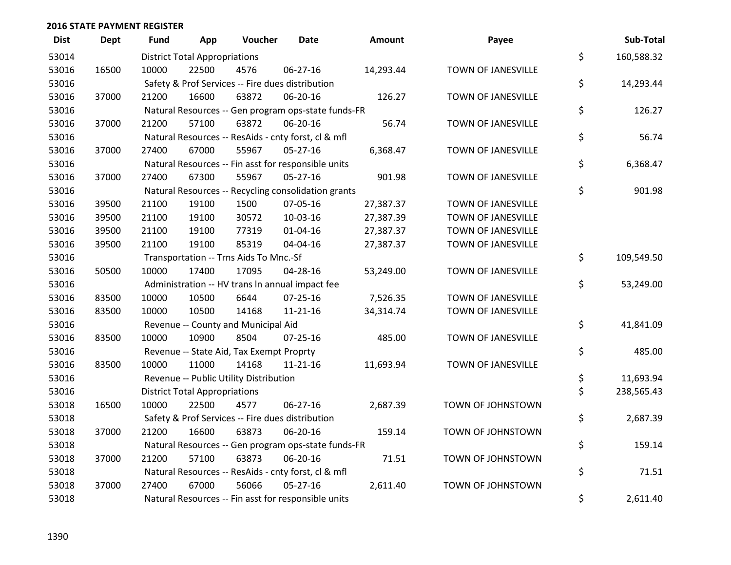## 2016 STATE PAYMENT REGISTER

| Dist | Dept | Fund | App | Voucher | Date | Amount | Payee | Sub-Total |
|---|---|---|---|---|---|---|---|---|
| 53014 | | District Total Appropriations | | | | | | $ 160,588.32 |
| 53016 | 16500 | 10000 | 22500 | 4576 | 06-27-16 | 14,293.44 | TOWN OF JANESVILLE | |
| 53016 | | Safety & Prof Services -- Fire dues distribution | | | | | | $ 14,293.44 |
| 53016 | 37000 | 21200 | 16600 | 63872 | 06-20-16 | 126.27 | TOWN OF JANESVILLE | |
| 53016 | | Natural Resources -- Gen program ops-state funds-FR | | | | | | $ 126.27 |
| 53016 | 37000 | 21200 | 57100 | 63872 | 06-20-16 | 56.74 | TOWN OF JANESVILLE | |
| 53016 | | Natural Resources -- ResAids - cnty forst, cl & mfl | | | | | | $ 56.74 |
| 53016 | 37000 | 27400 | 67000 | 55967 | 05-27-16 | 6,368.47 | TOWN OF JANESVILLE | |
| 53016 | | Natural Resources -- Fin asst for responsible units | | | | | | $ 6,368.47 |
| 53016 | 37000 | 27400 | 67300 | 55967 | 05-27-16 | 901.98 | TOWN OF JANESVILLE | |
| 53016 | | Natural Resources -- Recycling consolidation grants | | | | | | $ 901.98 |
| 53016 | 39500 | 21100 | 19100 | 1500 | 07-05-16 | 27,387.37 | TOWN OF JANESVILLE | |
| 53016 | 39500 | 21100 | 19100 | 30572 | 10-03-16 | 27,387.39 | TOWN OF JANESVILLE | |
| 53016 | 39500 | 21100 | 19100 | 77319 | 01-04-16 | 27,387.37 | TOWN OF JANESVILLE | |
| 53016 | 39500 | 21100 | 19100 | 85319 | 04-04-16 | 27,387.37 | TOWN OF JANESVILLE | |
| 53016 | | Transportation -- Trns Aids To Mnc.-Sf | | | | | | $ 109,549.50 |
| 53016 | 50500 | 10000 | 17400 | 17095 | 04-28-16 | 53,249.00 | TOWN OF JANESVILLE | |
| 53016 | | Administration -- HV trans ln annual impact fee | | | | | | $ 53,249.00 |
| 53016 | 83500 | 10000 | 10500 | 6644 | 07-25-16 | 7,526.35 | TOWN OF JANESVILLE | |
| 53016 | 83500 | 10000 | 10500 | 14168 | 11-21-16 | 34,314.74 | TOWN OF JANESVILLE | |
| 53016 | | Revenue -- County and Municipal Aid | | | | | | $ 41,841.09 |
| 53016 | 83500 | 10000 | 10900 | 8504 | 07-25-16 | 485.00 | TOWN OF JANESVILLE | |
| 53016 | | Revenue -- State Aid, Tax Exempt Proprty | | | | | | $ 485.00 |
| 53016 | 83500 | 10000 | 11000 | 14168 | 11-21-16 | 11,693.94 | TOWN OF JANESVILLE | |
| 53016 | | Revenue -- Public Utility Distribution | | | | | | $ 11,693.94 |
| 53016 | | District Total Appropriations | | | | | | $ 238,565.43 |
| 53018 | 16500 | 10000 | 22500 | 4577 | 06-27-16 | 2,687.39 | TOWN OF JOHNSTOWN | |
| 53018 | | Safety & Prof Services -- Fire dues distribution | | | | | | $ 2,687.39 |
| 53018 | 37000 | 21200 | 16600 | 63873 | 06-20-16 | 159.14 | TOWN OF JOHNSTOWN | |
| 53018 | | Natural Resources -- Gen program ops-state funds-FR | | | | | | $ 159.14 |
| 53018 | 37000 | 21200 | 57100 | 63873 | 06-20-16 | 71.51 | TOWN OF JOHNSTOWN | |
| 53018 | | Natural Resources -- ResAids - cnty forst, cl & mfl | | | | | | $ 71.51 |
| 53018 | 37000 | 27400 | 67000 | 56066 | 05-27-16 | 2,611.40 | TOWN OF JOHNSTOWN | |
| 53018 | | Natural Resources -- Fin asst for responsible units | | | | | | $ 2,611.40 |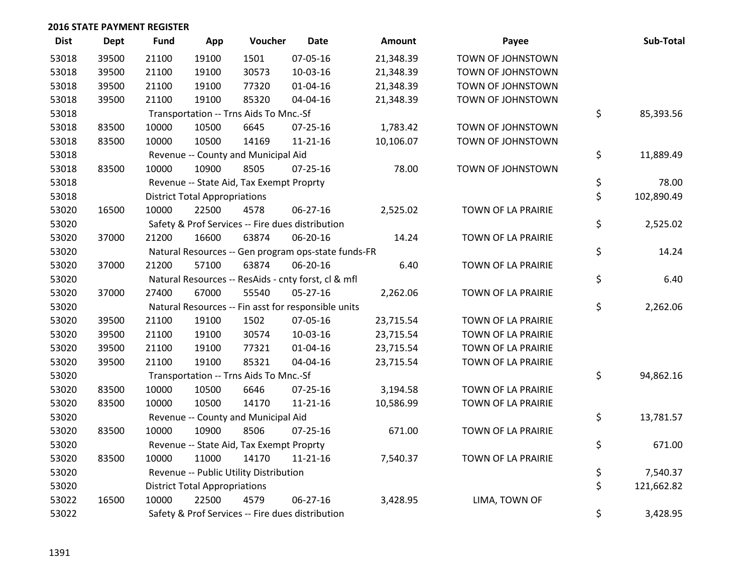## 2016 STATE PAYMENT REGISTER

| Dist | Dept | Fund | App | Voucher | Date | Amount | Payee | Sub-Total |
|---|---|---|---|---|---|---|---|---|
| 53018 | 39500 | 21100 | 19100 | 1501 | 07-05-16 | 21,348.39 | TOWN OF JOHNSTOWN | |
| 53018 | 39500 | 21100 | 19100 | 30573 | 10-03-16 | 21,348.39 | TOWN OF JOHNSTOWN | |
| 53018 | 39500 | 21100 | 19100 | 77320 | 01-04-16 | 21,348.39 | TOWN OF JOHNSTOWN | |
| 53018 | 39500 | 21100 | 19100 | 85320 | 04-04-16 | 21,348.39 | TOWN OF JOHNSTOWN | |
| 53018 | | Transportation -- Trns Aids To Mnc.-Sf | | | | | | $ 85,393.56 |
| 53018 | 83500 | 10000 | 10500 | 6645 | 07-25-16 | 1,783.42 | TOWN OF JOHNSTOWN | |
| 53018 | 83500 | 10000 | 10500 | 14169 | 11-21-16 | 10,106.07 | TOWN OF JOHNSTOWN | |
| 53018 | | Revenue -- County and Municipal Aid | | | | | | $ 11,889.49 |
| 53018 | 83500 | 10000 | 10900 | 8505 | 07-25-16 | 78.00 | TOWN OF JOHNSTOWN | |
| 53018 | | Revenue -- State Aid, Tax Exempt Proprty | | | | | | $ 78.00 |
| 53018 | | District Total Appropriations | | | | | | $ 102,890.49 |
| 53020 | 16500 | 10000 | 22500 | 4578 | 06-27-16 | 2,525.02 | TOWN OF LA PRAIRIE | |
| 53020 | | Safety & Prof Services -- Fire dues distribution | | | | | | $ 2,525.02 |
| 53020 | 37000 | 21200 | 16600 | 63874 | 06-20-16 | 14.24 | TOWN OF LA PRAIRIE | |
| 53020 | | Natural Resources -- Gen program ops-state funds-FR | | | | | | $ 14.24 |
| 53020 | 37000 | 21200 | 57100 | 63874 | 06-20-16 | 6.40 | TOWN OF LA PRAIRIE | |
| 53020 | | Natural Resources -- ResAids - cnty forst, cl & mfl | | | | | | $ 6.40 |
| 53020 | 37000 | 27400 | 67000 | 55540 | 05-27-16 | 2,262.06 | TOWN OF LA PRAIRIE | |
| 53020 | | Natural Resources -- Fin asst for responsible units | | | | | | $ 2,262.06 |
| 53020 | 39500 | 21100 | 19100 | 1502 | 07-05-16 | 23,715.54 | TOWN OF LA PRAIRIE | |
| 53020 | 39500 | 21100 | 19100 | 30574 | 10-03-16 | 23,715.54 | TOWN OF LA PRAIRIE | |
| 53020 | 39500 | 21100 | 19100 | 77321 | 01-04-16 | 23,715.54 | TOWN OF LA PRAIRIE | |
| 53020 | 39500 | 21100 | 19100 | 85321 | 04-04-16 | 23,715.54 | TOWN OF LA PRAIRIE | |
| 53020 | | Transportation -- Trns Aids To Mnc.-Sf | | | | | | $ 94,862.16 |
| 53020 | 83500 | 10000 | 10500 | 6646 | 07-25-16 | 3,194.58 | TOWN OF LA PRAIRIE | |
| 53020 | 83500 | 10000 | 10500 | 14170 | 11-21-16 | 10,586.99 | TOWN OF LA PRAIRIE | |
| 53020 | | Revenue -- County and Municipal Aid | | | | | | $ 13,781.57 |
| 53020 | 83500 | 10000 | 10900 | 8506 | 07-25-16 | 671.00 | TOWN OF LA PRAIRIE | |
| 53020 | | Revenue -- State Aid, Tax Exempt Proprty | | | | | | $ 671.00 |
| 53020 | 83500 | 10000 | 11000 | 14170 | 11-21-16 | 7,540.37 | TOWN OF LA PRAIRIE | |
| 53020 | | Revenue -- Public Utility Distribution | | | | | | $ 7,540.37 |
| 53020 | | District Total Appropriations | | | | | | $ 121,662.82 |
| 53022 | 16500 | 10000 | 22500 | 4579 | 06-27-16 | 3,428.95 | LIMA, TOWN OF | |
| 53022 | | Safety & Prof Services -- Fire dues distribution | | | | | | $ 3,428.95 |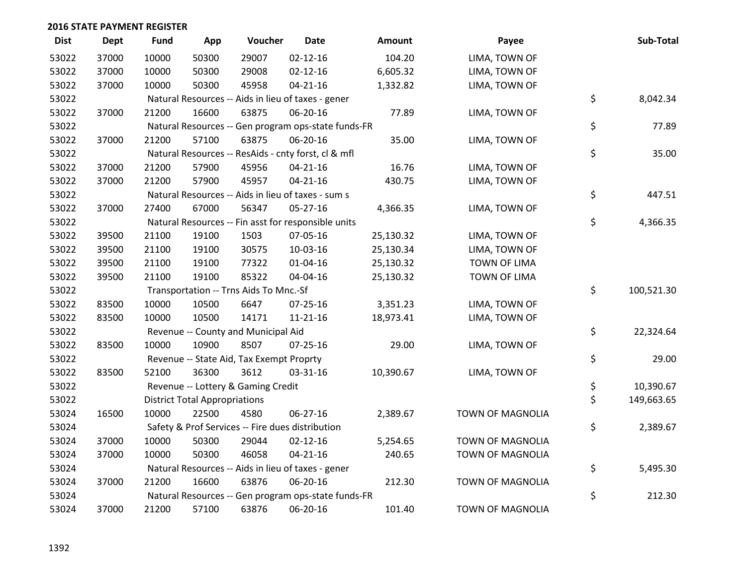## 2016 STATE PAYMENT REGISTER

| Dist | Dept | Fund | App | Voucher | Date | Amount | Payee | Sub-Total |
|---|---|---|---|---|---|---|---|---|
| 53022 | 37000 | 10000 | 50300 | 29007 | 02-12-16 | 104.20 | LIMA, TOWN OF | |
| 53022 | 37000 | 10000 | 50300 | 29008 | 02-12-16 | 6,605.32 | LIMA, TOWN OF | |
| 53022 | 37000 | 10000 | 50300 | 45958 | 04-21-16 | 1,332.82 | LIMA, TOWN OF | |
| 53022 | | Natural Resources -- Aids in lieu of taxes - gener | | | | | | $ 8,042.34 |
| 53022 | 37000 | 21200 | 16600 | 63875 | 06-20-16 | 77.89 | LIMA, TOWN OF | |
| 53022 | | Natural Resources -- Gen program ops-state funds-FR | | | | | | $ 77.89 |
| 53022 | 37000 | 21200 | 57100 | 63875 | 06-20-16 | 35.00 | LIMA, TOWN OF | |
| 53022 | | Natural Resources -- ResAids - cnty forst, cl & mfl | | | | | | $ 35.00 |
| 53022 | 37000 | 21200 | 57900 | 45956 | 04-21-16 | 16.76 | LIMA, TOWN OF | |
| 53022 | 37000 | 21200 | 57900 | 45957 | 04-21-16 | 430.75 | LIMA, TOWN OF | |
| 53022 | | Natural Resources -- Aids in lieu of taxes - sum s | | | | | | $ 447.51 |
| 53022 | 37000 | 27400 | 67000 | 56347 | 05-27-16 | 4,366.35 | LIMA, TOWN OF | |
| 53022 | | Natural Resources -- Fin asst for responsible units | | | | | | $ 4,366.35 |
| 53022 | 39500 | 21100 | 19100 | 1503 | 07-05-16 | 25,130.32 | LIMA, TOWN OF | |
| 53022 | 39500 | 21100 | 19100 | 30575 | 10-03-16 | 25,130.34 | LIMA, TOWN OF | |
| 53022 | 39500 | 21100 | 19100 | 77322 | 01-04-16 | 25,130.32 | TOWN OF LIMA | |
| 53022 | 39500 | 21100 | 19100 | 85322 | 04-04-16 | 25,130.32 | TOWN OF LIMA | |
| 53022 | | Transportation -- Trns Aids To Mnc.-Sf | | | | | | $ 100,521.30 |
| 53022 | 83500 | 10000 | 10500 | 6647 | 07-25-16 | 3,351.23 | LIMA, TOWN OF | |
| 53022 | 83500 | 10000 | 10500 | 14171 | 11-21-16 | 18,973.41 | LIMA, TOWN OF | |
| 53022 | | Revenue -- County and Municipal Aid | | | | | | $ 22,324.64 |
| 53022 | 83500 | 10000 | 10900 | 8507 | 07-25-16 | 29.00 | LIMA, TOWN OF | |
| 53022 | | Revenue -- State Aid, Tax Exempt Proprty | | | | | | $ 29.00 |
| 53022 | 83500 | 52100 | 36300 | 3612 | 03-31-16 | 10,390.67 | LIMA, TOWN OF | |
| 53022 | | Revenue -- Lottery & Gaming Credit | | | | | | $ 10,390.67 |
| 53022 | | District Total Appropriations | | | | | | $ 149,663.65 |
| 53024 | 16500 | 10000 | 22500 | 4580 | 06-27-16 | 2,389.67 | TOWN OF MAGNOLIA | |
| 53024 | | Safety & Prof Services -- Fire dues distribution | | | | | | $ 2,389.67 |
| 53024 | 37000 | 10000 | 50300 | 29044 | 02-12-16 | 5,254.65 | TOWN OF MAGNOLIA | |
| 53024 | 37000 | 10000 | 50300 | 46058 | 04-21-16 | 240.65 | TOWN OF MAGNOLIA | |
| 53024 | | Natural Resources -- Aids in lieu of taxes - gener | | | | | | $ 5,495.30 |
| 53024 | 37000 | 21200 | 16600 | 63876 | 06-20-16 | 212.30 | TOWN OF MAGNOLIA | |
| 53024 | | Natural Resources -- Gen program ops-state funds-FR | | | | | | $ 212.30 |
| 53024 | 37000 | 21200 | 57100 | 63876 | 06-20-16 | 101.40 | TOWN OF MAGNOLIA | |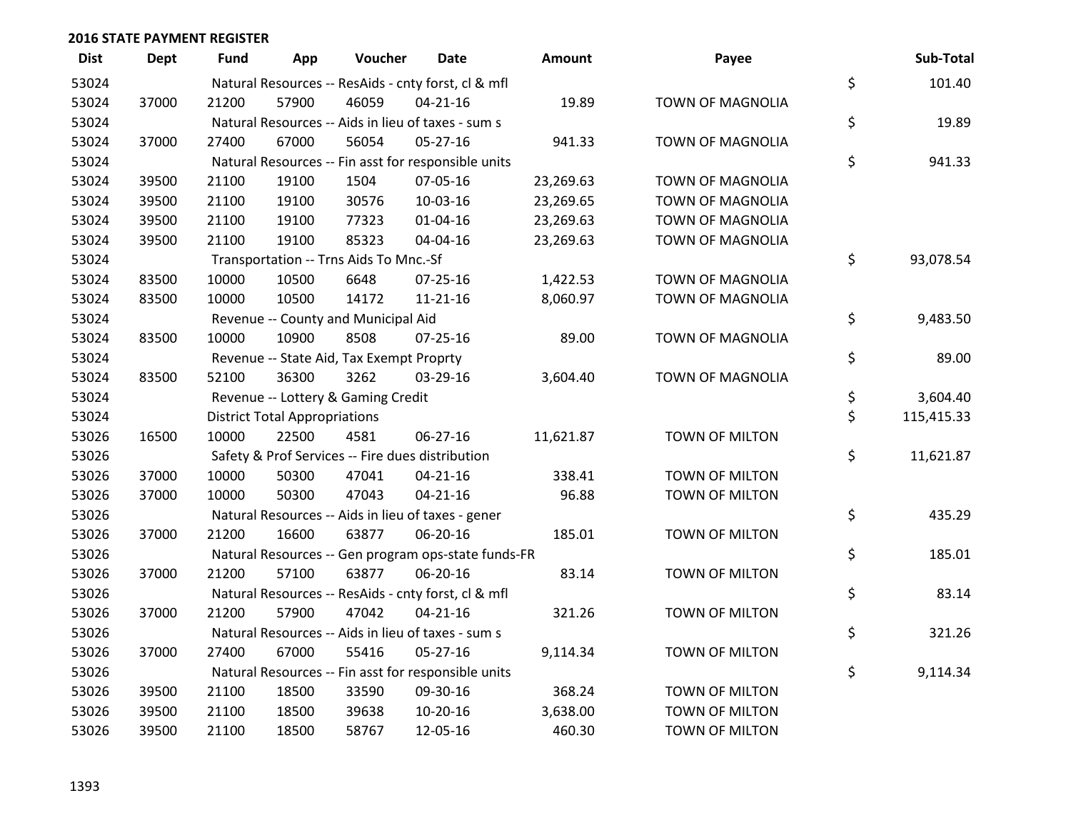## 2016 STATE PAYMENT REGISTER

| Dist | Dept | Fund | App | Voucher | Date | Amount | Payee | Sub-Total |
|---|---|---|---|---|---|---|---|---|
| 53024 | | Natural Resources -- ResAids - cnty forst, cl & mfl | | | | | | $ 101.40 |
| 53024 | 37000 | 21200 | 57900 | 46059 | 04-21-16 | 19.89 | TOWN OF MAGNOLIA | |
| 53024 | | Natural Resources -- Aids in lieu of taxes - sum s | | | | | | $ 19.89 |
| 53024 | 37000 | 27400 | 67000 | 56054 | 05-27-16 | 941.33 | TOWN OF MAGNOLIA | |
| 53024 | | Natural Resources -- Fin asst for responsible units | | | | | | $ 941.33 |
| 53024 | 39500 | 21100 | 19100 | 1504 | 07-05-16 | 23,269.63 | TOWN OF MAGNOLIA | |
| 53024 | 39500 | 21100 | 19100 | 30576 | 10-03-16 | 23,269.65 | TOWN OF MAGNOLIA | |
| 53024 | 39500 | 21100 | 19100 | 77323 | 01-04-16 | 23,269.63 | TOWN OF MAGNOLIA | |
| 53024 | 39500 | 21100 | 19100 | 85323 | 04-04-16 | 23,269.63 | TOWN OF MAGNOLIA | |
| 53024 | | Transportation -- Trns Aids To Mnc.-Sf | | | | | | $ 93,078.54 |
| 53024 | 83500 | 10000 | 10500 | 6648 | 07-25-16 | 1,422.53 | TOWN OF MAGNOLIA | |
| 53024 | 83500 | 10000 | 10500 | 14172 | 11-21-16 | 8,060.97 | TOWN OF MAGNOLIA | |
| 53024 | | Revenue -- County and Municipal Aid | | | | | | $ 9,483.50 |
| 53024 | 83500 | 10000 | 10900 | 8508 | 07-25-16 | 89.00 | TOWN OF MAGNOLIA | |
| 53024 | | Revenue -- State Aid, Tax Exempt Proprty | | | | | | $ 89.00 |
| 53024 | 83500 | 52100 | 36300 | 3262 | 03-29-16 | 3,604.40 | TOWN OF MAGNOLIA | |
| 53024 | | Revenue -- Lottery & Gaming Credit | | | | | | $ 3,604.40 |
| 53024 | | District Total Appropriations | | | | | | $ 115,415.33 |
| 53026 | 16500 | 10000 | 22500 | 4581 | 06-27-16 | 11,621.87 | TOWN OF MILTON | |
| 53026 | | Safety & Prof Services -- Fire dues distribution | | | | | | $ 11,621.87 |
| 53026 | 37000 | 10000 | 50300 | 47041 | 04-21-16 | 338.41 | TOWN OF MILTON | |
| 53026 | 37000 | 10000 | 50300 | 47043 | 04-21-16 | 96.88 | TOWN OF MILTON | |
| 53026 | | Natural Resources -- Aids in lieu of taxes - gener | | | | | | $ 435.29 |
| 53026 | 37000 | 21200 | 16600 | 63877 | 06-20-16 | 185.01 | TOWN OF MILTON | |
| 53026 | | Natural Resources -- Gen program ops-state funds-FR | | | | | | $ 185.01 |
| 53026 | 37000 | 21200 | 57100 | 63877 | 06-20-16 | 83.14 | TOWN OF MILTON | |
| 53026 | | Natural Resources -- ResAids - cnty forst, cl & mfl | | | | | | $ 83.14 |
| 53026 | 37000 | 21200 | 57900 | 47042 | 04-21-16 | 321.26 | TOWN OF MILTON | |
| 53026 | | Natural Resources -- Aids in lieu of taxes - sum s | | | | | | $ 321.26 |
| 53026 | 37000 | 27400 | 67000 | 55416 | 05-27-16 | 9,114.34 | TOWN OF MILTON | |
| 53026 | | Natural Resources -- Fin asst for responsible units | | | | | | $ 9,114.34 |
| 53026 | 39500 | 21100 | 18500 | 33590 | 09-30-16 | 368.24 | TOWN OF MILTON | |
| 53026 | 39500 | 21100 | 18500 | 39638 | 10-20-16 | 3,638.00 | TOWN OF MILTON | |
| 53026 | 39500 | 21100 | 18500 | 58767 | 12-05-16 | 460.30 | TOWN OF MILTON | |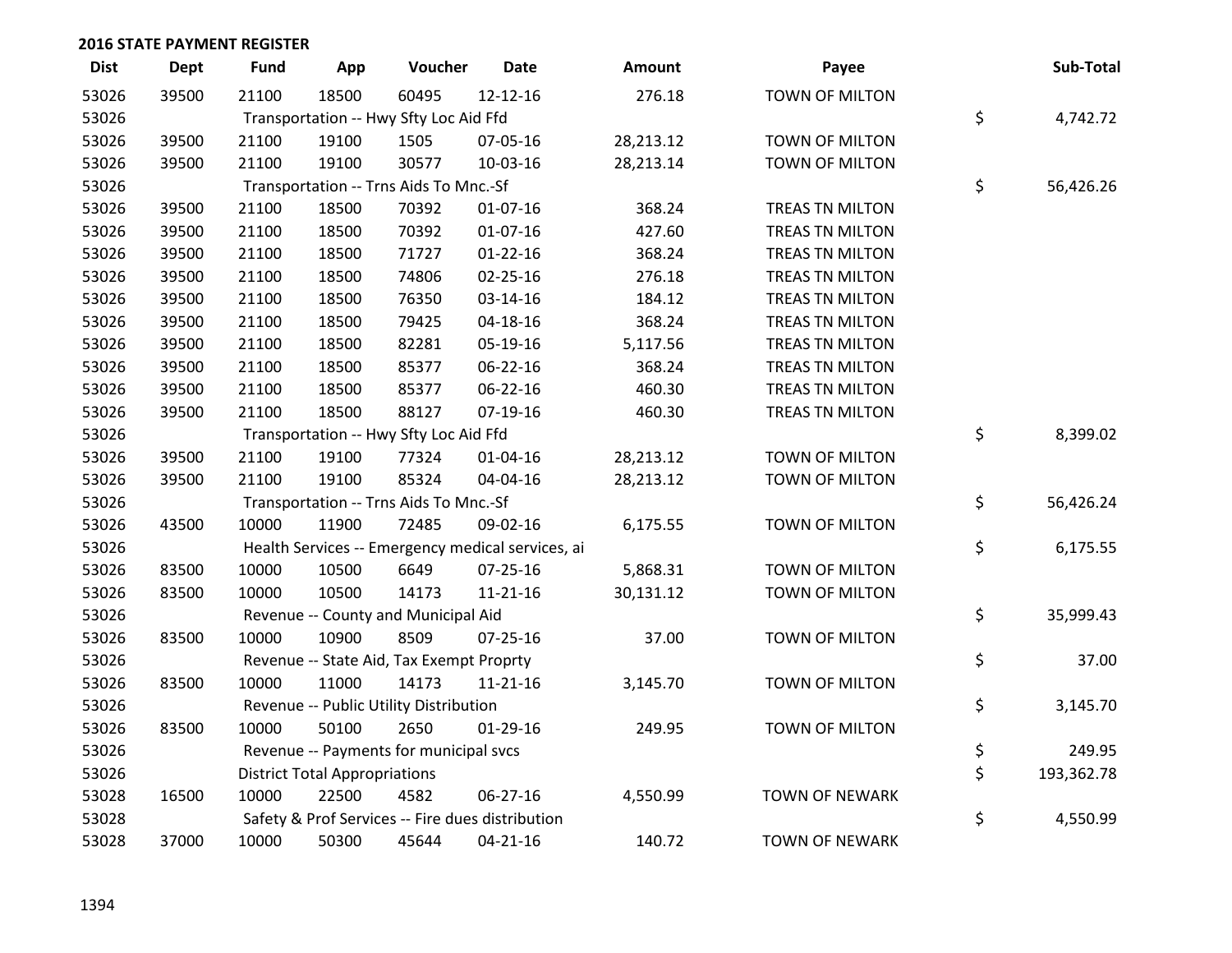## 2016 STATE PAYMENT REGISTER

| Dist | Dept | Fund | App | Voucher | Date | Amount | Payee | | Sub-Total |
|---|---|---|---|---|---|---|---|---|---|
| 53026 | 39500 | 21100 | 18500 | 60495 | 12-12-16 | 276.18 | TOWN OF MILTON | | |
| 53026 | | Transportation -- Hwy Sfty Loc Aid Ffd | | | | | | $ | 4,742.72 |
| 53026 | 39500 | 21100 | 19100 | 1505 | 07-05-16 | 28,213.12 | TOWN OF MILTON | | |
| 53026 | 39500 | 21100 | 19100 | 30577 | 10-03-16 | 28,213.14 | TOWN OF MILTON | | |
| 53026 | | Transportation -- Trns Aids To Mnc.-Sf | | | | | | $ | 56,426.26 |
| 53026 | 39500 | 21100 | 18500 | 70392 | 01-07-16 | 368.24 | TREAS TN MILTON | | |
| 53026 | 39500 | 21100 | 18500 | 70392 | 01-07-16 | 427.60 | TREAS TN MILTON | | |
| 53026 | 39500 | 21100 | 18500 | 71727 | 01-22-16 | 368.24 | TREAS TN MILTON | | |
| 53026 | 39500 | 21100 | 18500 | 74806 | 02-25-16 | 276.18 | TREAS TN MILTON | | |
| 53026 | 39500 | 21100 | 18500 | 76350 | 03-14-16 | 184.12 | TREAS TN MILTON | | |
| 53026 | 39500 | 21100 | 18500 | 79425 | 04-18-16 | 368.24 | TREAS TN MILTON | | |
| 53026 | 39500 | 21100 | 18500 | 82281 | 05-19-16 | 5,117.56 | TREAS TN MILTON | | |
| 53026 | 39500 | 21100 | 18500 | 85377 | 06-22-16 | 368.24 | TREAS TN MILTON | | |
| 53026 | 39500 | 21100 | 18500 | 85377 | 06-22-16 | 460.30 | TREAS TN MILTON | | |
| 53026 | 39500 | 21100 | 18500 | 88127 | 07-19-16 | 460.30 | TREAS TN MILTON | | |
| 53026 | | Transportation -- Hwy Sfty Loc Aid Ffd | | | | | | $ | 8,399.02 |
| 53026 | 39500 | 21100 | 19100 | 77324 | 01-04-16 | 28,213.12 | TOWN OF MILTON | | |
| 53026 | 39500 | 21100 | 19100 | 85324 | 04-04-16 | 28,213.12 | TOWN OF MILTON | | |
| 53026 | | Transportation -- Trns Aids To Mnc.-Sf | | | | | | $ | 56,426.24 |
| 53026 | 43500 | 10000 | 11900 | 72485 | 09-02-16 | 6,175.55 | TOWN OF MILTON | | |
| 53026 | | Health Services -- Emergency medical services, ai | | | | | | $ | 6,175.55 |
| 53026 | 83500 | 10000 | 10500 | 6649 | 07-25-16 | 5,868.31 | TOWN OF MILTON | | |
| 53026 | 83500 | 10000 | 10500 | 14173 | 11-21-16 | 30,131.12 | TOWN OF MILTON | | |
| 53026 | | Revenue -- County and Municipal Aid | | | | | | $ | 35,999.43 |
| 53026 | 83500 | 10000 | 10900 | 8509 | 07-25-16 | 37.00 | TOWN OF MILTON | | |
| 53026 | | Revenue -- State Aid, Tax Exempt Proprty | | | | | | $ | 37.00 |
| 53026 | 83500 | 10000 | 11000 | 14173 | 11-21-16 | 3,145.70 | TOWN OF MILTON | | |
| 53026 | | Revenue -- Public Utility Distribution | | | | | | $ | 3,145.70 |
| 53026 | 83500 | 10000 | 50100 | 2650 | 01-29-16 | 249.95 | TOWN OF MILTON | | |
| 53026 | | Revenue -- Payments for municipal svcs | | | | | | $ | 249.95 |
| 53026 | | District Total Appropriations | | | | | | $ | 193,362.78 |
| 53028 | 16500 | 10000 | 22500 | 4582 | 06-27-16 | 4,550.99 | TOWN OF NEWARK | | |
| 53028 | | Safety & Prof Services -- Fire dues distribution | | | | | | $ | 4,550.99 |
| 53028 | 37000 | 10000 | 50300 | 45644 | 04-21-16 | 140.72 | TOWN OF NEWARK | | |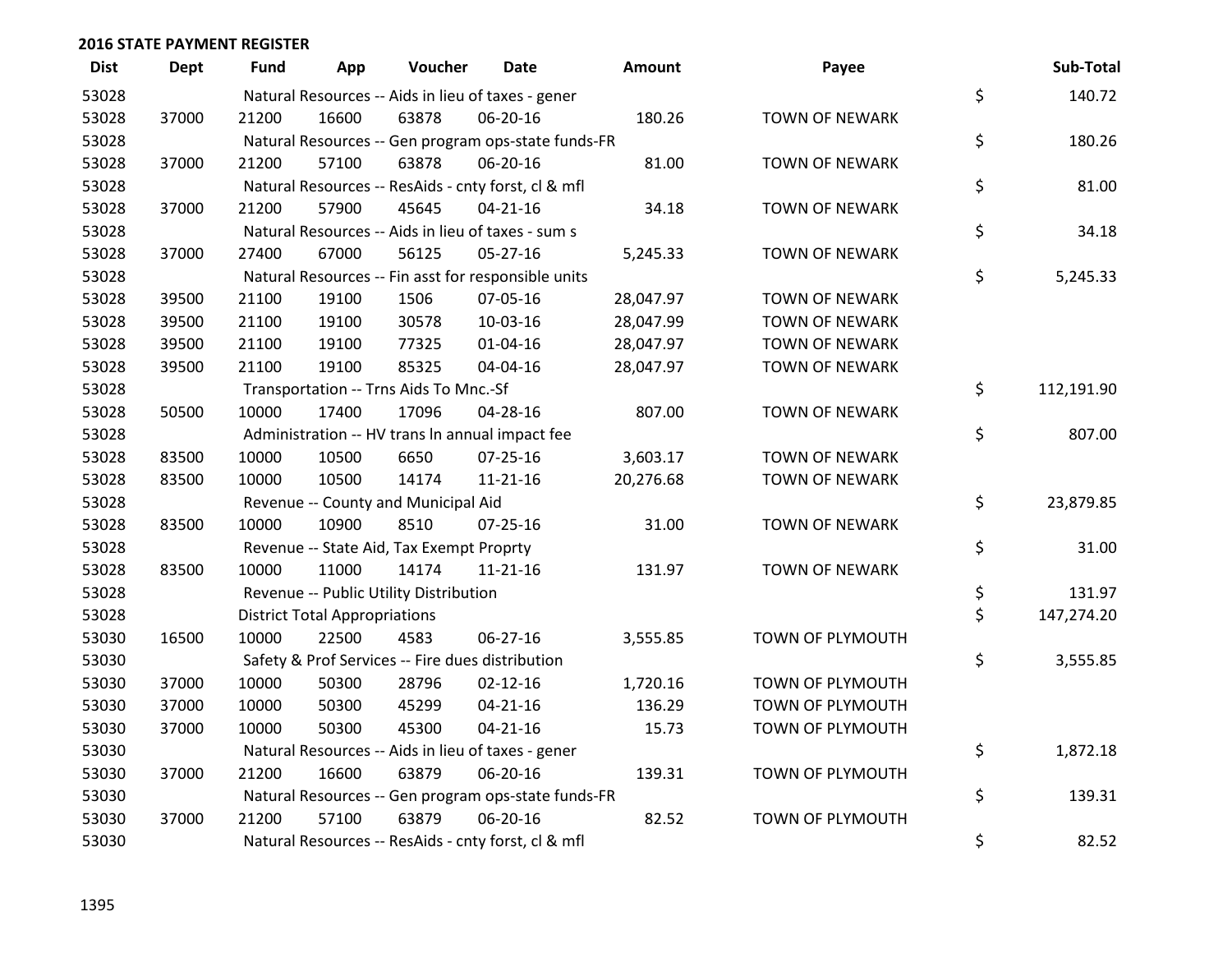**2016 STATE PAYMENT REGISTER**

| Dist | Dept | Fund | App | Voucher | Date | Amount | Payee | | Sub-Total |
|---|---|---|---|---|---|---|---|---|---|
| 53028 | | Natural Resources -- Aids in lieu of taxes - gener | | | | | | $ | 140.72 |
| 53028 | 37000 | 21200 | 16600 | 63878 | 06-20-16 | 180.26 | TOWN OF NEWARK | | |
| 53028 | | Natural Resources -- Gen program ops-state funds-FR | | | | | | $ | 180.26 |
| 53028 | 37000 | 21200 | 57100 | 63878 | 06-20-16 | 81.00 | TOWN OF NEWARK | | |
| 53028 | | Natural Resources -- ResAids - cnty forst, cl & mfl | | | | | | $ | 81.00 |
| 53028 | 37000 | 21200 | 57900 | 45645 | 04-21-16 | 34.18 | TOWN OF NEWARK | | |
| 53028 | | Natural Resources -- Aids in lieu of taxes - sum s | | | | | | $ | 34.18 |
| 53028 | 37000 | 27400 | 67000 | 56125 | 05-27-16 | 5,245.33 | TOWN OF NEWARK | | |
| 53028 | | Natural Resources -- Fin asst for responsible units | | | | | | $ | 5,245.33 |
| 53028 | 39500 | 21100 | 19100 | 1506 | 07-05-16 | 28,047.97 | TOWN OF NEWARK | | |
| 53028 | 39500 | 21100 | 19100 | 30578 | 10-03-16 | 28,047.99 | TOWN OF NEWARK | | |
| 53028 | 39500 | 21100 | 19100 | 77325 | 01-04-16 | 28,047.97 | TOWN OF NEWARK | | |
| 53028 | 39500 | 21100 | 19100 | 85325 | 04-04-16 | 28,047.97 | TOWN OF NEWARK | | |
| 53028 | | Transportation -- Trns Aids To Mnc.-Sf | | | | | | $ | 112,191.90 |
| 53028 | 50500 | 10000 | 17400 | 17096 | 04-28-16 | 807.00 | TOWN OF NEWARK | | |
| 53028 | | Administration -- HV trans ln annual impact fee | | | | | | $ | 807.00 |
| 53028 | 83500 | 10000 | 10500 | 6650 | 07-25-16 | 3,603.17 | TOWN OF NEWARK | | |
| 53028 | 83500 | 10000 | 10500 | 14174 | 11-21-16 | 20,276.68 | TOWN OF NEWARK | | |
| 53028 | | Revenue -- County and Municipal Aid | | | | | | $ | 23,879.85 |
| 53028 | 83500 | 10000 | 10900 | 8510 | 07-25-16 | 31.00 | TOWN OF NEWARK | | |
| 53028 | | Revenue -- State Aid, Tax Exempt Proprty | | | | | | $ | 31.00 |
| 53028 | 83500 | 10000 | 11000 | 14174 | 11-21-16 | 131.97 | TOWN OF NEWARK | | |
| 53028 | | Revenue -- Public Utility Distribution | | | | | | $ | 131.97 |
| 53028 | | District Total Appropriations | | | | | | $ | 147,274.20 |
| 53030 | 16500 | 10000 | 22500 | 4583 | 06-27-16 | 3,555.85 | TOWN OF PLYMOUTH | | |
| 53030 | | Safety & Prof Services -- Fire dues distribution | | | | | | $ | 3,555.85 |
| 53030 | 37000 | 10000 | 50300 | 28796 | 02-12-16 | 1,720.16 | TOWN OF PLYMOUTH | | |
| 53030 | 37000 | 10000 | 50300 | 45299 | 04-21-16 | 136.29 | TOWN OF PLYMOUTH | | |
| 53030 | 37000 | 10000 | 50300 | 45300 | 04-21-16 | 15.73 | TOWN OF PLYMOUTH | | |
| 53030 | | Natural Resources -- Aids in lieu of taxes - gener | | | | | | $ | 1,872.18 |
| 53030 | 37000 | 21200 | 16600 | 63879 | 06-20-16 | 139.31 | TOWN OF PLYMOUTH | | |
| 53030 | | Natural Resources -- Gen program ops-state funds-FR | | | | | | $ | 139.31 |
| 53030 | 37000 | 21200 | 57100 | 63879 | 06-20-16 | 82.52 | TOWN OF PLYMOUTH | | |
| 53030 | | Natural Resources -- ResAids - cnty forst, cl & mfl | | | | | | $ | 82.52 |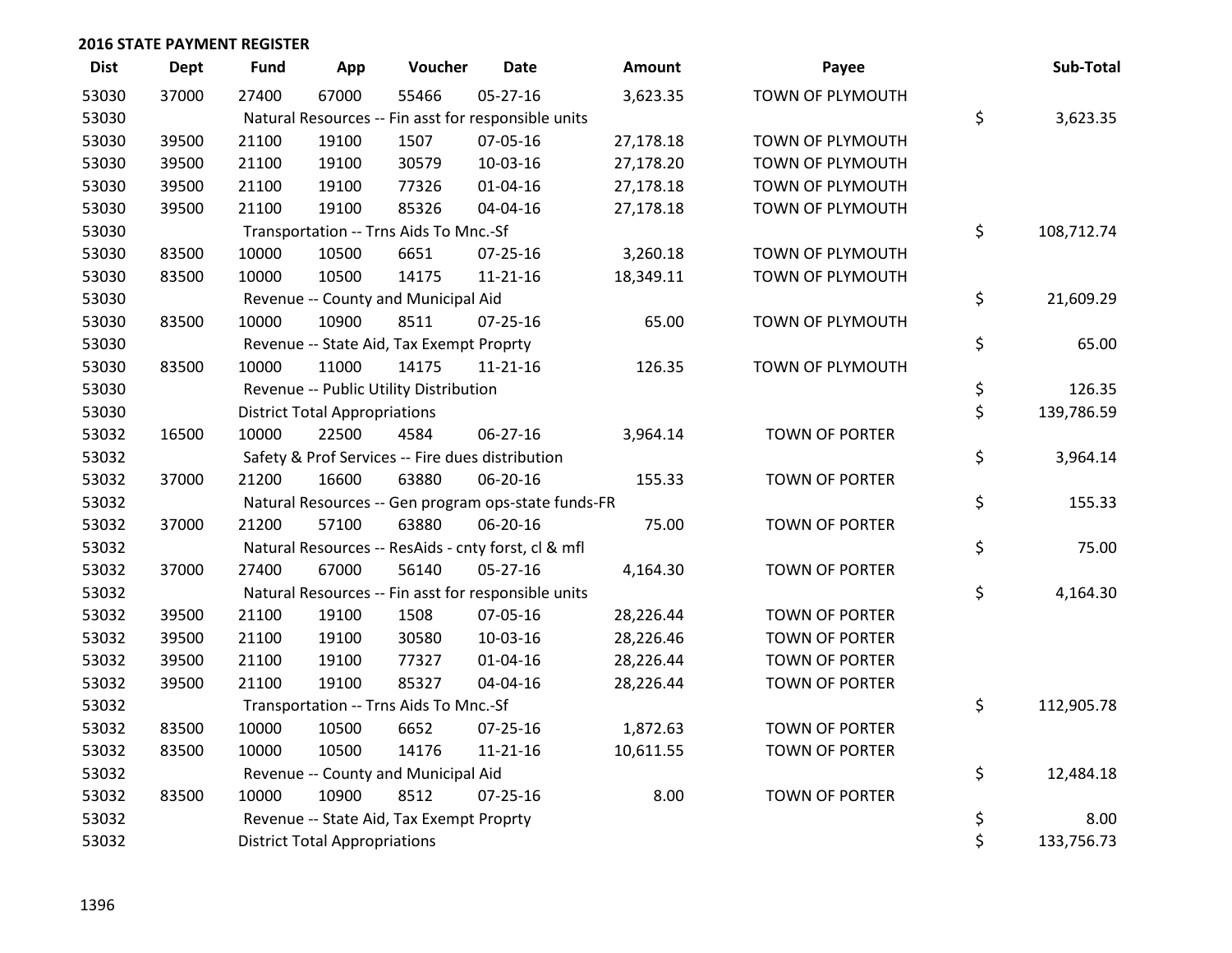## 2016 STATE PAYMENT REGISTER

| Dist | Dept | Fund | App | Voucher | Date | Amount | Payee | Sub-Total |
|---|---|---|---|---|---|---|---|---|
| 53030 | 37000 | 27400 | 67000 | 55466 | 05-27-16 | 3,623.35 | TOWN OF PLYMOUTH | |
| 53030 | | Natural Resources -- Fin asst for responsible units | | | | | | $ 3,623.35 |
| 53030 | 39500 | 21100 | 19100 | 1507 | 07-05-16 | 27,178.18 | TOWN OF PLYMOUTH | |
| 53030 | 39500 | 21100 | 19100 | 30579 | 10-03-16 | 27,178.20 | TOWN OF PLYMOUTH | |
| 53030 | 39500 | 21100 | 19100 | 77326 | 01-04-16 | 27,178.18 | TOWN OF PLYMOUTH | |
| 53030 | 39500 | 21100 | 19100 | 85326 | 04-04-16 | 27,178.18 | TOWN OF PLYMOUTH | |
| 53030 | | Transportation -- Trns Aids To Mnc.-Sf | | | | | | $ 108,712.74 |
| 53030 | 83500 | 10000 | 10500 | 6651 | 07-25-16 | 3,260.18 | TOWN OF PLYMOUTH | |
| 53030 | 83500 | 10000 | 10500 | 14175 | 11-21-16 | 18,349.11 | TOWN OF PLYMOUTH | |
| 53030 | | Revenue -- County and Municipal Aid | | | | | | $ 21,609.29 |
| 53030 | 83500 | 10000 | 10900 | 8511 | 07-25-16 | 65.00 | TOWN OF PLYMOUTH | |
| 53030 | | Revenue -- State Aid, Tax Exempt Proprty | | | | | | $ 65.00 |
| 53030 | 83500 | 10000 | 11000 | 14175 | 11-21-16 | 126.35 | TOWN OF PLYMOUTH | |
| 53030 | | Revenue -- Public Utility Distribution | | | | | | $ 126.35 |
| 53030 | | District Total Appropriations | | | | | | $ 139,786.59 |
| 53032 | 16500 | 10000 | 22500 | 4584 | 06-27-16 | 3,964.14 | TOWN OF PORTER | |
| 53032 | | Safety & Prof Services -- Fire dues distribution | | | | | | $ 3,964.14 |
| 53032 | 37000 | 21200 | 16600 | 63880 | 06-20-16 | 155.33 | TOWN OF PORTER | |
| 53032 | | Natural Resources -- Gen program ops-state funds-FR | | | | | | $ 155.33 |
| 53032 | 37000 | 21200 | 57100 | 63880 | 06-20-16 | 75.00 | TOWN OF PORTER | |
| 53032 | | Natural Resources -- ResAids - cnty forst, cl & mfl | | | | | | $ 75.00 |
| 53032 | 37000 | 27400 | 67000 | 56140 | 05-27-16 | 4,164.30 | TOWN OF PORTER | |
| 53032 | | Natural Resources -- Fin asst for responsible units | | | | | | $ 4,164.30 |
| 53032 | 39500 | 21100 | 19100 | 1508 | 07-05-16 | 28,226.44 | TOWN OF PORTER | |
| 53032 | 39500 | 21100 | 19100 | 30580 | 10-03-16 | 28,226.46 | TOWN OF PORTER | |
| 53032 | 39500 | 21100 | 19100 | 77327 | 01-04-16 | 28,226.44 | TOWN OF PORTER | |
| 53032 | 39500 | 21100 | 19100 | 85327 | 04-04-16 | 28,226.44 | TOWN OF PORTER | |
| 53032 | | Transportation -- Trns Aids To Mnc.-Sf | | | | | | $ 112,905.78 |
| 53032 | 83500 | 10000 | 10500 | 6652 | 07-25-16 | 1,872.63 | TOWN OF PORTER | |
| 53032 | 83500 | 10000 | 10500 | 14176 | 11-21-16 | 10,611.55 | TOWN OF PORTER | |
| 53032 | | Revenue -- County and Municipal Aid | | | | | | $ 12,484.18 |
| 53032 | 83500 | 10000 | 10900 | 8512 | 07-25-16 | 8.00 | TOWN OF PORTER | |
| 53032 | | Revenue -- State Aid, Tax Exempt Proprty | | | | | | $ 8.00 |
| 53032 | | District Total Appropriations | | | | | | $ 133,756.73 |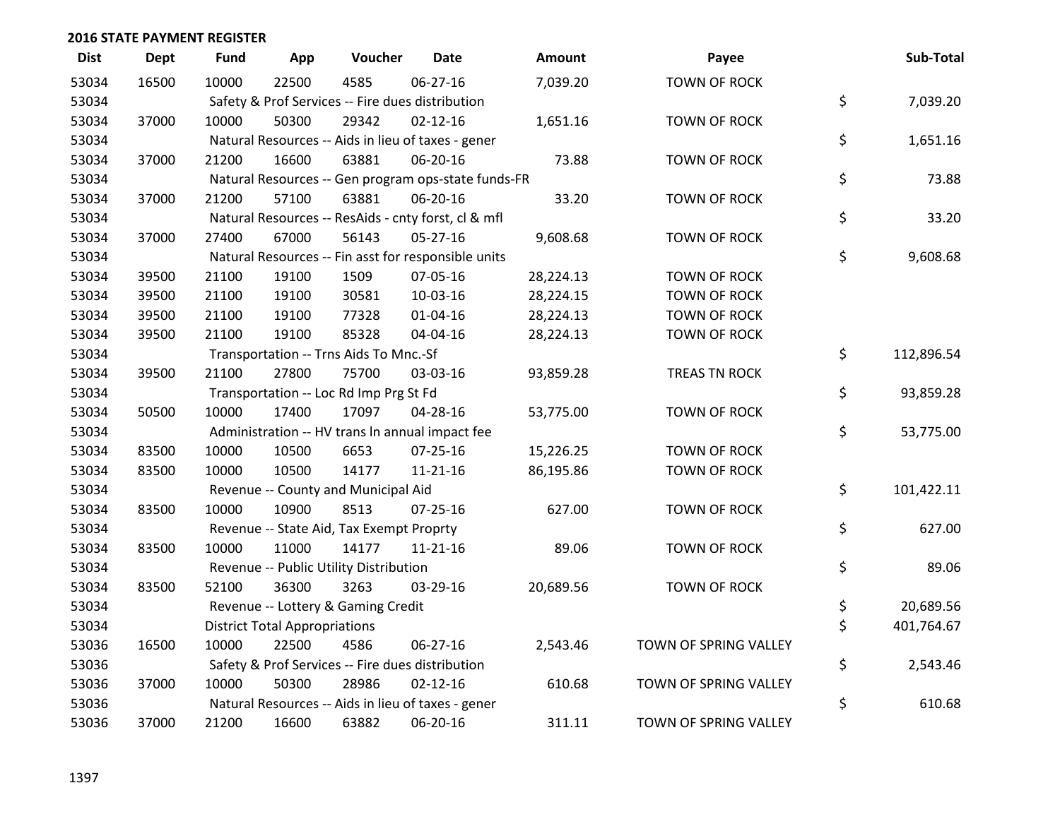## 2016 STATE PAYMENT REGISTER

| Dist | Dept | Fund | App | Voucher | Date | Amount | Payee | Sub-Total |
|---|---|---|---|---|---|---|---|---|
| 53034 | 16500 | 10000 | 22500 | 4585 | 06-27-16 | 7,039.20 | TOWN OF ROCK | |
| 53034 | | Safety & Prof Services -- Fire dues distribution | | | | | | $ 7,039.20 |
| 53034 | 37000 | 10000 | 50300 | 29342 | 02-12-16 | 1,651.16 | TOWN OF ROCK | |
| 53034 | | Natural Resources -- Aids in lieu of taxes - gener | | | | | | $ 1,651.16 |
| 53034 | 37000 | 21200 | 16600 | 63881 | 06-20-16 | 73.88 | TOWN OF ROCK | |
| 53034 | | Natural Resources -- Gen program ops-state funds-FR | | | | | | $ 73.88 |
| 53034 | 37000 | 21200 | 57100 | 63881 | 06-20-16 | 33.20 | TOWN OF ROCK | |
| 53034 | | Natural Resources -- ResAids - cnty forst, cl & mfl | | | | | | $ 33.20 |
| 53034 | 37000 | 27400 | 67000 | 56143 | 05-27-16 | 9,608.68 | TOWN OF ROCK | |
| 53034 | | Natural Resources -- Fin asst for responsible units | | | | | | $ 9,608.68 |
| 53034 | 39500 | 21100 | 19100 | 1509 | 07-05-16 | 28,224.13 | TOWN OF ROCK | |
| 53034 | 39500 | 21100 | 19100 | 30581 | 10-03-16 | 28,224.15 | TOWN OF ROCK | |
| 53034 | 39500 | 21100 | 19100 | 77328 | 01-04-16 | 28,224.13 | TOWN OF ROCK | |
| 53034 | 39500 | 21100 | 19100 | 85328 | 04-04-16 | 28,224.13 | TOWN OF ROCK | |
| 53034 | | Transportation -- Trns Aids To Mnc.-Sf | | | | | | $ 112,896.54 |
| 53034 | 39500 | 21100 | 27800 | 75700 | 03-03-16 | 93,859.28 | TREAS TN ROCK | |
| 53034 | | Transportation -- Loc Rd Imp Prg St Fd | | | | | | $ 93,859.28 |
| 53034 | 50500 | 10000 | 17400 | 17097 | 04-28-16 | 53,775.00 | TOWN OF ROCK | |
| 53034 | | Administration -- HV trans ln annual impact fee | | | | | | $ 53,775.00 |
| 53034 | 83500 | 10000 | 10500 | 6653 | 07-25-16 | 15,226.25 | TOWN OF ROCK | |
| 53034 | 83500 | 10000 | 10500 | 14177 | 11-21-16 | 86,195.86 | TOWN OF ROCK | |
| 53034 | | Revenue -- County and Municipal Aid | | | | | | $ 101,422.11 |
| 53034 | 83500 | 10000 | 10900 | 8513 | 07-25-16 | 627.00 | TOWN OF ROCK | |
| 53034 | | Revenue -- State Aid, Tax Exempt Proprty | | | | | | $ 627.00 |
| 53034 | 83500 | 10000 | 11000 | 14177 | 11-21-16 | 89.06 | TOWN OF ROCK | |
| 53034 | | Revenue -- Public Utility Distribution | | | | | | $ 89.06 |
| 53034 | 83500 | 52100 | 36300 | 3263 | 03-29-16 | 20,689.56 | TOWN OF ROCK | |
| 53034 | | Revenue -- Lottery & Gaming Credit | | | | | | $ 20,689.56 |
| 53034 | | District Total Appropriations | | | | | | $ 401,764.67 |
| 53036 | 16500 | 10000 | 22500 | 4586 | 06-27-16 | 2,543.46 | TOWN OF SPRING VALLEY | |
| 53036 | | Safety & Prof Services -- Fire dues distribution | | | | | | $ 2,543.46 |
| 53036 | 37000 | 10000 | 50300 | 28986 | 02-12-16 | 610.68 | TOWN OF SPRING VALLEY | |
| 53036 | | Natural Resources -- Aids in lieu of taxes - gener | | | | | | $ 610.68 |
| 53036 | 37000 | 21200 | 16600 | 63882 | 06-20-16 | 311.11 | TOWN OF SPRING VALLEY | |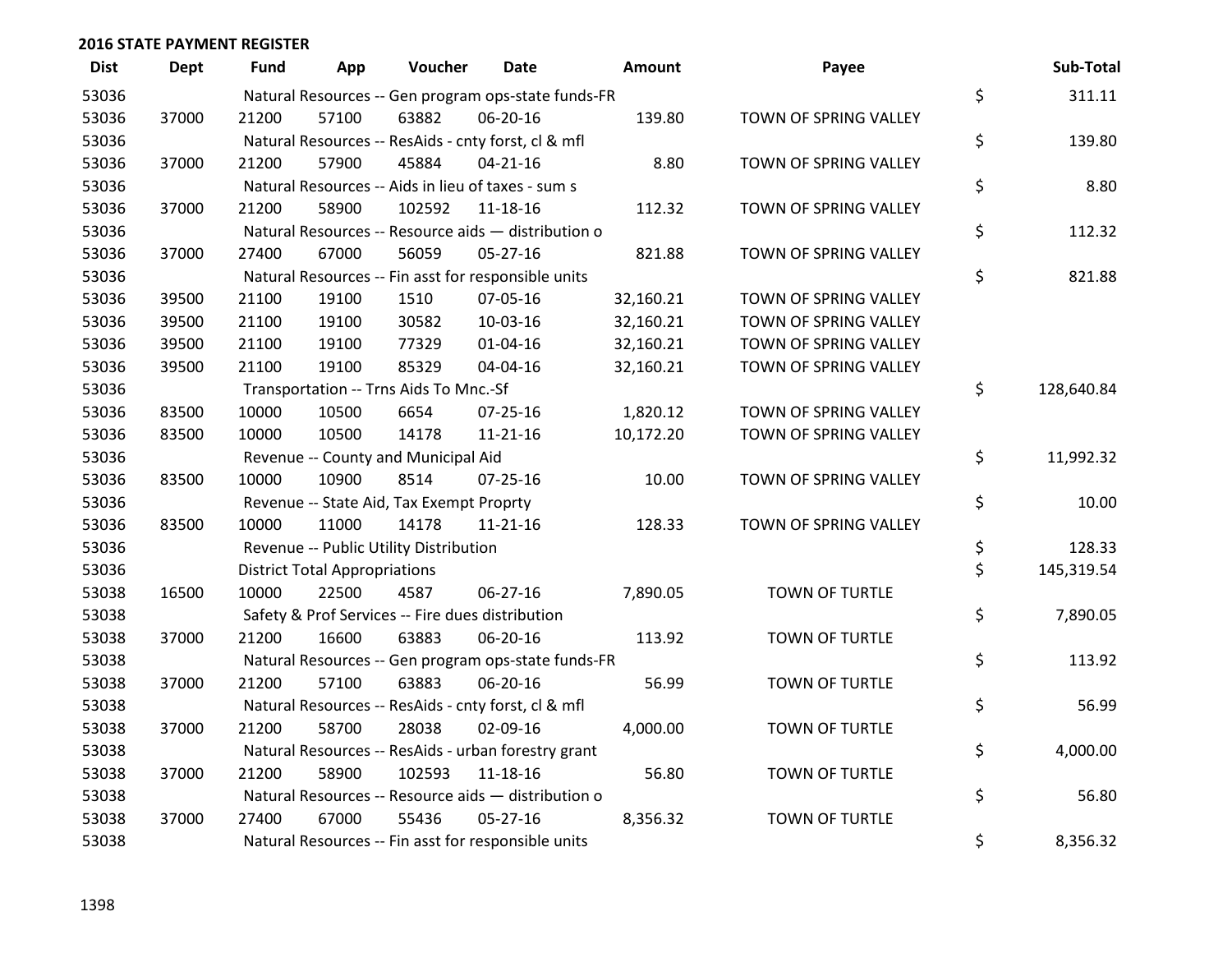## 2016 STATE PAYMENT REGISTER

| Dist | Dept | Fund | App | Voucher | Date | Amount | Payee | Sub-Total |
|---|---|---|---|---|---|---|---|---|
| 53036 | | Natural Resources -- Gen program ops-state funds-FR | | | | | | $ 311.11 |
| 53036 | 37000 | 21200 | 57100 | 63882 | 06-20-16 | 139.80 | TOWN OF SPRING VALLEY | |
| 53036 | | Natural Resources -- ResAids - cnty forst, cl & mfl | | | | | | $ 139.80 |
| 53036 | 37000 | 21200 | 57900 | 45884 | 04-21-16 | 8.80 | TOWN OF SPRING VALLEY | |
| 53036 | | Natural Resources -- Aids in lieu of taxes - sum s | | | | | | $ 8.80 |
| 53036 | 37000 | 21200 | 58900 | 102592 | 11-18-16 | 112.32 | TOWN OF SPRING VALLEY | |
| 53036 | | Natural Resources -- Resource aids — distribution o | | | | | | $ 112.32 |
| 53036 | 37000 | 27400 | 67000 | 56059 | 05-27-16 | 821.88 | TOWN OF SPRING VALLEY | |
| 53036 | | Natural Resources -- Fin asst for responsible units | | | | | | $ 821.88 |
| 53036 | 39500 | 21100 | 19100 | 1510 | 07-05-16 | 32,160.21 | TOWN OF SPRING VALLEY | |
| 53036 | 39500 | 21100 | 19100 | 30582 | 10-03-16 | 32,160.21 | TOWN OF SPRING VALLEY | |
| 53036 | 39500 | 21100 | 19100 | 77329 | 01-04-16 | 32,160.21 | TOWN OF SPRING VALLEY | |
| 53036 | 39500 | 21100 | 19100 | 85329 | 04-04-16 | 32,160.21 | TOWN OF SPRING VALLEY | |
| 53036 | | Transportation -- Trns Aids To Mnc.-Sf | | | | | | $ 128,640.84 |
| 53036 | 83500 | 10000 | 10500 | 6654 | 07-25-16 | 1,820.12 | TOWN OF SPRING VALLEY | |
| 53036 | 83500 | 10000 | 10500 | 14178 | 11-21-16 | 10,172.20 | TOWN OF SPRING VALLEY | |
| 53036 | | Revenue -- County and Municipal Aid | | | | | | $ 11,992.32 |
| 53036 | 83500 | 10000 | 10900 | 8514 | 07-25-16 | 10.00 | TOWN OF SPRING VALLEY | |
| 53036 | | Revenue -- State Aid, Tax Exempt Proprty | | | | | | $ 10.00 |
| 53036 | 83500 | 10000 | 11000 | 14178 | 11-21-16 | 128.33 | TOWN OF SPRING VALLEY | |
| 53036 | | Revenue -- Public Utility Distribution | | | | | | $ 128.33 |
| 53036 | | District Total Appropriations | | | | | | $ 145,319.54 |
| 53038 | 16500 | 10000 | 22500 | 4587 | 06-27-16 | 7,890.05 | TOWN OF TURTLE | |
| 53038 | | Safety & Prof Services -- Fire dues distribution | | | | | | $ 7,890.05 |
| 53038 | 37000 | 21200 | 16600 | 63883 | 06-20-16 | 113.92 | TOWN OF TURTLE | |
| 53038 | | Natural Resources -- Gen program ops-state funds-FR | | | | | | $ 113.92 |
| 53038 | 37000 | 21200 | 57100 | 63883 | 06-20-16 | 56.99 | TOWN OF TURTLE | |
| 53038 | | Natural Resources -- ResAids - cnty forst, cl & mfl | | | | | | $ 56.99 |
| 53038 | 37000 | 21200 | 58700 | 28038 | 02-09-16 | 4,000.00 | TOWN OF TURTLE | |
| 53038 | | Natural Resources -- ResAids - urban forestry grant | | | | | | $ 4,000.00 |
| 53038 | 37000 | 21200 | 58900 | 102593 | 11-18-16 | 56.80 | TOWN OF TURTLE | |
| 53038 | | Natural Resources -- Resource aids — distribution o | | | | | | $ 56.80 |
| 53038 | 37000 | 27400 | 67000 | 55436 | 05-27-16 | 8,356.32 | TOWN OF TURTLE | |
| 53038 | | Natural Resources -- Fin asst for responsible units | | | | | | $ 8,356.32 |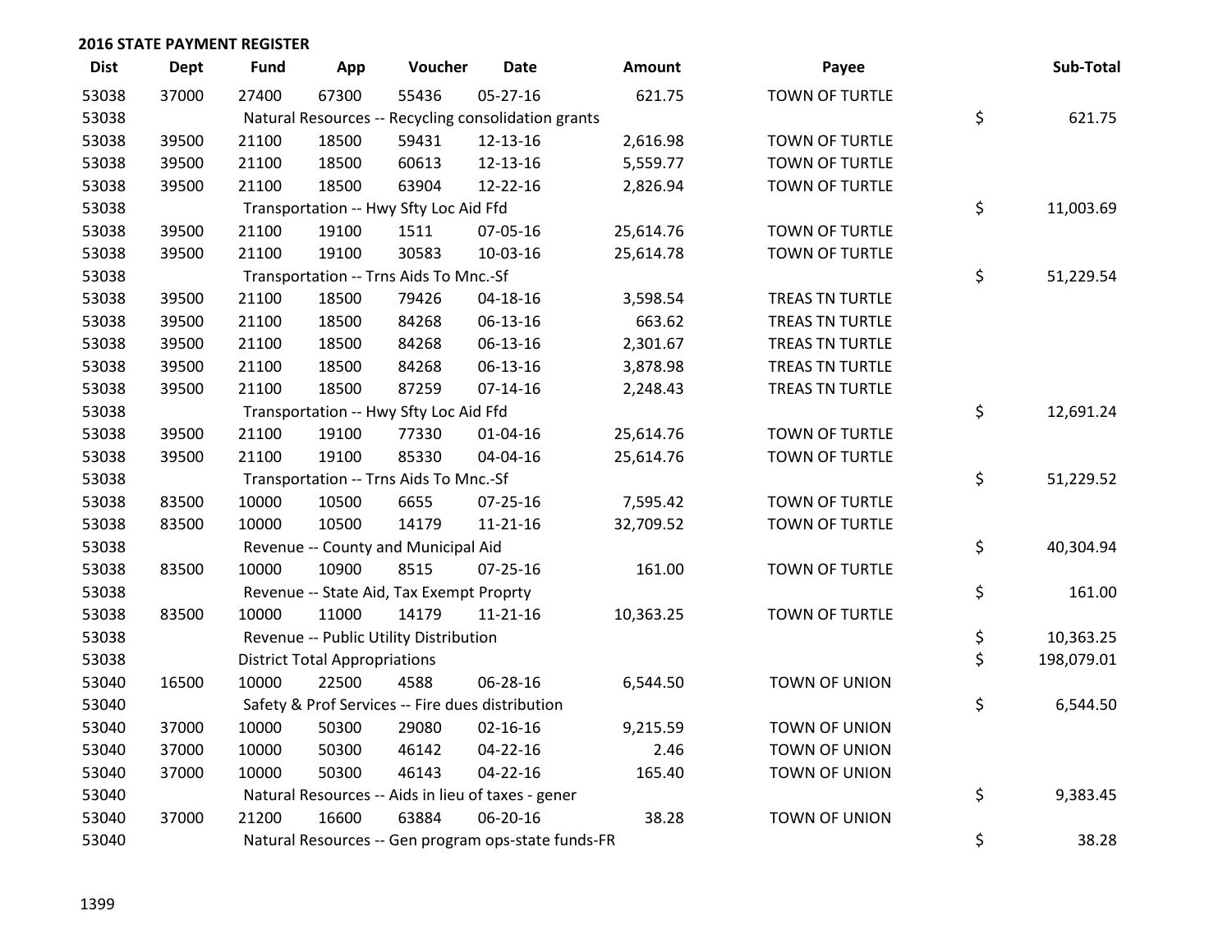## 2016 STATE PAYMENT REGISTER

| Dist | Dept | Fund | App | Voucher | Date | Amount | Payee | Sub-Total |
|---|---|---|---|---|---|---|---|---|
| 53038 | 37000 | 27400 | 67300 | 55436 | 05-27-16 | 621.75 | TOWN OF TURTLE | |
| 53038 | | Natural Resources -- Recycling consolidation grants | | | | | | $ 621.75 |
| 53038 | 39500 | 21100 | 18500 | 59431 | 12-13-16 | 2,616.98 | TOWN OF TURTLE | |
| 53038 | 39500 | 21100 | 18500 | 60613 | 12-13-16 | 5,559.77 | TOWN OF TURTLE | |
| 53038 | 39500 | 21100 | 18500 | 63904 | 12-22-16 | 2,826.94 | TOWN OF TURTLE | |
| 53038 | | Transportation -- Hwy Sfty Loc Aid Ffd | | | | | | $ 11,003.69 |
| 53038 | 39500 | 21100 | 19100 | 1511 | 07-05-16 | 25,614.76 | TOWN OF TURTLE | |
| 53038 | 39500 | 21100 | 19100 | 30583 | 10-03-16 | 25,614.78 | TOWN OF TURTLE | |
| 53038 | | Transportation -- Trns Aids To Mnc.-Sf | | | | | | $ 51,229.54 |
| 53038 | 39500 | 21100 | 18500 | 79426 | 04-18-16 | 3,598.54 | TREAS TN TURTLE | |
| 53038 | 39500 | 21100 | 18500 | 84268 | 06-13-16 | 663.62 | TREAS TN TURTLE | |
| 53038 | 39500 | 21100 | 18500 | 84268 | 06-13-16 | 2,301.67 | TREAS TN TURTLE | |
| 53038 | 39500 | 21100 | 18500 | 84268 | 06-13-16 | 3,878.98 | TREAS TN TURTLE | |
| 53038 | 39500 | 21100 | 18500 | 87259 | 07-14-16 | 2,248.43 | TREAS TN TURTLE | |
| 53038 | | Transportation -- Hwy Sfty Loc Aid Ffd | | | | | | $ 12,691.24 |
| 53038 | 39500 | 21100 | 19100 | 77330 | 01-04-16 | 25,614.76 | TOWN OF TURTLE | |
| 53038 | 39500 | 21100 | 19100 | 85330 | 04-04-16 | 25,614.76 | TOWN OF TURTLE | |
| 53038 | | Transportation -- Trns Aids To Mnc.-Sf | | | | | | $ 51,229.52 |
| 53038 | 83500 | 10000 | 10500 | 6655 | 07-25-16 | 7,595.42 | TOWN OF TURTLE | |
| 53038 | 83500 | 10000 | 10500 | 14179 | 11-21-16 | 32,709.52 | TOWN OF TURTLE | |
| 53038 | | Revenue -- County and Municipal Aid | | | | | | $ 40,304.94 |
| 53038 | 83500 | 10000 | 10900 | 8515 | 07-25-16 | 161.00 | TOWN OF TURTLE | |
| 53038 | | Revenue -- State Aid, Tax Exempt Proprty | | | | | | $ 161.00 |
| 53038 | 83500 | 10000 | 11000 | 14179 | 11-21-16 | 10,363.25 | TOWN OF TURTLE | |
| 53038 | | Revenue -- Public Utility Distribution | | | | | | $ 10,363.25 |
| 53038 | | District Total Appropriations | | | | | | $ 198,079.01 |
| 53040 | 16500 | 10000 | 22500 | 4588 | 06-28-16 | 6,544.50 | TOWN OF UNION | |
| 53040 | | Safety & Prof Services -- Fire dues distribution | | | | | | $ 6,544.50 |
| 53040 | 37000 | 10000 | 50300 | 29080 | 02-16-16 | 9,215.59 | TOWN OF UNION | |
| 53040 | 37000 | 10000 | 50300 | 46142 | 04-22-16 | 2.46 | TOWN OF UNION | |
| 53040 | 37000 | 10000 | 50300 | 46143 | 04-22-16 | 165.40 | TOWN OF UNION | |
| 53040 | | Natural Resources -- Aids in lieu of taxes - gener | | | | | | $ 9,383.45 |
| 53040 | 37000 | 21200 | 16600 | 63884 | 06-20-16 | 38.28 | TOWN OF UNION | |
| 53040 | | Natural Resources -- Gen program ops-state funds-FR | | | | | | $ 38.28 |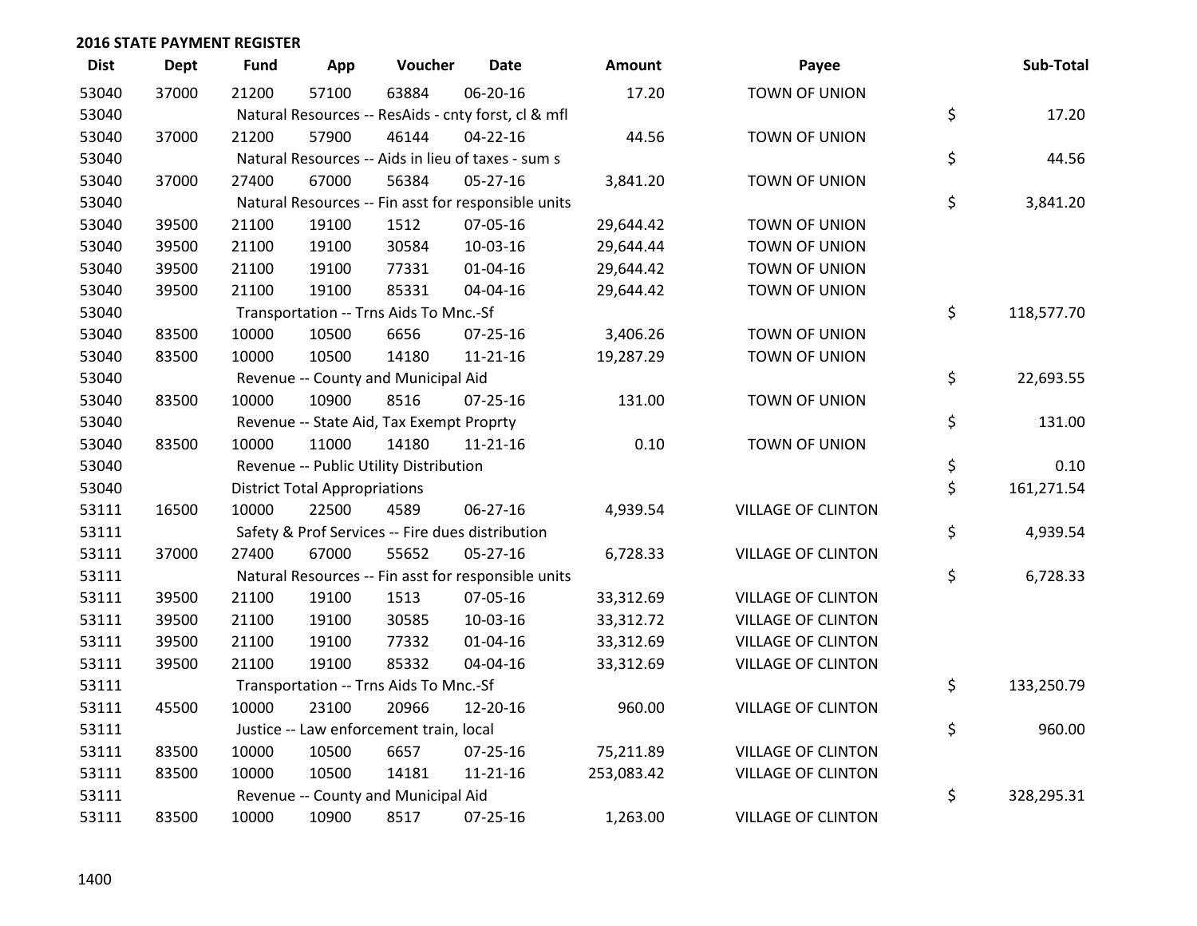**2016 STATE PAYMENT REGISTER**

| Dist | Dept | Fund | App | Voucher | Date | Amount | Payee | Sub-Total |
|---|---|---|---|---|---|---|---|---|
| 53040 | 37000 | 21200 | 57100 | 63884 | 06-20-16 | 17.20 | TOWN OF UNION | |
| 53040 | | Natural Resources -- ResAids - cnty forst, cl & mfl | | | | | | $ 17.20 |
| 53040 | 37000 | 21200 | 57900 | 46144 | 04-22-16 | 44.56 | TOWN OF UNION | |
| 53040 | | Natural Resources -- Aids in lieu of taxes - sum s | | | | | | $ 44.56 |
| 53040 | 37000 | 27400 | 67000 | 56384 | 05-27-16 | 3,841.20 | TOWN OF UNION | |
| 53040 | | Natural Resources -- Fin asst for responsible units | | | | | | $ 3,841.20 |
| 53040 | 39500 | 21100 | 19100 | 1512 | 07-05-16 | 29,644.42 | TOWN OF UNION | |
| 53040 | 39500 | 21100 | 19100 | 30584 | 10-03-16 | 29,644.44 | TOWN OF UNION | |
| 53040 | 39500 | 21100 | 19100 | 77331 | 01-04-16 | 29,644.42 | TOWN OF UNION | |
| 53040 | 39500 | 21100 | 19100 | 85331 | 04-04-16 | 29,644.42 | TOWN OF UNION | |
| 53040 | | Transportation -- Trns Aids To Mnc.-Sf | | | | | | $ 118,577.70 |
| 53040 | 83500 | 10000 | 10500 | 6656 | 07-25-16 | 3,406.26 | TOWN OF UNION | |
| 53040 | 83500 | 10000 | 10500 | 14180 | 11-21-16 | 19,287.29 | TOWN OF UNION | |
| 53040 | | Revenue -- County and Municipal Aid | | | | | | $ 22,693.55 |
| 53040 | 83500 | 10000 | 10900 | 8516 | 07-25-16 | 131.00 | TOWN OF UNION | |
| 53040 | | Revenue -- State Aid, Tax Exempt Proprty | | | | | | $ 131.00 |
| 53040 | 83500 | 10000 | 11000 | 14180 | 11-21-16 | 0.10 | TOWN OF UNION | |
| 53040 | | Revenue -- Public Utility Distribution | | | | | | $ 0.10 |
| 53040 | | District Total Appropriations | | | | | | $ 161,271.54 |
| 53111 | 16500 | 10000 | 22500 | 4589 | 06-27-16 | 4,939.54 | VILLAGE OF CLINTON | |
| 53111 | | Safety & Prof Services -- Fire dues distribution | | | | | | $ 4,939.54 |
| 53111 | 37000 | 27400 | 67000 | 55652 | 05-27-16 | 6,728.33 | VILLAGE OF CLINTON | |
| 53111 | | Natural Resources -- Fin asst for responsible units | | | | | | $ 6,728.33 |
| 53111 | 39500 | 21100 | 19100 | 1513 | 07-05-16 | 33,312.69 | VILLAGE OF CLINTON | |
| 53111 | 39500 | 21100 | 19100 | 30585 | 10-03-16 | 33,312.72 | VILLAGE OF CLINTON | |
| 53111 | 39500 | 21100 | 19100 | 77332 | 01-04-16 | 33,312.69 | VILLAGE OF CLINTON | |
| 53111 | 39500 | 21100 | 19100 | 85332 | 04-04-16 | 33,312.69 | VILLAGE OF CLINTON | |
| 53111 | | Transportation -- Trns Aids To Mnc.-Sf | | | | | | $ 133,250.79 |
| 53111 | 45500 | 10000 | 23100 | 20966 | 12-20-16 | 960.00 | VILLAGE OF CLINTON | |
| 53111 | | Justice -- Law enforcement train, local | | | | | | $ 960.00 |
| 53111 | 83500 | 10000 | 10500 | 6657 | 07-25-16 | 75,211.89 | VILLAGE OF CLINTON | |
| 53111 | 83500 | 10000 | 10500 | 14181 | 11-21-16 | 253,083.42 | VILLAGE OF CLINTON | |
| 53111 | | Revenue -- County and Municipal Aid | | | | | | $ 328,295.31 |
| 53111 | 83500 | 10000 | 10900 | 8517 | 07-25-16 | 1,263.00 | VILLAGE OF CLINTON | |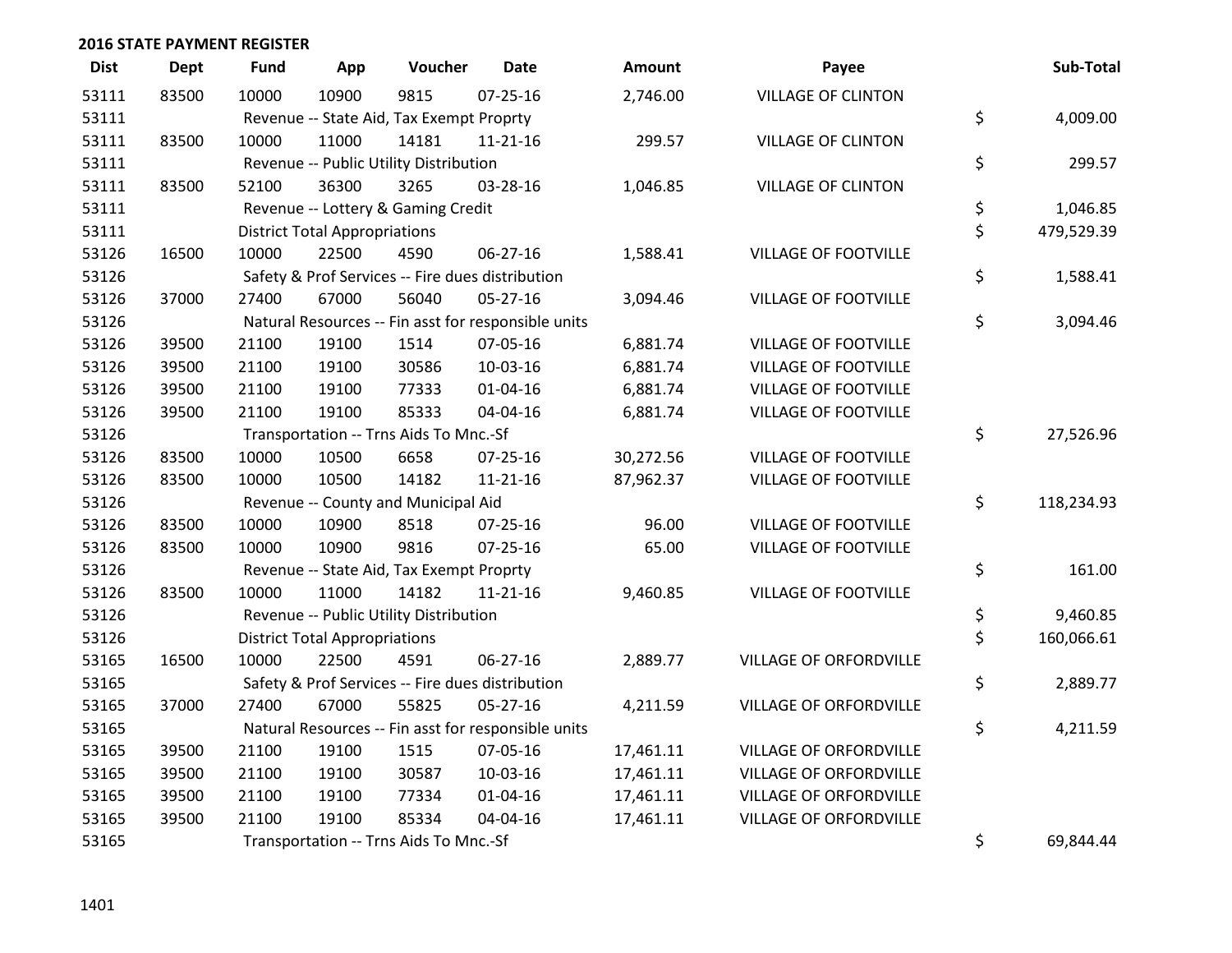## 2016 STATE PAYMENT REGISTER

| Dist | Dept | Fund | App | Voucher | Date | Amount | Payee | Sub-Total |
|---|---|---|---|---|---|---|---|---|
| 53111 | 83500 | 10000 | 10900 | 9815 | 07-25-16 | 2,746.00 | VILLAGE OF CLINTON | |
| 53111 | | Revenue -- State Aid, Tax Exempt Proprty | | | | | | $ 4,009.00 |
| 53111 | 83500 | 10000 | 11000 | 14181 | 11-21-16 | 299.57 | VILLAGE OF CLINTON | |
| 53111 | | Revenue -- Public Utility Distribution | | | | | | $ 299.57 |
| 53111 | 83500 | 52100 | 36300 | 3265 | 03-28-16 | 1,046.85 | VILLAGE OF CLINTON | |
| 53111 | | Revenue -- Lottery & Gaming Credit | | | | | | $ 1,046.85 |
| 53111 | | District Total Appropriations | | | | | | $ 479,529.39 |
| 53126 | 16500 | 10000 | 22500 | 4590 | 06-27-16 | 1,588.41 | VILLAGE OF FOOTVILLE | |
| 53126 | | Safety & Prof Services -- Fire dues distribution | | | | | | $ 1,588.41 |
| 53126 | 37000 | 27400 | 67000 | 56040 | 05-27-16 | 3,094.46 | VILLAGE OF FOOTVILLE | |
| 53126 | | Natural Resources -- Fin asst for responsible units | | | | | | $ 3,094.46 |
| 53126 | 39500 | 21100 | 19100 | 1514 | 07-05-16 | 6,881.74 | VILLAGE OF FOOTVILLE | |
| 53126 | 39500 | 21100 | 19100 | 30586 | 10-03-16 | 6,881.74 | VILLAGE OF FOOTVILLE | |
| 53126 | 39500 | 21100 | 19100 | 77333 | 01-04-16 | 6,881.74 | VILLAGE OF FOOTVILLE | |
| 53126 | 39500 | 21100 | 19100 | 85333 | 04-04-16 | 6,881.74 | VILLAGE OF FOOTVILLE | |
| 53126 | | Transportation -- Trns Aids To Mnc.-Sf | | | | | | $ 27,526.96 |
| 53126 | 83500 | 10000 | 10500 | 6658 | 07-25-16 | 30,272.56 | VILLAGE OF FOOTVILLE | |
| 53126 | 83500 | 10000 | 10500 | 14182 | 11-21-16 | 87,962.37 | VILLAGE OF FOOTVILLE | |
| 53126 | | Revenue -- County and Municipal Aid | | | | | | $ 118,234.93 |
| 53126 | 83500 | 10000 | 10900 | 8518 | 07-25-16 | 96.00 | VILLAGE OF FOOTVILLE | |
| 53126 | 83500 | 10000 | 10900 | 9816 | 07-25-16 | 65.00 | VILLAGE OF FOOTVILLE | |
| 53126 | | Revenue -- State Aid, Tax Exempt Proprty | | | | | | $ 161.00 |
| 53126 | 83500 | 10000 | 11000 | 14182 | 11-21-16 | 9,460.85 | VILLAGE OF FOOTVILLE | |
| 53126 | | Revenue -- Public Utility Distribution | | | | | | $ 9,460.85 |
| 53126 | | District Total Appropriations | | | | | | $ 160,066.61 |
| 53165 | 16500 | 10000 | 22500 | 4591 | 06-27-16 | 2,889.77 | VILLAGE OF ORFORDVILLE | |
| 53165 | | Safety & Prof Services -- Fire dues distribution | | | | | | $ 2,889.77 |
| 53165 | 37000 | 27400 | 67000 | 55825 | 05-27-16 | 4,211.59 | VILLAGE OF ORFORDVILLE | |
| 53165 | | Natural Resources -- Fin asst for responsible units | | | | | | $ 4,211.59 |
| 53165 | 39500 | 21100 | 19100 | 1515 | 07-05-16 | 17,461.11 | VILLAGE OF ORFORDVILLE | |
| 53165 | 39500 | 21100 | 19100 | 30587 | 10-03-16 | 17,461.11 | VILLAGE OF ORFORDVILLE | |
| 53165 | 39500 | 21100 | 19100 | 77334 | 01-04-16 | 17,461.11 | VILLAGE OF ORFORDVILLE | |
| 53165 | 39500 | 21100 | 19100 | 85334 | 04-04-16 | 17,461.11 | VILLAGE OF ORFORDVILLE | |
| 53165 | | Transportation -- Trns Aids To Mnc.-Sf | | | | | | $ 69,844.44 |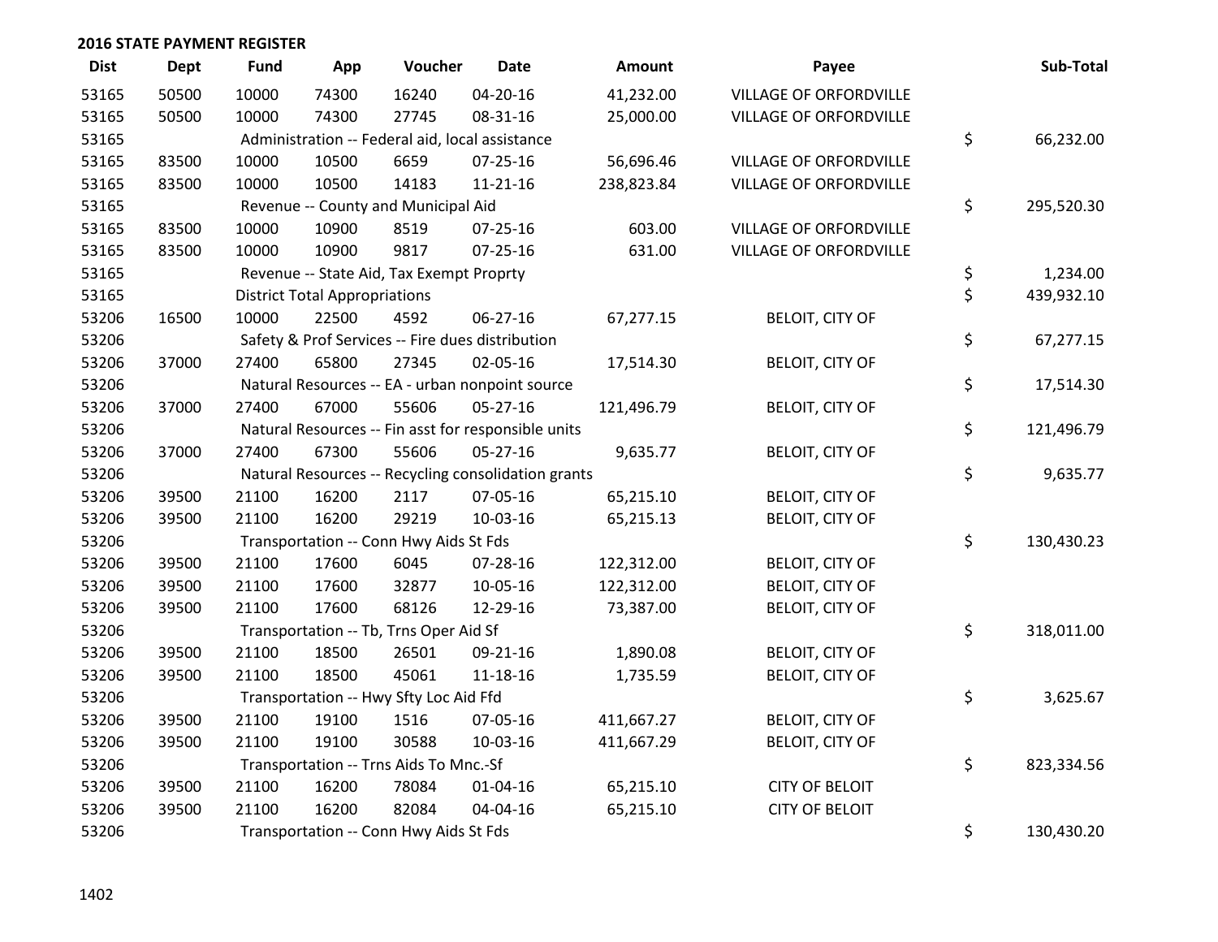## 2016 STATE PAYMENT REGISTER

| Dist | Dept | Fund | App | Voucher | Date | Amount | Payee | Sub-Total |
|---|---|---|---|---|---|---|---|---|
| 53165 | 50500 | 10000 | 74300 | 16240 | 04-20-16 | 41,232.00 | VILLAGE OF ORFORDVILLE | |
| 53165 | 50500 | 10000 | 74300 | 27745 | 08-31-16 | 25,000.00 | VILLAGE OF ORFORDVILLE | |
| 53165 | | Administration -- Federal aid, local assistance | | | | | | $ 66,232.00 |
| 53165 | 83500 | 10000 | 10500 | 6659 | 07-25-16 | 56,696.46 | VILLAGE OF ORFORDVILLE | |
| 53165 | 83500 | 10000 | 10500 | 14183 | 11-21-16 | 238,823.84 | VILLAGE OF ORFORDVILLE | |
| 53165 | | Revenue -- County and Municipal Aid | | | | | | $ 295,520.30 |
| 53165 | 83500 | 10000 | 10900 | 8519 | 07-25-16 | 603.00 | VILLAGE OF ORFORDVILLE | |
| 53165 | 83500 | 10000 | 10900 | 9817 | 07-25-16 | 631.00 | VILLAGE OF ORFORDVILLE | |
| 53165 | | Revenue -- State Aid, Tax Exempt Proprty | | | | | | $ 1,234.00 |
| 53165 | | District Total Appropriations | | | | | | $ 439,932.10 |
| 53206 | 16500 | 10000 | 22500 | 4592 | 06-27-16 | 67,277.15 | BELOIT, CITY OF | |
| 53206 | | Safety & Prof Services -- Fire dues distribution | | | | | | $ 67,277.15 |
| 53206 | 37000 | 27400 | 65800 | 27345 | 02-05-16 | 17,514.30 | BELOIT, CITY OF | |
| 53206 | | Natural Resources -- EA - urban nonpoint source | | | | | | $ 17,514.30 |
| 53206 | 37000 | 27400 | 67000 | 55606 | 05-27-16 | 121,496.79 | BELOIT, CITY OF | |
| 53206 | | Natural Resources -- Fin asst for responsible units | | | | | | $ 121,496.79 |
| 53206 | 37000 | 27400 | 67300 | 55606 | 05-27-16 | 9,635.77 | BELOIT, CITY OF | |
| 53206 | | Natural Resources -- Recycling consolidation grants | | | | | | $ 9,635.77 |
| 53206 | 39500 | 21100 | 16200 | 2117 | 07-05-16 | 65,215.10 | BELOIT, CITY OF | |
| 53206 | 39500 | 21100 | 16200 | 29219 | 10-03-16 | 65,215.13 | BELOIT, CITY OF | |
| 53206 | | Transportation -- Conn Hwy Aids St Fds | | | | | | $ 130,430.23 |
| 53206 | 39500 | 21100 | 17600 | 6045 | 07-28-16 | 122,312.00 | BELOIT, CITY OF | |
| 53206 | 39500 | 21100 | 17600 | 32877 | 10-05-16 | 122,312.00 | BELOIT, CITY OF | |
| 53206 | 39500 | 21100 | 17600 | 68126 | 12-29-16 | 73,387.00 | BELOIT, CITY OF | |
| 53206 | | Transportation -- Tb, Trns Oper Aid Sf | | | | | | $ 318,011.00 |
| 53206 | 39500 | 21100 | 18500 | 26501 | 09-21-16 | 1,890.08 | BELOIT, CITY OF | |
| 53206 | 39500 | 21100 | 18500 | 45061 | 11-18-16 | 1,735.59 | BELOIT, CITY OF | |
| 53206 | | Transportation -- Hwy Sfty Loc Aid Ffd | | | | | | $ 3,625.67 |
| 53206 | 39500 | 21100 | 19100 | 1516 | 07-05-16 | 411,667.27 | BELOIT, CITY OF | |
| 53206 | 39500 | 21100 | 19100 | 30588 | 10-03-16 | 411,667.29 | BELOIT, CITY OF | |
| 53206 | | Transportation -- Trns Aids To Mnc.-Sf | | | | | | $ 823,334.56 |
| 53206 | 39500 | 21100 | 16200 | 78084 | 01-04-16 | 65,215.10 | CITY OF BELOIT | |
| 53206 | 39500 | 21100 | 16200 | 82084 | 04-04-16 | 65,215.10 | CITY OF BELOIT | |
| 53206 | | Transportation -- Conn Hwy Aids St Fds | | | | | | $ 130,430.20 |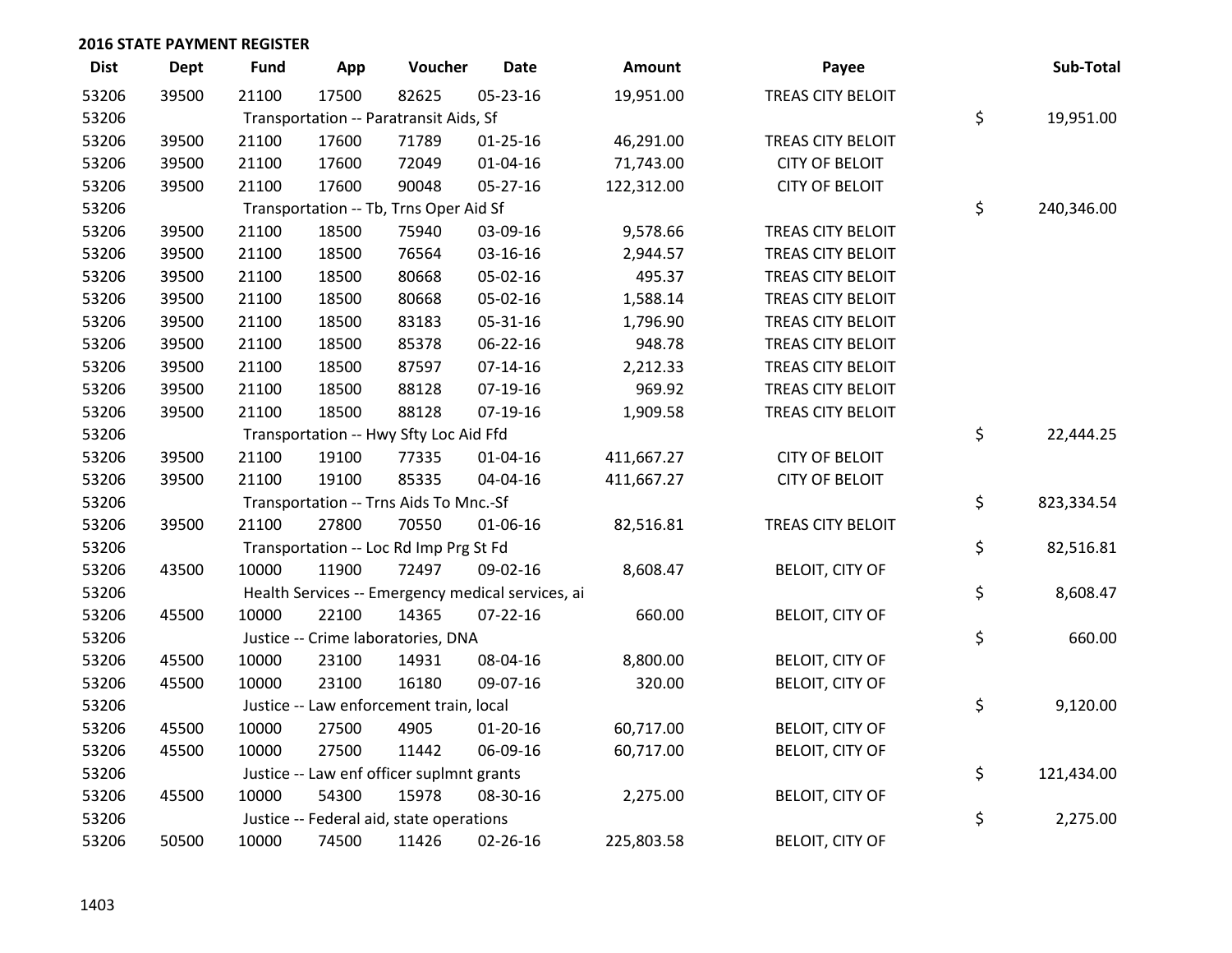**2016 STATE PAYMENT REGISTER**

| Dist | Dept | Fund | App | Voucher | Date | Amount | Payee | Sub-Total |
|---|---|---|---|---|---|---|---|---|
| 53206 | 39500 | 21100 | 17500 | 82625 | 05-23-16 | 19,951.00 | TREAS CITY BELOIT | |
| 53206 | | Transportation -- Paratransit Aids, Sf | | | | | | $ 19,951.00 |
| 53206 | 39500 | 21100 | 17600 | 71789 | 01-25-16 | 46,291.00 | TREAS CITY BELOIT | |
| 53206 | 39500 | 21100 | 17600 | 72049 | 01-04-16 | 71,743.00 | CITY OF BELOIT | |
| 53206 | 39500 | 21100 | 17600 | 90048 | 05-27-16 | 122,312.00 | CITY OF BELOIT | |
| 53206 | | Transportation -- Tb, Trns Oper Aid Sf | | | | | | $ 240,346.00 |
| 53206 | 39500 | 21100 | 18500 | 75940 | 03-09-16 | 9,578.66 | TREAS CITY BELOIT | |
| 53206 | 39500 | 21100 | 18500 | 76564 | 03-16-16 | 2,944.57 | TREAS CITY BELOIT | |
| 53206 | 39500 | 21100 | 18500 | 80668 | 05-02-16 | 495.37 | TREAS CITY BELOIT | |
| 53206 | 39500 | 21100 | 18500 | 80668 | 05-02-16 | 1,588.14 | TREAS CITY BELOIT | |
| 53206 | 39500 | 21100 | 18500 | 83183 | 05-31-16 | 1,796.90 | TREAS CITY BELOIT | |
| 53206 | 39500 | 21100 | 18500 | 85378 | 06-22-16 | 948.78 | TREAS CITY BELOIT | |
| 53206 | 39500 | 21100 | 18500 | 87597 | 07-14-16 | 2,212.33 | TREAS CITY BELOIT | |
| 53206 | 39500 | 21100 | 18500 | 88128 | 07-19-16 | 969.92 | TREAS CITY BELOIT | |
| 53206 | 39500 | 21100 | 18500 | 88128 | 07-19-16 | 1,909.58 | TREAS CITY BELOIT | |
| 53206 | | Transportation -- Hwy Sfty Loc Aid Ffd | | | | | | $ 22,444.25 |
| 53206 | 39500 | 21100 | 19100 | 77335 | 01-04-16 | 411,667.27 | CITY OF BELOIT | |
| 53206 | 39500 | 21100 | 19100 | 85335 | 04-04-16 | 411,667.27 | CITY OF BELOIT | |
| 53206 | | Transportation -- Trns Aids To Mnc.-Sf | | | | | | $ 823,334.54 |
| 53206 | 39500 | 21100 | 27800 | 70550 | 01-06-16 | 82,516.81 | TREAS CITY BELOIT | |
| 53206 | | Transportation -- Loc Rd Imp Prg St Fd | | | | | | $ 82,516.81 |
| 53206 | 43500 | 10000 | 11900 | 72497 | 09-02-16 | 8,608.47 | BELOIT, CITY OF | |
| 53206 | | Health Services -- Emergency medical services, ai | | | | | | $ 8,608.47 |
| 53206 | 45500 | 10000 | 22100 | 14365 | 07-22-16 | 660.00 | BELOIT, CITY OF | |
| 53206 | | Justice -- Crime laboratories, DNA | | | | | | $ 660.00 |
| 53206 | 45500 | 10000 | 23100 | 14931 | 08-04-16 | 8,800.00 | BELOIT, CITY OF | |
| 53206 | 45500 | 10000 | 23100 | 16180 | 09-07-16 | 320.00 | BELOIT, CITY OF | |
| 53206 | | Justice -- Law enforcement train, local | | | | | | $ 9,120.00 |
| 53206 | 45500 | 10000 | 27500 | 4905 | 01-20-16 | 60,717.00 | BELOIT, CITY OF | |
| 53206 | 45500 | 10000 | 27500 | 11442 | 06-09-16 | 60,717.00 | BELOIT, CITY OF | |
| 53206 | | Justice -- Law enf officer suplmnt grants | | | | | | $ 121,434.00 |
| 53206 | 45500 | 10000 | 54300 | 15978 | 08-30-16 | 2,275.00 | BELOIT, CITY OF | |
| 53206 | | Justice -- Federal aid, state operations | | | | | | $ 2,275.00 |
| 53206 | 50500 | 10000 | 74500 | 11426 | 02-26-16 | 225,803.58 | BELOIT, CITY OF | |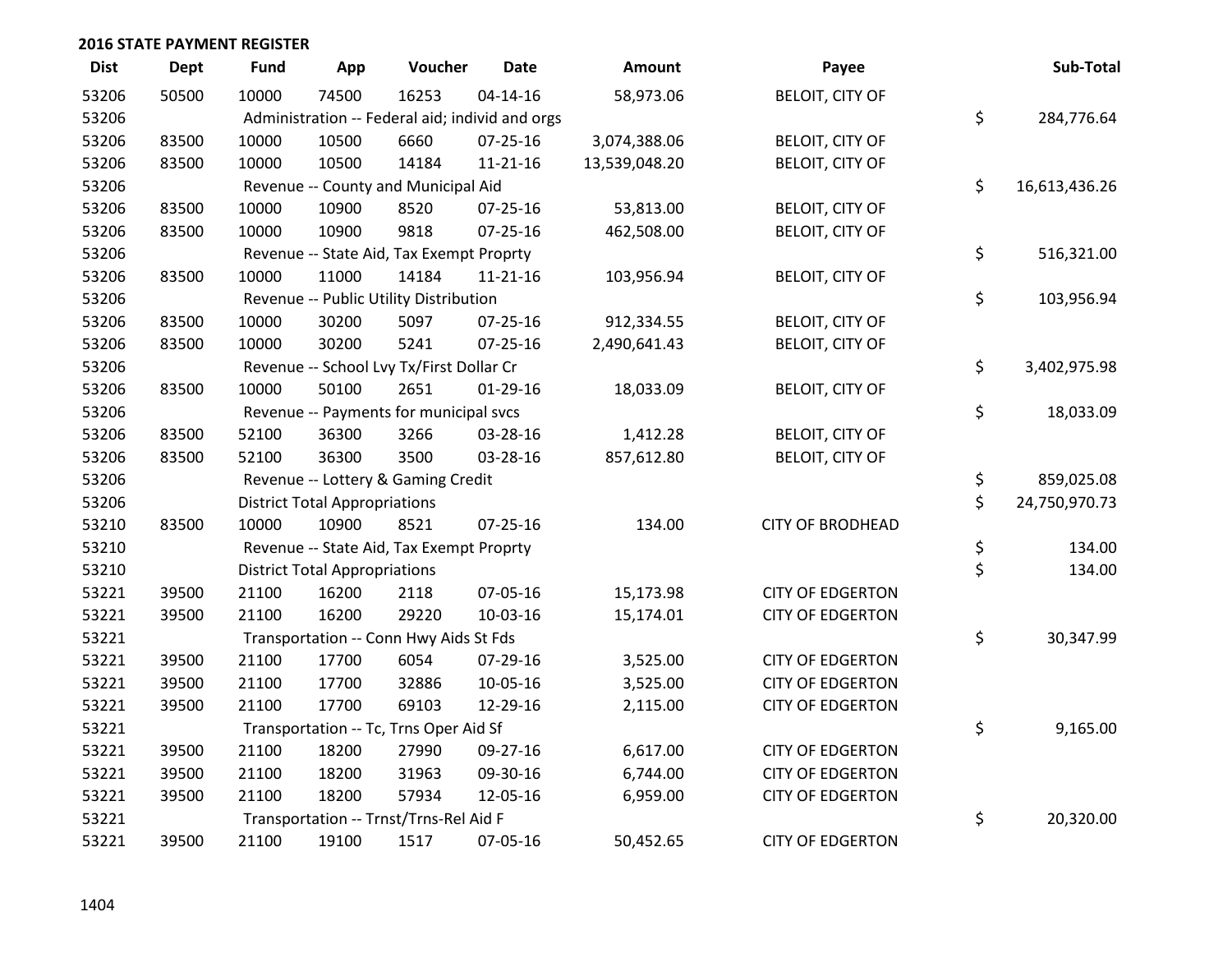## 2016 STATE PAYMENT REGISTER

| Dist | Dept | Fund | App | Voucher | Date | Amount | Payee | | Sub-Total |
|---|---|---|---|---|---|---|---|---|---|
| 53206 | 50500 | 10000 | 74500 | 16253 | 04-14-16 | 58,973.06 | BELOIT, CITY OF | | |
| 53206 | | Administration -- Federal aid; individ and orgs | | | | | | $ | 284,776.64 |
| 53206 | 83500 | 10000 | 10500 | 6660 | 07-25-16 | 3,074,388.06 | BELOIT, CITY OF | | |
| 53206 | 83500 | 10000 | 10500 | 14184 | 11-21-16 | 13,539,048.20 | BELOIT, CITY OF | | |
| 53206 | | Revenue -- County and Municipal Aid | | | | | | $ | 16,613,436.26 |
| 53206 | 83500 | 10000 | 10900 | 8520 | 07-25-16 | 53,813.00 | BELOIT, CITY OF | | |
| 53206 | 83500 | 10000 | 10900 | 9818 | 07-25-16 | 462,508.00 | BELOIT, CITY OF | | |
| 53206 | | Revenue -- State Aid, Tax Exempt Proprty | | | | | | $ | 516,321.00 |
| 53206 | 83500 | 10000 | 11000 | 14184 | 11-21-16 | 103,956.94 | BELOIT, CITY OF | | |
| 53206 | | Revenue -- Public Utility Distribution | | | | | | $ | 103,956.94 |
| 53206 | 83500 | 10000 | 30200 | 5097 | 07-25-16 | 912,334.55 | BELOIT, CITY OF | | |
| 53206 | 83500 | 10000 | 30200 | 5241 | 07-25-16 | 2,490,641.43 | BELOIT, CITY OF | | |
| 53206 | | Revenue -- School Lvy Tx/First Dollar Cr | | | | | | $ | 3,402,975.98 |
| 53206 | 83500 | 10000 | 50100 | 2651 | 01-29-16 | 18,033.09 | BELOIT, CITY OF | | |
| 53206 | | Revenue -- Payments for municipal svcs | | | | | | $ | 18,033.09 |
| 53206 | 83500 | 52100 | 36300 | 3266 | 03-28-16 | 1,412.28 | BELOIT, CITY OF | | |
| 53206 | 83500 | 52100 | 36300 | 3500 | 03-28-16 | 857,612.80 | BELOIT, CITY OF | | |
| 53206 | | Revenue -- Lottery & Gaming Credit | | | | | | $ | 859,025.08 |
| 53206 | | District Total Appropriations | | | | | | $ | 24,750,970.73 |
| 53210 | 83500 | 10000 | 10900 | 8521 | 07-25-16 | 134.00 | CITY OF BRODHEAD | | |
| 53210 | | Revenue -- State Aid, Tax Exempt Proprty | | | | | | $ | 134.00 |
| 53210 | | District Total Appropriations | | | | | | $ | 134.00 |
| 53221 | 39500 | 21100 | 16200 | 2118 | 07-05-16 | 15,173.98 | CITY OF EDGERTON | | |
| 53221 | 39500 | 21100 | 16200 | 29220 | 10-03-16 | 15,174.01 | CITY OF EDGERTON | | |
| 53221 | | Transportation -- Conn Hwy Aids St Fds | | | | | | $ | 30,347.99 |
| 53221 | 39500 | 21100 | 17700 | 6054 | 07-29-16 | 3,525.00 | CITY OF EDGERTON | | |
| 53221 | 39500 | 21100 | 17700 | 32886 | 10-05-16 | 3,525.00 | CITY OF EDGERTON | | |
| 53221 | 39500 | 21100 | 17700 | 69103 | 12-29-16 | 2,115.00 | CITY OF EDGERTON | | |
| 53221 | | Transportation -- Tc, Trns Oper Aid Sf | | | | | | $ | 9,165.00 |
| 53221 | 39500 | 21100 | 18200 | 27990 | 09-27-16 | 6,617.00 | CITY OF EDGERTON | | |
| 53221 | 39500 | 21100 | 18200 | 31963 | 09-30-16 | 6,744.00 | CITY OF EDGERTON | | |
| 53221 | 39500 | 21100 | 18200 | 57934 | 12-05-16 | 6,959.00 | CITY OF EDGERTON | | |
| 53221 | | Transportation -- Trnst/Trns-Rel Aid F | | | | | | $ | 20,320.00 |
| 53221 | 39500 | 21100 | 19100 | 1517 | 07-05-16 | 50,452.65 | CITY OF EDGERTON | | |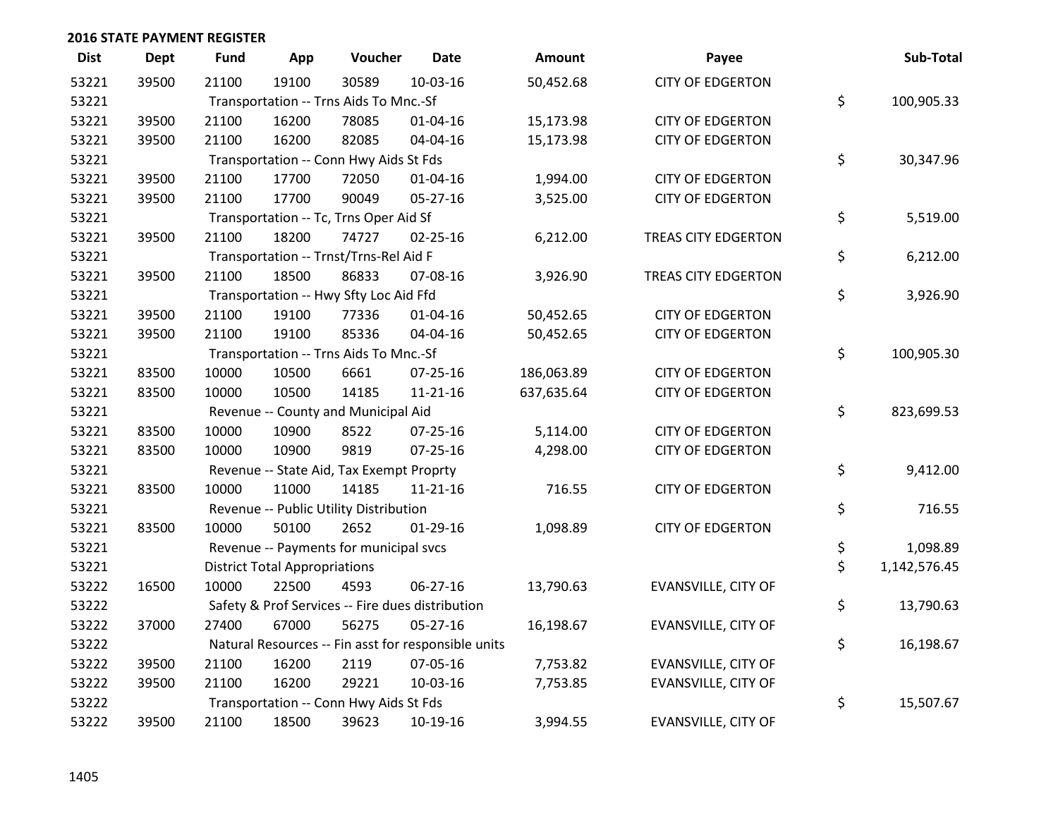**2016 STATE PAYMENT REGISTER**

| Dist | Dept | Fund | App | Voucher | Date | Amount | Payee | Sub-Total |
|---|---|---|---|---|---|---|---|---|
| 53221 | 39500 | 21100 | 19100 | 30589 | 10-03-16 | 50,452.68 | CITY OF EDGERTON | |
| 53221 | | Transportation -- Trns Aids To Mnc.-Sf | | | | | | $ 100,905.33 |
| 53221 | 39500 | 21100 | 16200 | 78085 | 01-04-16 | 15,173.98 | CITY OF EDGERTON | |
| 53221 | 39500 | 21100 | 16200 | 82085 | 04-04-16 | 15,173.98 | CITY OF EDGERTON | |
| 53221 | | Transportation -- Conn Hwy Aids St Fds | | | | | | $ 30,347.96 |
| 53221 | 39500 | 21100 | 17700 | 72050 | 01-04-16 | 1,994.00 | CITY OF EDGERTON | |
| 53221 | 39500 | 21100 | 17700 | 90049 | 05-27-16 | 3,525.00 | CITY OF EDGERTON | |
| 53221 | | Transportation -- Tc, Trns Oper Aid Sf | | | | | | $ 5,519.00 |
| 53221 | 39500 | 21100 | 18200 | 74727 | 02-25-16 | 6,212.00 | TREAS CITY EDGERTON | |
| 53221 | | Transportation -- Trnst/Trns-Rel Aid F | | | | | | $ 6,212.00 |
| 53221 | 39500 | 21100 | 18500 | 86833 | 07-08-16 | 3,926.90 | TREAS CITY EDGERTON | |
| 53221 | | Transportation -- Hwy Sfty Loc Aid Ffd | | | | | | $ 3,926.90 |
| 53221 | 39500 | 21100 | 19100 | 77336 | 01-04-16 | 50,452.65 | CITY OF EDGERTON | |
| 53221 | 39500 | 21100 | 19100 | 85336 | 04-04-16 | 50,452.65 | CITY OF EDGERTON | |
| 53221 | | Transportation -- Trns Aids To Mnc.-Sf | | | | | | $ 100,905.30 |
| 53221 | 83500 | 10000 | 10500 | 6661 | 07-25-16 | 186,063.89 | CITY OF EDGERTON | |
| 53221 | 83500 | 10000 | 10500 | 14185 | 11-21-16 | 637,635.64 | CITY OF EDGERTON | |
| 53221 | | Revenue -- County and Municipal Aid | | | | | | $ 823,699.53 |
| 53221 | 83500 | 10000 | 10900 | 8522 | 07-25-16 | 5,114.00 | CITY OF EDGERTON | |
| 53221 | 83500 | 10000 | 10900 | 9819 | 07-25-16 | 4,298.00 | CITY OF EDGERTON | |
| 53221 | | Revenue -- State Aid, Tax Exempt Proprty | | | | | | $ 9,412.00 |
| 53221 | 83500 | 10000 | 11000 | 14185 | 11-21-16 | 716.55 | CITY OF EDGERTON | |
| 53221 | | Revenue -- Public Utility Distribution | | | | | | $ 716.55 |
| 53221 | 83500 | 10000 | 50100 | 2652 | 01-29-16 | 1,098.89 | CITY OF EDGERTON | |
| 53221 | | Revenue -- Payments for municipal svcs | | | | | | $ 1,098.89 |
| 53221 | | District Total Appropriations | | | | | | $ 1,142,576.45 |
| 53222 | 16500 | 10000 | 22500 | 4593 | 06-27-16 | 13,790.63 | EVANSVILLE, CITY OF | |
| 53222 | | Safety & Prof Services -- Fire dues distribution | | | | | | $ 13,790.63 |
| 53222 | 37000 | 27400 | 67000 | 56275 | 05-27-16 | 16,198.67 | EVANSVILLE, CITY OF | |
| 53222 | | Natural Resources -- Fin asst for responsible units | | | | | | $ 16,198.67 |
| 53222 | 39500 | 21100 | 16200 | 2119 | 07-05-16 | 7,753.82 | EVANSVILLE, CITY OF | |
| 53222 | 39500 | 21100 | 16200 | 29221 | 10-03-16 | 7,753.85 | EVANSVILLE, CITY OF | |
| 53222 | | Transportation -- Conn Hwy Aids St Fds | | | | | | $ 15,507.67 |
| 53222 | 39500 | 21100 | 18500 | 39623 | 10-19-16 | 3,994.55 | EVANSVILLE, CITY OF | |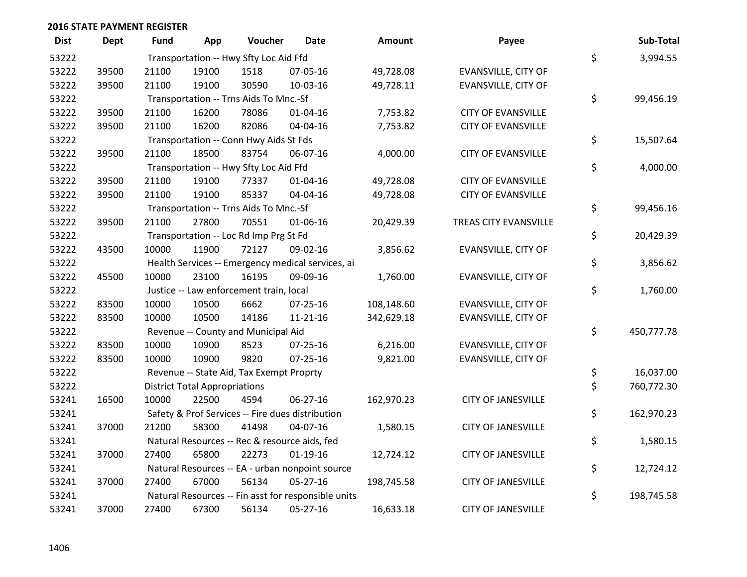## 2016 STATE PAYMENT REGISTER

| Dist | Dept | Fund | App | Voucher | Date | Amount | Payee | | Sub-Total |
|---|---|---|---|---|---|---|---|---|---|
| 53222 | | Transportation -- Hwy Sfty Loc Aid Ffd | | | | | | $ | 3,994.55 |
| 53222 | 39500 | 21100 | 19100 | 1518 | 07-05-16 | 49,728.08 | EVANSVILLE, CITY OF | | |
| 53222 | 39500 | 21100 | 19100 | 30590 | 10-03-16 | 49,728.11 | EVANSVILLE, CITY OF | | |
| 53222 | | Transportation -- Trns Aids To Mnc.-Sf | | | | | | $ | 99,456.19 |
| 53222 | 39500 | 21100 | 16200 | 78086 | 01-04-16 | 7,753.82 | CITY OF EVANSVILLE | | |
| 53222 | 39500 | 21100 | 16200 | 82086 | 04-04-16 | 7,753.82 | CITY OF EVANSVILLE | | |
| 53222 | | Transportation -- Conn Hwy Aids St Fds | | | | | | $ | 15,507.64 |
| 53222 | 39500 | 21100 | 18500 | 83754 | 06-07-16 | 4,000.00 | CITY OF EVANSVILLE | | |
| 53222 | | Transportation -- Hwy Sfty Loc Aid Ffd | | | | | | $ | 4,000.00 |
| 53222 | 39500 | 21100 | 19100 | 77337 | 01-04-16 | 49,728.08 | CITY OF EVANSVILLE | | |
| 53222 | 39500 | 21100 | 19100 | 85337 | 04-04-16 | 49,728.08 | CITY OF EVANSVILLE | | |
| 53222 | | Transportation -- Trns Aids To Mnc.-Sf | | | | | | $ | 99,456.16 |
| 53222 | 39500 | 21100 | 27800 | 70551 | 01-06-16 | 20,429.39 | TREAS CITY EVANSVILLE | | |
| 53222 | | Transportation -- Loc Rd Imp Prg St Fd | | | | | | $ | 20,429.39 |
| 53222 | 43500 | 10000 | 11900 | 72127 | 09-02-16 | 3,856.62 | EVANSVILLE, CITY OF | | |
| 53222 | | Health Services -- Emergency medical services, ai | | | | | | $ | 3,856.62 |
| 53222 | 45500 | 10000 | 23100 | 16195 | 09-09-16 | 1,760.00 | EVANSVILLE, CITY OF | | |
| 53222 | | Justice -- Law enforcement train, local | | | | | | $ | 1,760.00 |
| 53222 | 83500 | 10000 | 10500 | 6662 | 07-25-16 | 108,148.60 | EVANSVILLE, CITY OF | | |
| 53222 | 83500 | 10000 | 10500 | 14186 | 11-21-16 | 342,629.18 | EVANSVILLE, CITY OF | | |
| 53222 | | Revenue -- County and Municipal Aid | | | | | | $ | 450,777.78 |
| 53222 | 83500 | 10000 | 10900 | 8523 | 07-25-16 | 6,216.00 | EVANSVILLE, CITY OF | | |
| 53222 | 83500 | 10000 | 10900 | 9820 | 07-25-16 | 9,821.00 | EVANSVILLE, CITY OF | | |
| 53222 | | Revenue -- State Aid, Tax Exempt Proprty | | | | | | $ | 16,037.00 |
| 53222 | | District Total Appropriations | | | | | | $ | 760,772.30 |
| 53241 | 16500 | 10000 | 22500 | 4594 | 06-27-16 | 162,970.23 | CITY OF JANESVILLE | | |
| 53241 | | Safety & Prof Services -- Fire dues distribution | | | | | | $ | 162,970.23 |
| 53241 | 37000 | 21200 | 58300 | 41498 | 04-07-16 | 1,580.15 | CITY OF JANESVILLE | | |
| 53241 | | Natural Resources -- Rec & resource aids, fed | | | | | | $ | 1,580.15 |
| 53241 | 37000 | 27400 | 65800 | 22273 | 01-19-16 | 12,724.12 | CITY OF JANESVILLE | | |
| 53241 | | Natural Resources -- EA - urban nonpoint source | | | | | | $ | 12,724.12 |
| 53241 | 37000 | 27400 | 67000 | 56134 | 05-27-16 | 198,745.58 | CITY OF JANESVILLE | | |
| 53241 | | Natural Resources -- Fin asst for responsible units | | | | | | $ | 198,745.58 |
| 53241 | 37000 | 27400 | 67300 | 56134 | 05-27-16 | 16,633.18 | CITY OF JANESVILLE | | |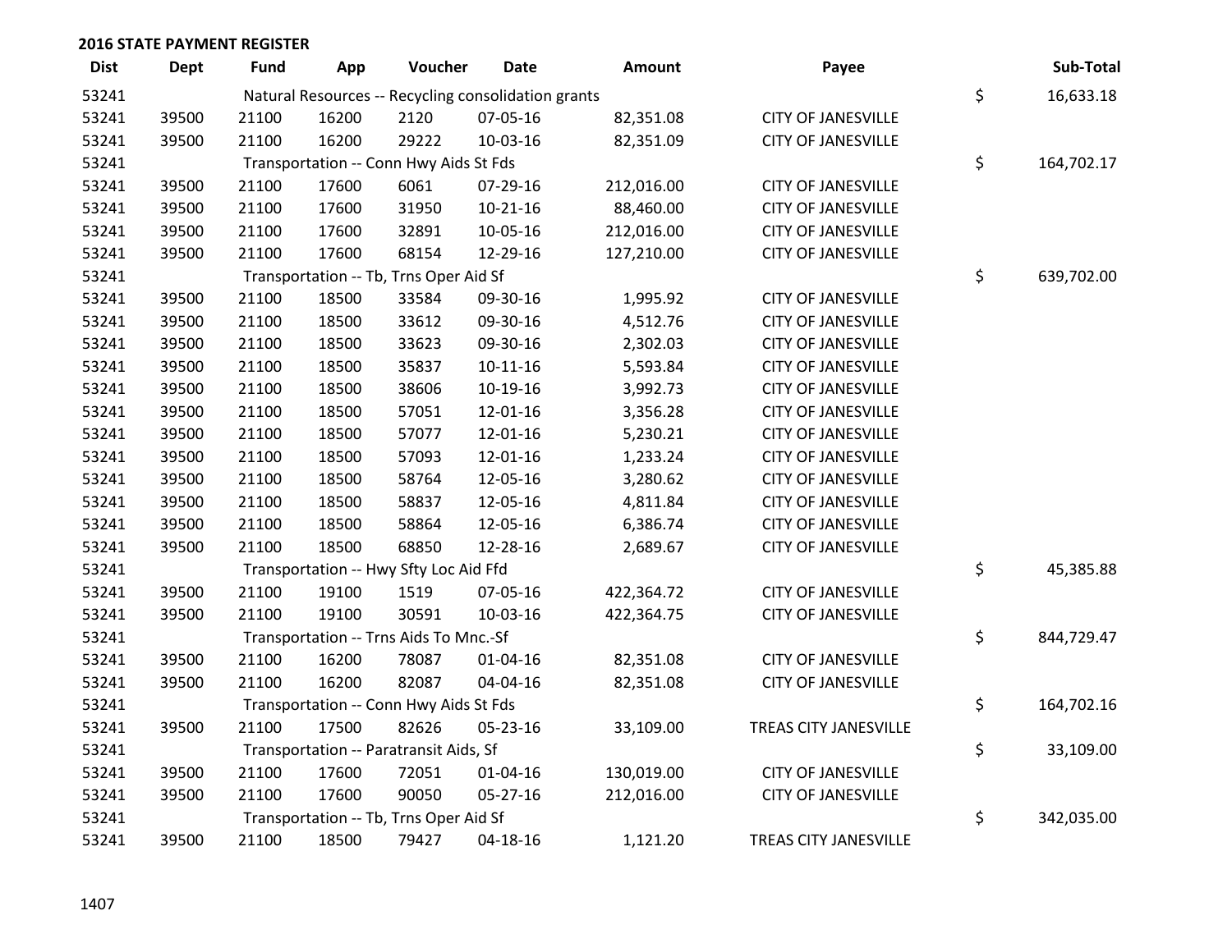## 2016 STATE PAYMENT REGISTER

| Dist | Dept | Fund | App | Voucher | Date | Amount | Payee | Sub-Total |
|---|---|---|---|---|---|---|---|---|
| 53241 | | Natural Resources -- Recycling consolidation grants | | | | | | $ 16,633.18 |
| 53241 | 39500 | 21100 | 16200 | 2120 | 07-05-16 | 82,351.08 | CITY OF JANESVILLE | |
| 53241 | 39500 | 21100 | 16200 | 29222 | 10-03-16 | 82,351.09 | CITY OF JANESVILLE | |
| 53241 | | Transportation -- Conn Hwy Aids St Fds | | | | | | $ 164,702.17 |
| 53241 | 39500 | 21100 | 17600 | 6061 | 07-29-16 | 212,016.00 | CITY OF JANESVILLE | |
| 53241 | 39500 | 21100 | 17600 | 31950 | 10-21-16 | 88,460.00 | CITY OF JANESVILLE | |
| 53241 | 39500 | 21100 | 17600 | 32891 | 10-05-16 | 212,016.00 | CITY OF JANESVILLE | |
| 53241 | 39500 | 21100 | 17600 | 68154 | 12-29-16 | 127,210.00 | CITY OF JANESVILLE | |
| 53241 | | Transportation -- Tb, Trns Oper Aid Sf | | | | | | $ 639,702.00 |
| 53241 | 39500 | 21100 | 18500 | 33584 | 09-30-16 | 1,995.92 | CITY OF JANESVILLE | |
| 53241 | 39500 | 21100 | 18500 | 33612 | 09-30-16 | 4,512.76 | CITY OF JANESVILLE | |
| 53241 | 39500 | 21100 | 18500 | 33623 | 09-30-16 | 2,302.03 | CITY OF JANESVILLE | |
| 53241 | 39500 | 21100 | 18500 | 35837 | 10-11-16 | 5,593.84 | CITY OF JANESVILLE | |
| 53241 | 39500 | 21100 | 18500 | 38606 | 10-19-16 | 3,992.73 | CITY OF JANESVILLE | |
| 53241 | 39500 | 21100 | 18500 | 57051 | 12-01-16 | 3,356.28 | CITY OF JANESVILLE | |
| 53241 | 39500 | 21100 | 18500 | 57077 | 12-01-16 | 5,230.21 | CITY OF JANESVILLE | |
| 53241 | 39500 | 21100 | 18500 | 57093 | 12-01-16 | 1,233.24 | CITY OF JANESVILLE | |
| 53241 | 39500 | 21100 | 18500 | 58764 | 12-05-16 | 3,280.62 | CITY OF JANESVILLE | |
| 53241 | 39500 | 21100 | 18500 | 58837 | 12-05-16 | 4,811.84 | CITY OF JANESVILLE | |
| 53241 | 39500 | 21100 | 18500 | 58864 | 12-05-16 | 6,386.74 | CITY OF JANESVILLE | |
| 53241 | 39500 | 21100 | 18500 | 68850 | 12-28-16 | 2,689.67 | CITY OF JANESVILLE | |
| 53241 | | Transportation -- Hwy Sfty Loc Aid Ffd | | | | | | $ 45,385.88 |
| 53241 | 39500 | 21100 | 19100 | 1519 | 07-05-16 | 422,364.72 | CITY OF JANESVILLE | |
| 53241 | 39500 | 21100 | 19100 | 30591 | 10-03-16 | 422,364.75 | CITY OF JANESVILLE | |
| 53241 | | Transportation -- Trns Aids To Mnc.-Sf | | | | | | $ 844,729.47 |
| 53241 | 39500 | 21100 | 16200 | 78087 | 01-04-16 | 82,351.08 | CITY OF JANESVILLE | |
| 53241 | 39500 | 21100 | 16200 | 82087 | 04-04-16 | 82,351.08 | CITY OF JANESVILLE | |
| 53241 | | Transportation -- Conn Hwy Aids St Fds | | | | | | $ 164,702.16 |
| 53241 | 39500 | 21100 | 17500 | 82626 | 05-23-16 | 33,109.00 | TREAS CITY JANESVILLE | |
| 53241 | | Transportation -- Paratransit Aids, Sf | | | | | | $ 33,109.00 |
| 53241 | 39500 | 21100 | 17600 | 72051 | 01-04-16 | 130,019.00 | CITY OF JANESVILLE | |
| 53241 | 39500 | 21100 | 17600 | 90050 | 05-27-16 | 212,016.00 | CITY OF JANESVILLE | |
| 53241 | | Transportation -- Tb, Trns Oper Aid Sf | | | | | | $ 342,035.00 |
| 53241 | 39500 | 21100 | 18500 | 79427 | 04-18-16 | 1,121.20 | TREAS CITY JANESVILLE | |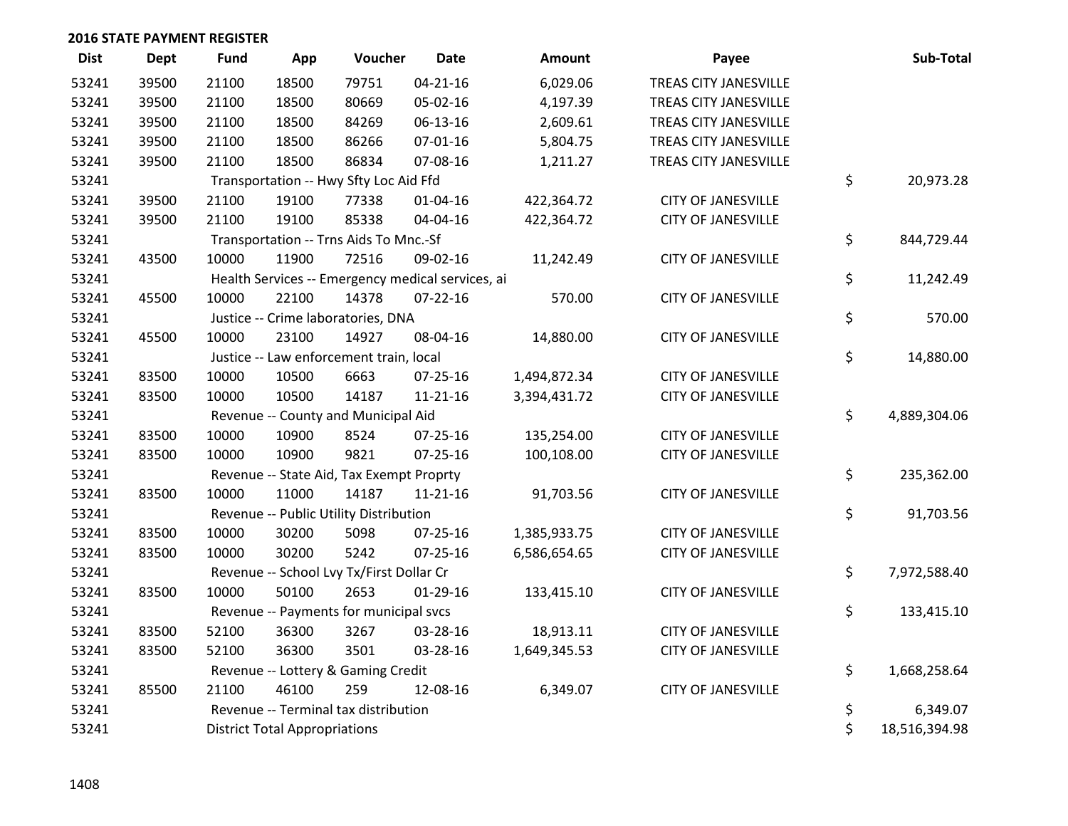## 2016 STATE PAYMENT REGISTER

| Dist | Dept | Fund | App | Voucher | Date | Amount | Payee | Sub-Total |
|---|---|---|---|---|---|---|---|---|
| 53241 | 39500 | 21100 | 18500 | 79751 | 04-21-16 | 6,029.06 | TREAS CITY JANESVILLE | |
| 53241 | 39500 | 21100 | 18500 | 80669 | 05-02-16 | 4,197.39 | TREAS CITY JANESVILLE | |
| 53241 | 39500 | 21100 | 18500 | 84269 | 06-13-16 | 2,609.61 | TREAS CITY JANESVILLE | |
| 53241 | 39500 | 21100 | 18500 | 86266 | 07-01-16 | 5,804.75 | TREAS CITY JANESVILLE | |
| 53241 | 39500 | 21100 | 18500 | 86834 | 07-08-16 | 1,211.27 | TREAS CITY JANESVILLE | |
| 53241 | | Transportation -- Hwy Sfty Loc Aid Ffd | | | | | | $ 20,973.28 |
| 53241 | 39500 | 21100 | 19100 | 77338 | 01-04-16 | 422,364.72 | CITY OF JANESVILLE | |
| 53241 | 39500 | 21100 | 19100 | 85338 | 04-04-16 | 422,364.72 | CITY OF JANESVILLE | |
| 53241 | | Transportation -- Trns Aids To Mnc.-Sf | | | | | | $ 844,729.44 |
| 53241 | 43500 | 10000 | 11900 | 72516 | 09-02-16 | 11,242.49 | CITY OF JANESVILLE | |
| 53241 | | Health Services -- Emergency medical services, ai | | | | | | $ 11,242.49 |
| 53241 | 45500 | 10000 | 22100 | 14378 | 07-22-16 | 570.00 | CITY OF JANESVILLE | |
| 53241 | | Justice -- Crime laboratories, DNA | | | | | | $ 570.00 |
| 53241 | 45500 | 10000 | 23100 | 14927 | 08-04-16 | 14,880.00 | CITY OF JANESVILLE | |
| 53241 | | Justice -- Law enforcement train, local | | | | | | $ 14,880.00 |
| 53241 | 83500 | 10000 | 10500 | 6663 | 07-25-16 | 1,494,872.34 | CITY OF JANESVILLE | |
| 53241 | 83500 | 10000 | 10500 | 14187 | 11-21-16 | 3,394,431.72 | CITY OF JANESVILLE | |
| 53241 | | Revenue -- County and Municipal Aid | | | | | | $ 4,889,304.06 |
| 53241 | 83500 | 10000 | 10900 | 8524 | 07-25-16 | 135,254.00 | CITY OF JANESVILLE | |
| 53241 | 83500 | 10000 | 10900 | 9821 | 07-25-16 | 100,108.00 | CITY OF JANESVILLE | |
| 53241 | | Revenue -- State Aid, Tax Exempt Proprty | | | | | | $ 235,362.00 |
| 53241 | 83500 | 10000 | 11000 | 14187 | 11-21-16 | 91,703.56 | CITY OF JANESVILLE | |
| 53241 | | Revenue -- Public Utility Distribution | | | | | | $ 91,703.56 |
| 53241 | 83500 | 10000 | 30200 | 5098 | 07-25-16 | 1,385,933.75 | CITY OF JANESVILLE | |
| 53241 | 83500 | 10000 | 30200 | 5242 | 07-25-16 | 6,586,654.65 | CITY OF JANESVILLE | |
| 53241 | | Revenue -- School Lvy Tx/First Dollar Cr | | | | | | $ 7,972,588.40 |
| 53241 | 83500 | 10000 | 50100 | 2653 | 01-29-16 | 133,415.10 | CITY OF JANESVILLE | |
| 53241 | | Revenue -- Payments for municipal svcs | | | | | | $ 133,415.10 |
| 53241 | 83500 | 52100 | 36300 | 3267 | 03-28-16 | 18,913.11 | CITY OF JANESVILLE | |
| 53241 | 83500 | 52100 | 36300 | 3501 | 03-28-16 | 1,649,345.53 | CITY OF JANESVILLE | |
| 53241 | | Revenue -- Lottery & Gaming Credit | | | | | | $ 1,668,258.64 |
| 53241 | 85500 | 21100 | 46100 | 259 | 12-08-16 | 6,349.07 | CITY OF JANESVILLE | |
| 53241 | | Revenue -- Terminal tax distribution | | | | | | $ 6,349.07 |
| 53241 | | District Total Appropriations | | | | | | $ 18,516,394.98 |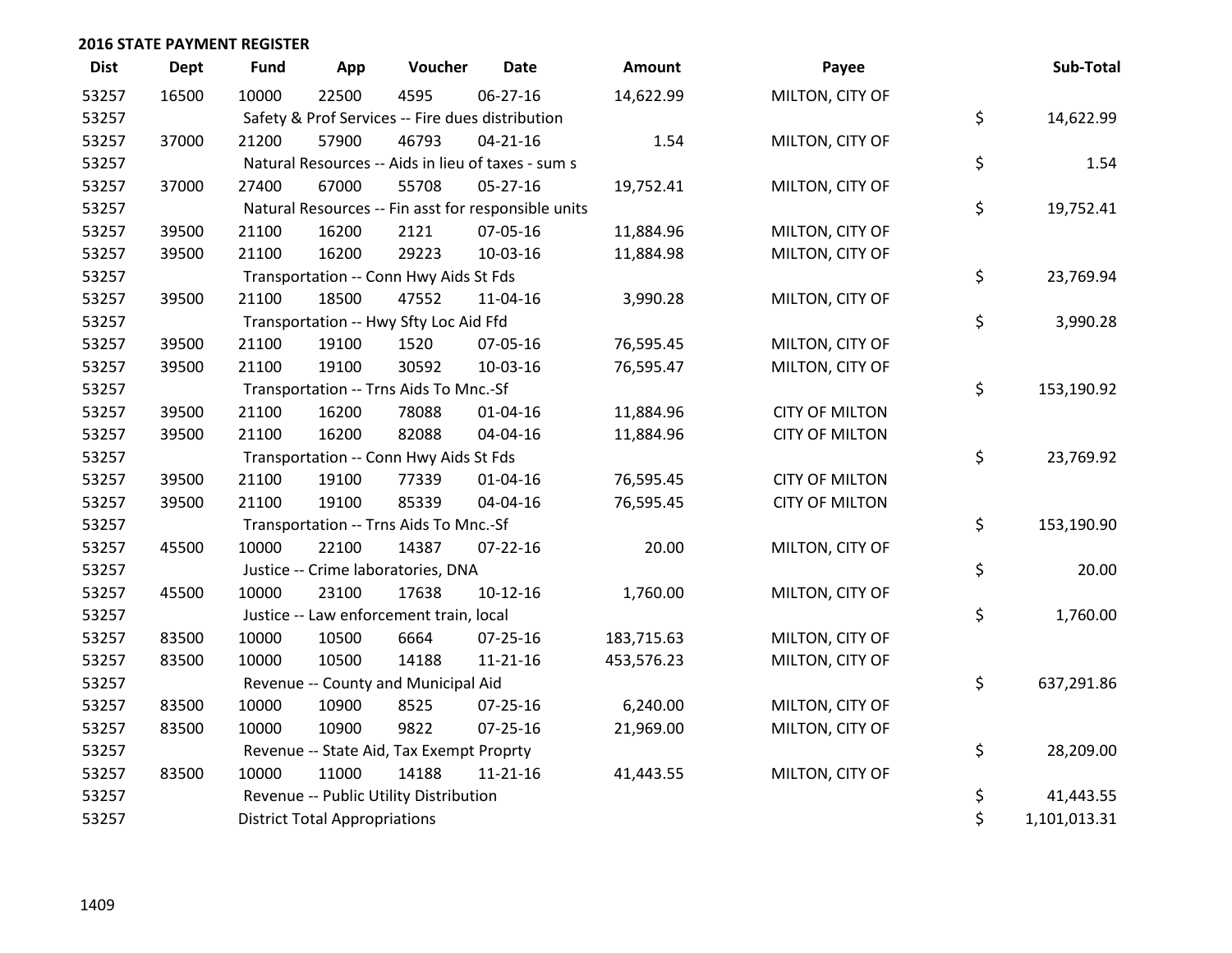## 2016 STATE PAYMENT REGISTER

| Dist | Dept | Fund | App | Voucher | Date | Amount | Payee | Sub-Total |
|---|---|---|---|---|---|---|---|---|
| 53257 | 16500 | 10000 | 22500 | 4595 | 06-27-16 | 14,622.99 | MILTON, CITY OF | |
| 53257 | | Safety & Prof Services -- Fire dues distribution | | | | | | $ 14,622.99 |
| 53257 | 37000 | 21200 | 57900 | 46793 | 04-21-16 | 1.54 | MILTON, CITY OF | |
| 53257 | | Natural Resources -- Aids in lieu of taxes - sum s | | | | | | $ 1.54 |
| 53257 | 37000 | 27400 | 67000 | 55708 | 05-27-16 | 19,752.41 | MILTON, CITY OF | |
| 53257 | | Natural Resources -- Fin asst for responsible units | | | | | | $ 19,752.41 |
| 53257 | 39500 | 21100 | 16200 | 2121 | 07-05-16 | 11,884.96 | MILTON, CITY OF | |
| 53257 | 39500 | 21100 | 16200 | 29223 | 10-03-16 | 11,884.98 | MILTON, CITY OF | |
| 53257 | | Transportation -- Conn Hwy Aids St Fds | | | | | | $ 23,769.94 |
| 53257 | 39500 | 21100 | 18500 | 47552 | 11-04-16 | 3,990.28 | MILTON, CITY OF | |
| 53257 | | Transportation -- Hwy Sfty Loc Aid Ffd | | | | | | $ 3,990.28 |
| 53257 | 39500 | 21100 | 19100 | 1520 | 07-05-16 | 76,595.45 | MILTON, CITY OF | |
| 53257 | 39500 | 21100 | 19100 | 30592 | 10-03-16 | 76,595.47 | MILTON, CITY OF | |
| 53257 | | Transportation -- Trns Aids To Mnc.-Sf | | | | | | $ 153,190.92 |
| 53257 | 39500 | 21100 | 16200 | 78088 | 01-04-16 | 11,884.96 | CITY OF MILTON | |
| 53257 | 39500 | 21100 | 16200 | 82088 | 04-04-16 | 11,884.96 | CITY OF MILTON | |
| 53257 | | Transportation -- Conn Hwy Aids St Fds | | | | | | $ 23,769.92 |
| 53257 | 39500 | 21100 | 19100 | 77339 | 01-04-16 | 76,595.45 | CITY OF MILTON | |
| 53257 | 39500 | 21100 | 19100 | 85339 | 04-04-16 | 76,595.45 | CITY OF MILTON | |
| 53257 | | Transportation -- Trns Aids To Mnc.-Sf | | | | | | $ 153,190.90 |
| 53257 | 45500 | 10000 | 22100 | 14387 | 07-22-16 | 20.00 | MILTON, CITY OF | |
| 53257 | | Justice -- Crime laboratories, DNA | | | | | | $ 20.00 |
| 53257 | 45500 | 10000 | 23100 | 17638 | 10-12-16 | 1,760.00 | MILTON, CITY OF | |
| 53257 | | Justice -- Law enforcement train, local | | | | | | $ 1,760.00 |
| 53257 | 83500 | 10000 | 10500 | 6664 | 07-25-16 | 183,715.63 | MILTON, CITY OF | |
| 53257 | 83500 | 10000 | 10500 | 14188 | 11-21-16 | 453,576.23 | MILTON, CITY OF | |
| 53257 | | Revenue -- County and Municipal Aid | | | | | | $ 637,291.86 |
| 53257 | 83500 | 10000 | 10900 | 8525 | 07-25-16 | 6,240.00 | MILTON, CITY OF | |
| 53257 | 83500 | 10000 | 10900 | 9822 | 07-25-16 | 21,969.00 | MILTON, CITY OF | |
| 53257 | | Revenue -- State Aid, Tax Exempt Proprty | | | | | | $ 28,209.00 |
| 53257 | 83500 | 10000 | 11000 | 14188 | 11-21-16 | 41,443.55 | MILTON, CITY OF | |
| 53257 | | Revenue -- Public Utility Distribution | | | | | | $ 41,443.55 |
| 53257 | | District Total Appropriations | | | | | | $ 1,101,013.31 |